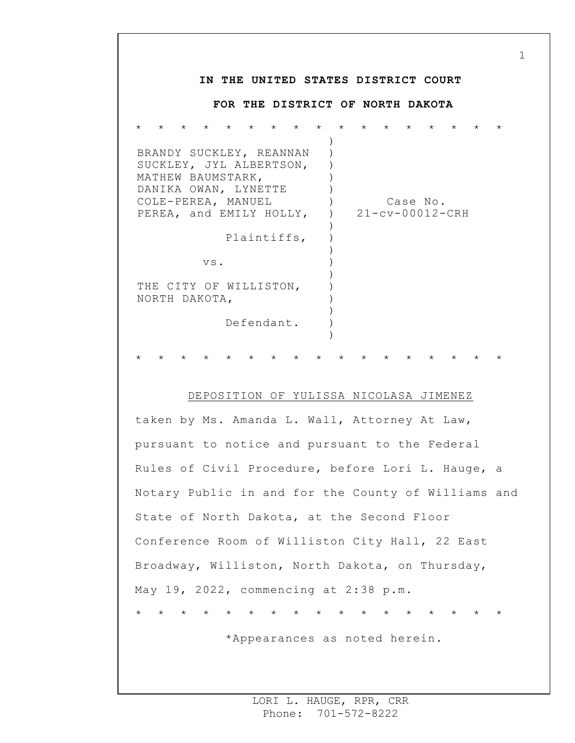**IN THE UNITED STATES DISTRICT COURT**

**FOR THE DISTRICT OF NORTH DAKOTA**

\* \* \* \* \* \* \* \* \* \* \* \* \* \* \* \* \*

| | |
|---|---|
| BRANDY SUCKLEY, REANNAN SUCKLEY, JYL ALBERTSON, MATHEW BAUMSTARK, DANIKA OWAN, LYNETTE COLE-PEREA, MANUEL PEREA, and EMILY HOLLY, | Case No. 21-cv-00012-CRH |
| Plaintiffs, | |
| vs. | |
| THE CITY OF WILLISTON, NORTH DAKOTA, | |
| Defendant. | |

\* \* \* \* \* \* \* \* \* \* \* \* \* \* \* \* \*

DEPOSITION OF YULISSA NICOLASA JIMENEZ

taken by Ms. Amanda L. Wall, Attorney At Law, pursuant to notice and pursuant to the Federal Rules of Civil Procedure, before Lori L. Hauge, a Notary Public in and for the County of Williams and State of North Dakota, at the Second Floor Conference Room of Williston City Hall, 22 East Broadway, Williston, North Dakota, on Thursday, May 19, 2022, commencing at 2:38 p.m.

\* \* \* \* \* \* \* \* \* \* \* \* \* \* \* \* \*

\*Appearances as noted herein.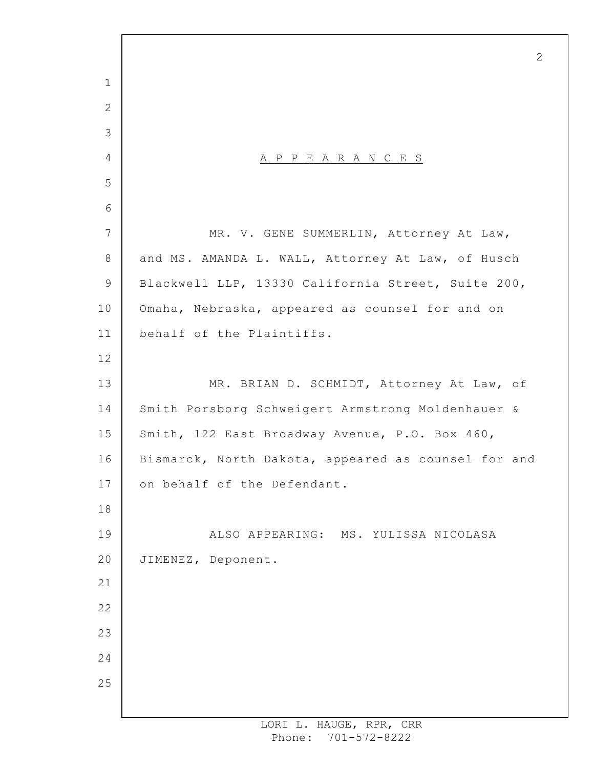# A P P E A R A N C E S

MR. V. GENE SUMMERLIN, Attorney At Law, and MS. AMANDA L. WALL, Attorney At Law, of Husch Blackwell LLP, 13330 California Street, Suite 200, Omaha, Nebraska, appeared as counsel for and on behalf of the Plaintiffs.

MR. BRIAN D. SCHMIDT, Attorney At Law, of Smith Porsborg Schweigert Armstrong Moldenhauer & Smith, 122 East Broadway Avenue, P.O. Box 460, Bismarck, North Dakota, appeared as counsel for and on behalf of the Defendant.

ALSO APPEARING: MS. YULISSA NICOLASA JIMENEZ, Deponent.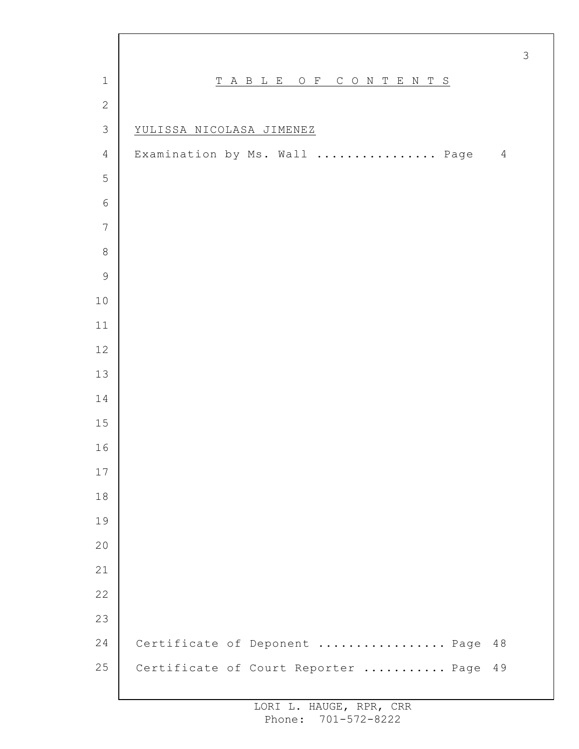# TABLE OF CONTENTS

YULISSA NICOLASA JIMENEZ

Examination by Ms. Wall ................ Page 4

Certificate of Deponent ................ Page 48

Certificate of Court Reporter ........... Page 49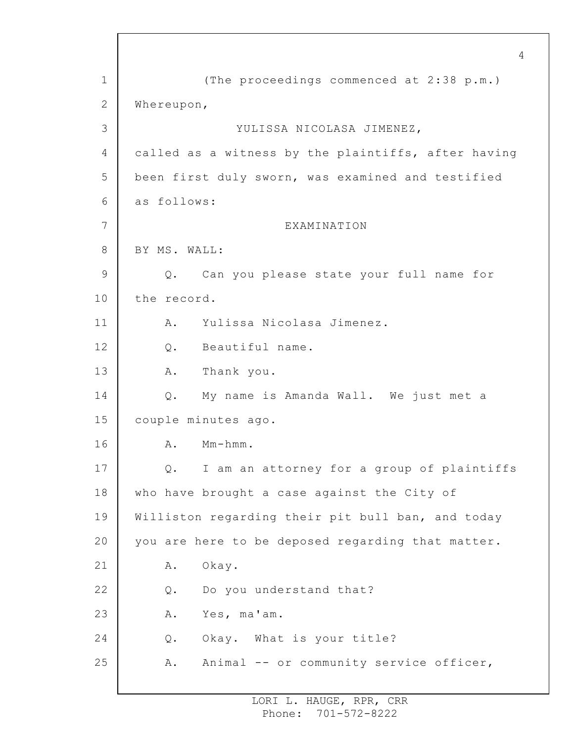(The proceedings commenced at 2:38 p.m.)

Whereupon,

YULISSA NICOLASA JIMENEZ,

called as a witness by the plaintiffs, after having been first duly sworn, was examined and testified as follows:

EXAMINATION

BY MS. WALL:

Q. Can you please state your full name for the record.

A. Yulissa Nicolasa Jimenez.

Q. Beautiful name.

A. Thank you.

Q. My name is Amanda Wall. We just met a couple minutes ago.

A. Mm-hmm.

Q. I am an attorney for a group of plaintiffs who have brought a case against the City of Williston regarding their pit bull ban, and today you are here to be deposed regarding that matter.

A. Okay.

Q. Do you understand that?

A. Yes, ma'am.

Q. Okay. What is your title?

A. Animal -- or community service officer,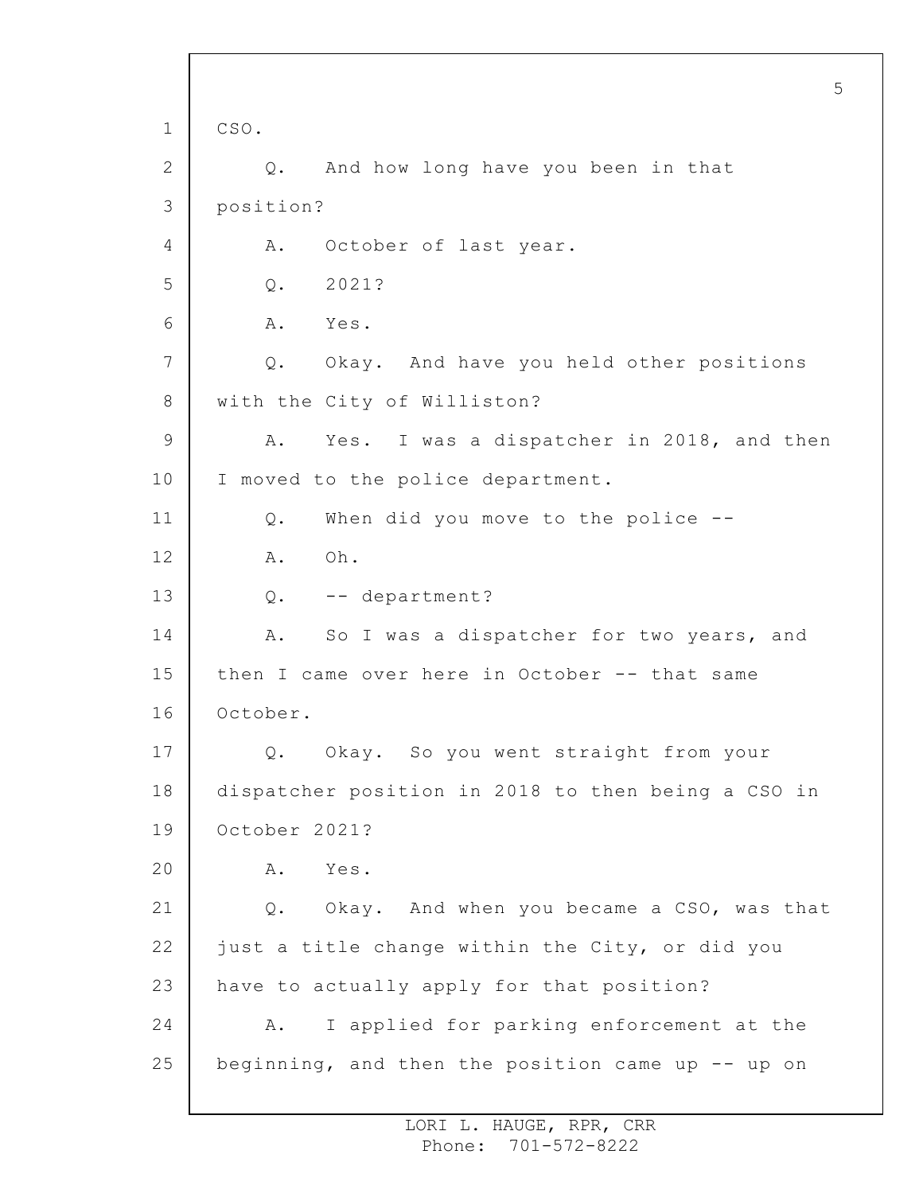CSO.

Q. And how long have you been in that position?

A. October of last year.

Q. 2021?

A. Yes.

Q. Okay. And have you held other positions with the City of Williston?

A. Yes. I was a dispatcher in 2018, and then I moved to the police department.

Q. When did you move to the police --

A. Oh.

Q. -- department?

A. So I was a dispatcher for two years, and then I came over here in October -- that same October.

Q. Okay. So you went straight from your dispatcher position in 2018 to then being a CSO in October 2021?

A. Yes.

Q. Okay. And when you became a CSO, was that just a title change within the City, or did you have to actually apply for that position?

A. I applied for parking enforcement at the beginning, and then the position came up -- up on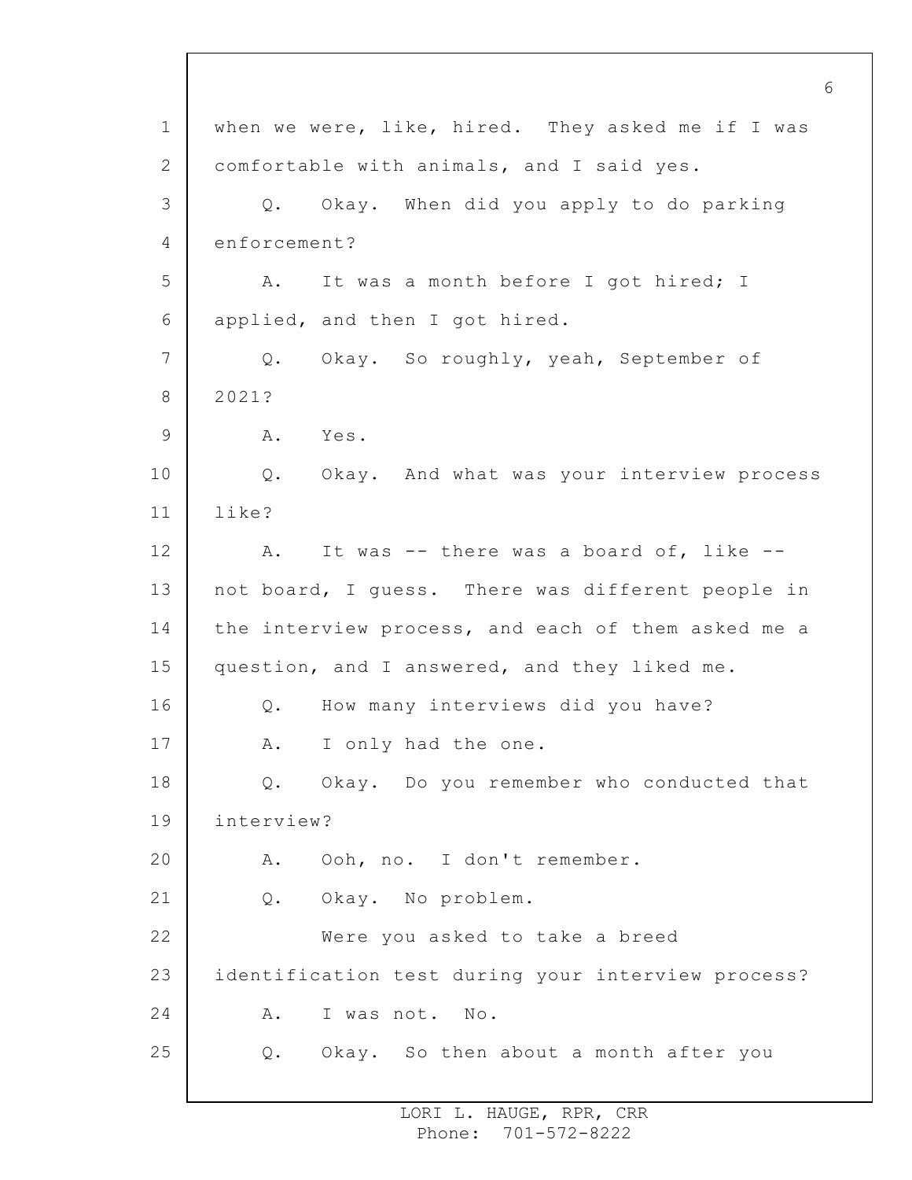when we were, like, hired. They asked me if I was comfortable with animals, and I said yes.

Q. Okay. When did you apply to do parking enforcement?

A. It was a month before I got hired; I applied, and then I got hired.

Q. Okay. So roughly, yeah, September of 2021?

A. Yes.

Q. Okay. And what was your interview process like?

A. It was -- there was a board of, like -- not board, I guess. There was different people in the interview process, and each of them asked me a question, and I answered, and they liked me.

Q. How many interviews did you have?

A. I only had the one.

Q. Okay. Do you remember who conducted that interview?

A. Ooh, no. I don't remember.

Q. Okay. No problem.

Were you asked to take a breed identification test during your interview process?

A. I was not. No.

Q. Okay. So then about a month after you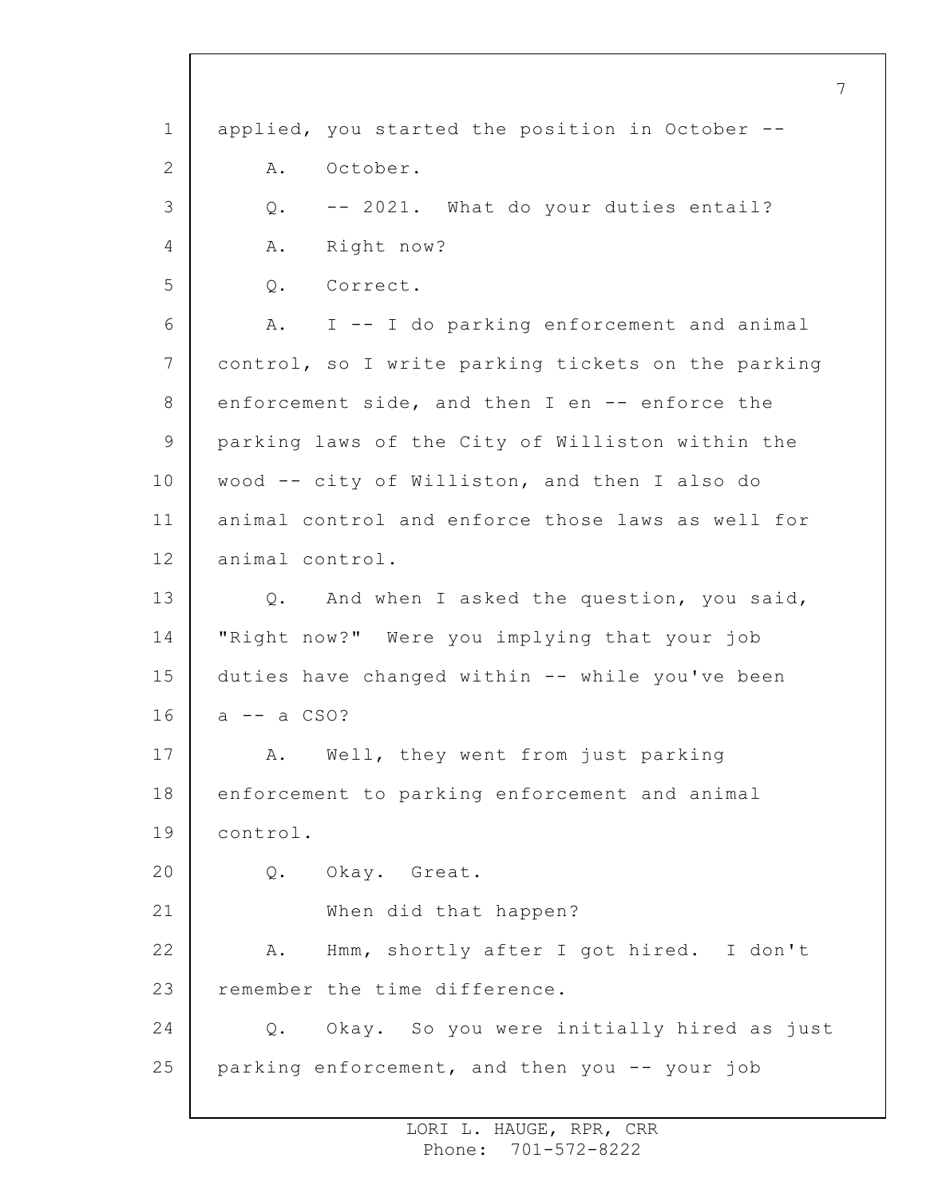applied, you started the position in October --

A. October.

Q. -- 2021. What do your duties entail?

A. Right now?

Q. Correct.

A. I -- I do parking enforcement and animal control, so I write parking tickets on the parking enforcement side, and then I en -- enforce the parking laws of the City of Williston within the wood -- city of Williston, and then I also do animal control and enforce those laws as well for animal control.

Q. And when I asked the question, you said, "Right now?" Were you implying that your job duties have changed within -- while you've been a -- a CSO?

A. Well, they went from just parking enforcement to parking enforcement and animal control.

Q. Okay. Great.

When did that happen?

A. Hmm, shortly after I got hired. I don't remember the time difference.

Q. Okay. So you were initially hired as just parking enforcement, and then you -- your job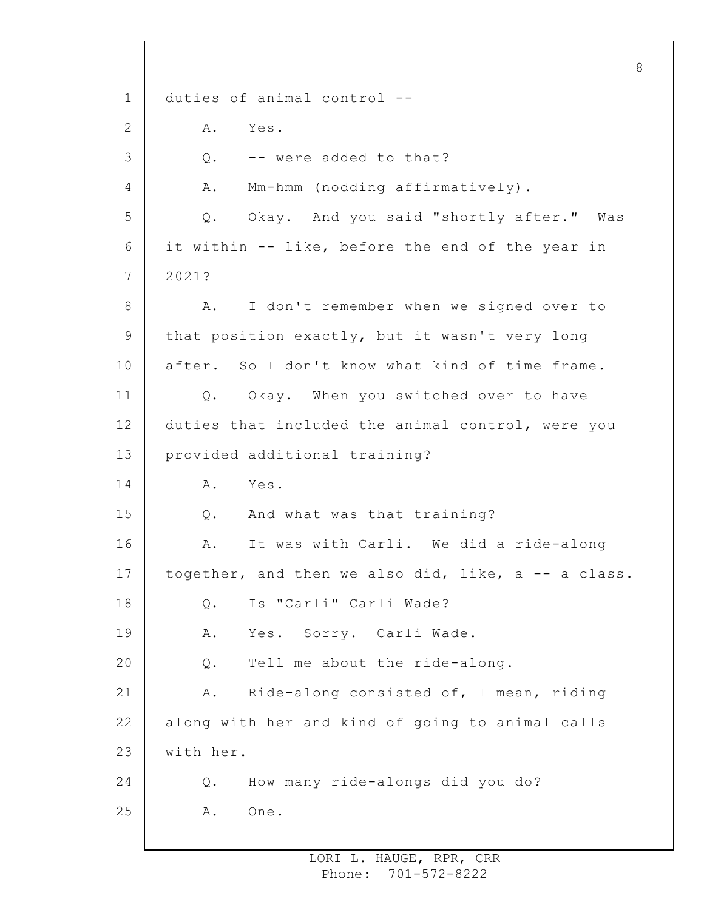duties of animal control --

A. Yes.

Q. -- were added to that?

A. Mm-hmm (nodding affirmatively).

Q. Okay. And you said "shortly after." Was it within -- like, before the end of the year in 2021?

A. I don't remember when we signed over to that position exactly, but it wasn't very long after. So I don't know what kind of time frame.

Q. Okay. When you switched over to have duties that included the animal control, were you provided additional training?

A. Yes.

Q. And what was that training?

A. It was with Carli. We did a ride-along together, and then we also did, like, a -- a class.

Q. Is "Carli" Carli Wade?

A. Yes. Sorry. Carli Wade.

Q. Tell me about the ride-along.

A. Ride-along consisted of, I mean, riding along with her and kind of going to animal calls with her.

Q. How many ride-alongs did you do?

A. One.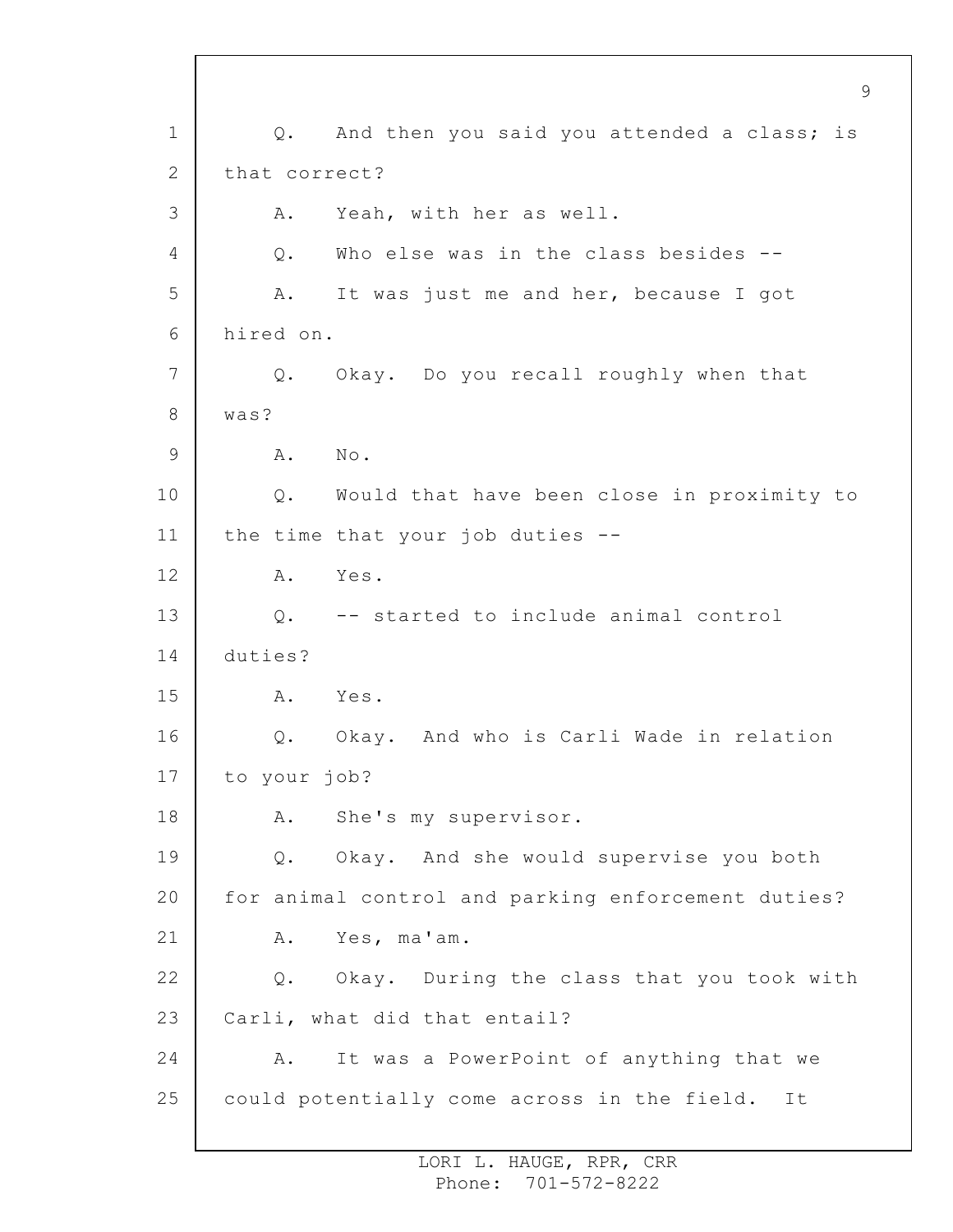Q. And then you said you attended a class; is that correct?

A. Yeah, with her as well.

Q. Who else was in the class besides --

A. It was just me and her, because I got hired on.

Q. Okay. Do you recall roughly when that was?

A. No.

Q. Would that have been close in proximity to the time that your job duties --

A. Yes.

Q. -- started to include animal control duties?

A. Yes.

Q. Okay. And who is Carli Wade in relation to your job?

A. She's my supervisor.

Q. Okay. And she would supervise you both for animal control and parking enforcement duties?

A. Yes, ma'am.

Q. Okay. During the class that you took with Carli, what did that entail?

A. It was a PowerPoint of anything that we could potentially come across in the field. It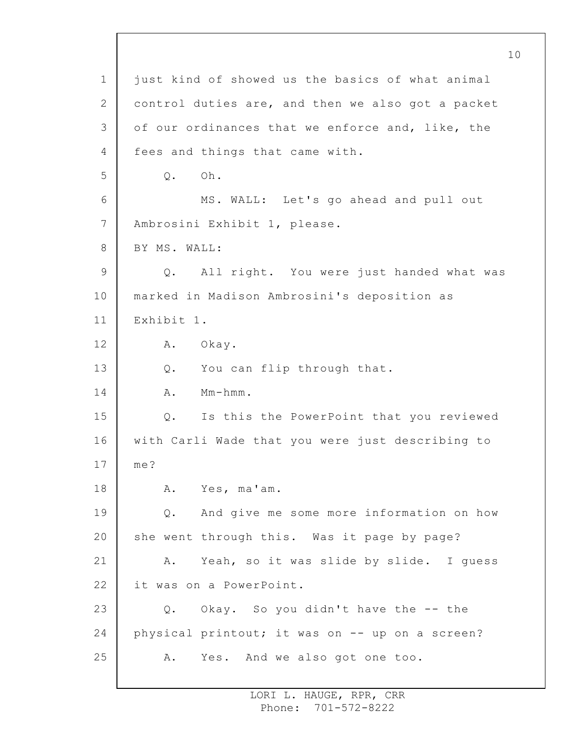just kind of showed us the basics of what animal control duties are, and then we also got a packet of our ordinances that we enforce and, like, the fees and things that came with.

Q. Oh.

MS. WALL: Let's go ahead and pull out Ambrosini Exhibit 1, please.

BY MS. WALL:

Q. All right. You were just handed what was marked in Madison Ambrosini's deposition as Exhibit 1.

A. Okay.

Q. You can flip through that.

A. Mm-hmm.

Q. Is this the PowerPoint that you reviewed with Carli Wade that you were just describing to me?

A. Yes, ma'am.

Q. And give me some more information on how she went through this. Was it page by page?

A. Yeah, so it was slide by slide. I guess it was on a PowerPoint.

Q. Okay. So you didn't have the -- the physical printout; it was on -- up on a screen?

A. Yes. And we also got one too.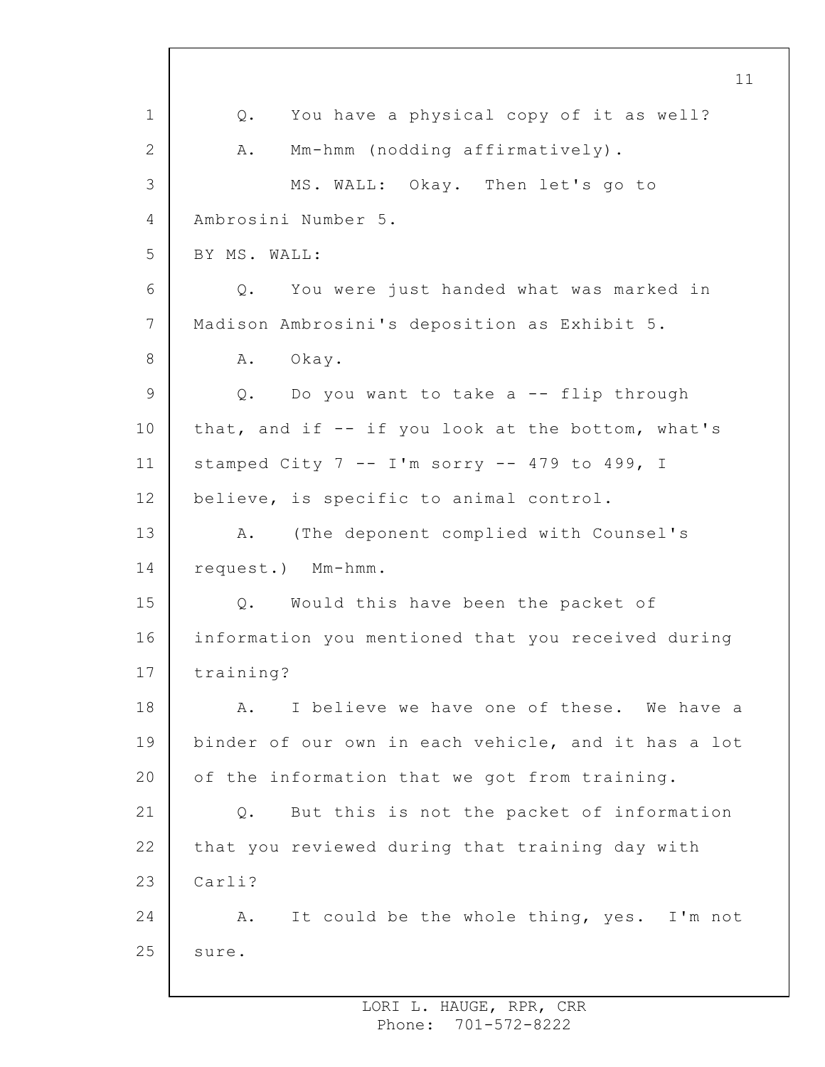Q. You have a physical copy of it as well?

A. Mm-hmm (nodding affirmatively).

MS. WALL: Okay. Then let's go to Ambrosini Number 5.

BY MS. WALL:

Q. You were just handed what was marked in Madison Ambrosini's deposition as Exhibit 5.

A. Okay.

Q. Do you want to take a -- flip through that, and if -- if you look at the bottom, what's stamped City 7 -- I'm sorry -- 479 to 499, I believe, is specific to animal control.

A. (The deponent complied with Counsel's request.) Mm-hmm.

Q. Would this have been the packet of information you mentioned that you received during training?

A. I believe we have one of these. We have a binder of our own in each vehicle, and it has a lot of the information that we got from training.

Q. But this is not the packet of information that you reviewed during that training day with Carli?

A. It could be the whole thing, yes. I'm not sure.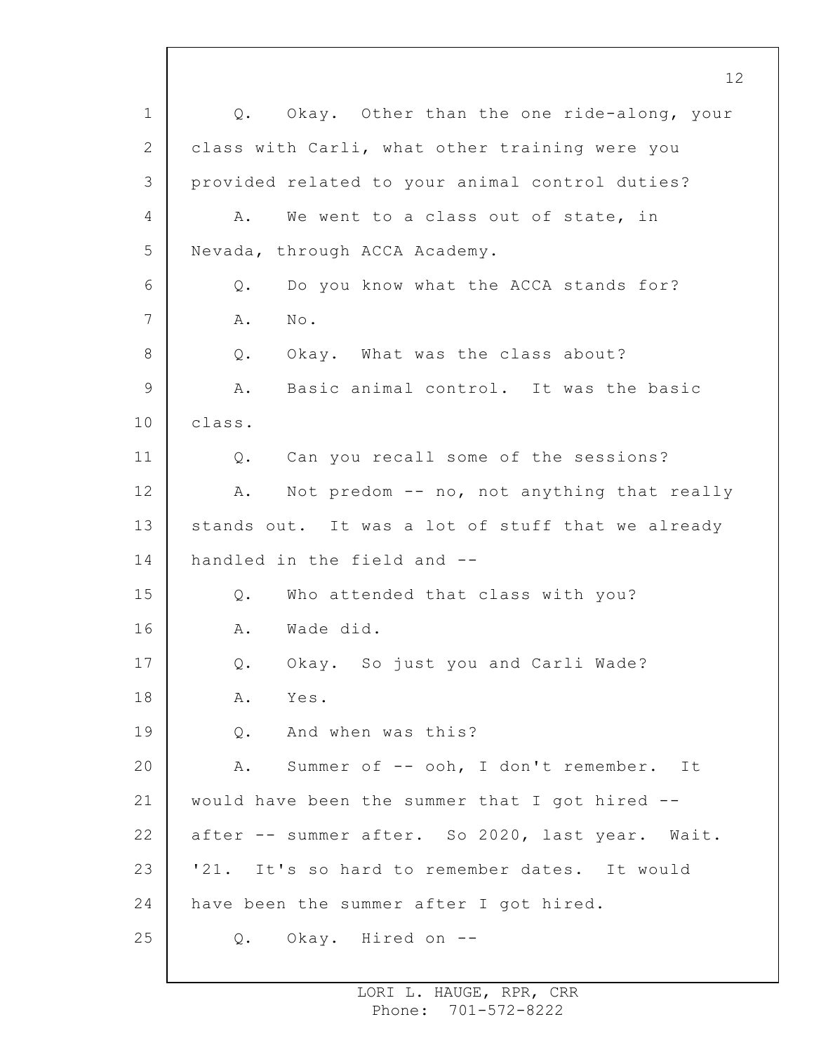Q. Okay. Other than the one ride-along, your class with Carli, what other training were you provided related to your animal control duties?

A. We went to a class out of state, in Nevada, through ACCA Academy.

Q. Do you know what the ACCA stands for?

A. No.

Q. Okay. What was the class about?

A. Basic animal control. It was the basic class.

Q. Can you recall some of the sessions?

A. Not predom -- no, not anything that really stands out. It was a lot of stuff that we already handled in the field and --

Q. Who attended that class with you?

A. Wade did.

Q. Okay. So just you and Carli Wade?

A. Yes.

Q. And when was this?

A. Summer of -- ooh, I don't remember. It would have been the summer that I got hired -- after -- summer after. So 2020, last year. Wait. '21. It's so hard to remember dates. It would have been the summer after I got hired.

Q. Okay. Hired on --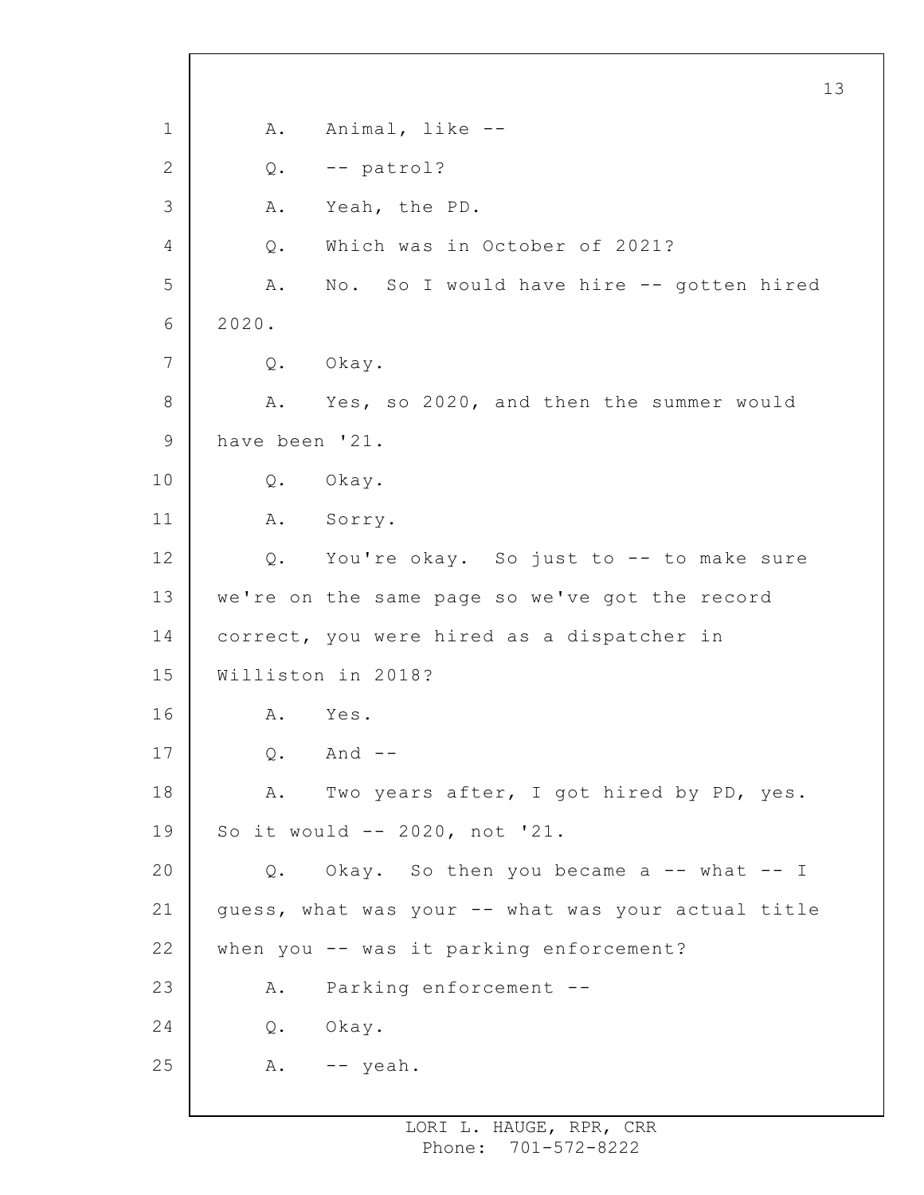A. Animal, like --

Q. -- patrol?

A. Yeah, the PD.

Q. Which was in October of 2021?

A. No. So I would have hire -- gotten hired 2020.

Q. Okay.

A. Yes, so 2020, and then the summer would have been '21.

Q. Okay.

A. Sorry.

Q. You're okay. So just to -- to make sure we're on the same page so we've got the record correct, you were hired as a dispatcher in Williston in 2018?

A. Yes.

Q. And --

A. Two years after, I got hired by PD, yes. So it would -- 2020, not '21.

Q. Okay. So then you became a -- what -- I guess, what was your -- what was your actual title when you -- was it parking enforcement?

A. Parking enforcement --

Q. Okay.

A. -- yeah.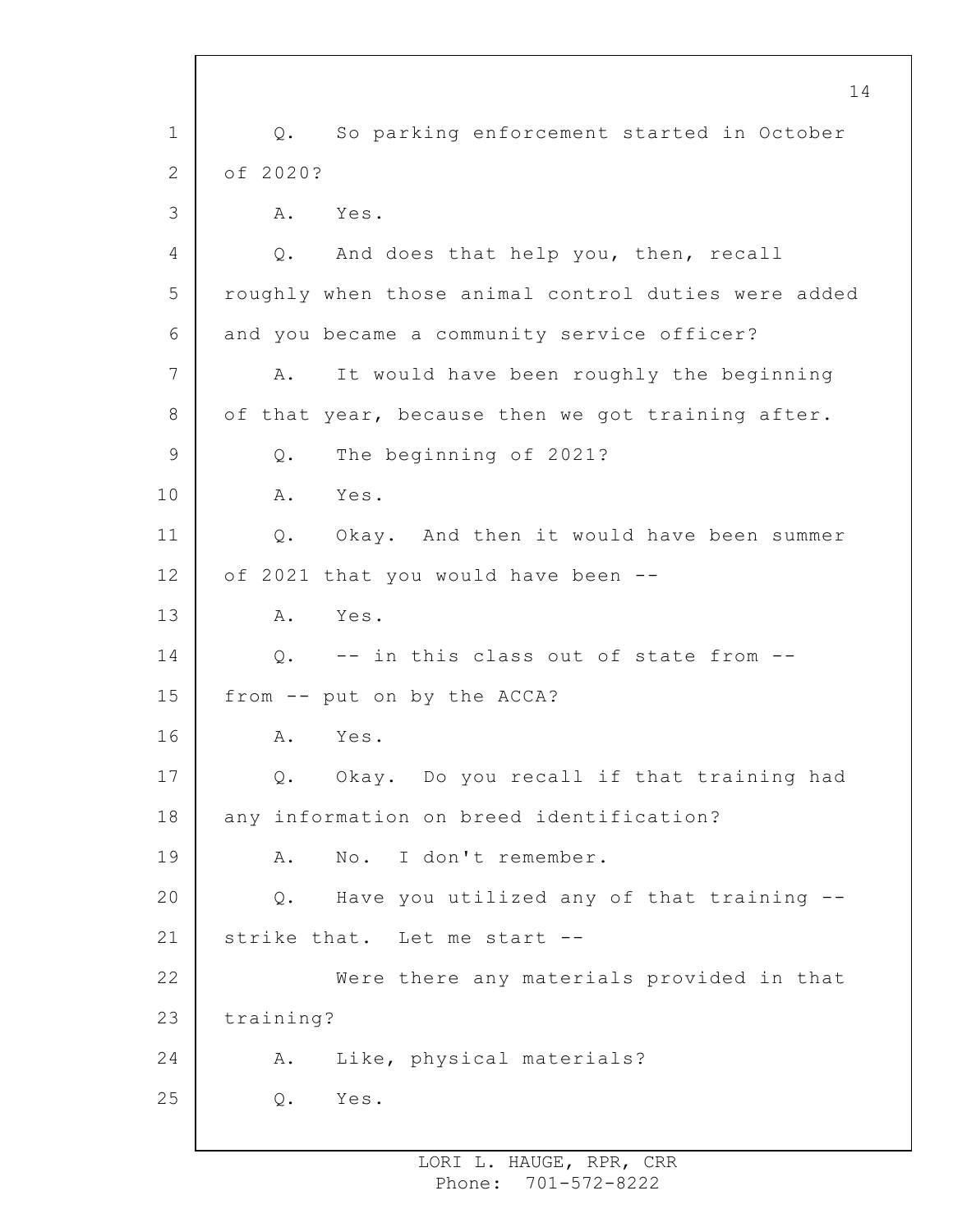Q. So parking enforcement started in October of 2020?

A. Yes.

Q. And does that help you, then, recall roughly when those animal control duties were added and you became a community service officer?

A. It would have been roughly the beginning of that year, because then we got training after.

Q. The beginning of 2021?

A. Yes.

Q. Okay. And then it would have been summer of 2021 that you would have been --

A. Yes.

Q. -- in this class out of state from -- from -- put on by the ACCA?

A. Yes.

Q. Okay. Do you recall if that training had any information on breed identification?

A. No. I don't remember.

Q. Have you utilized any of that training -- strike that. Let me start --

Were there any materials provided in that training?

A. Like, physical materials?

Q. Yes.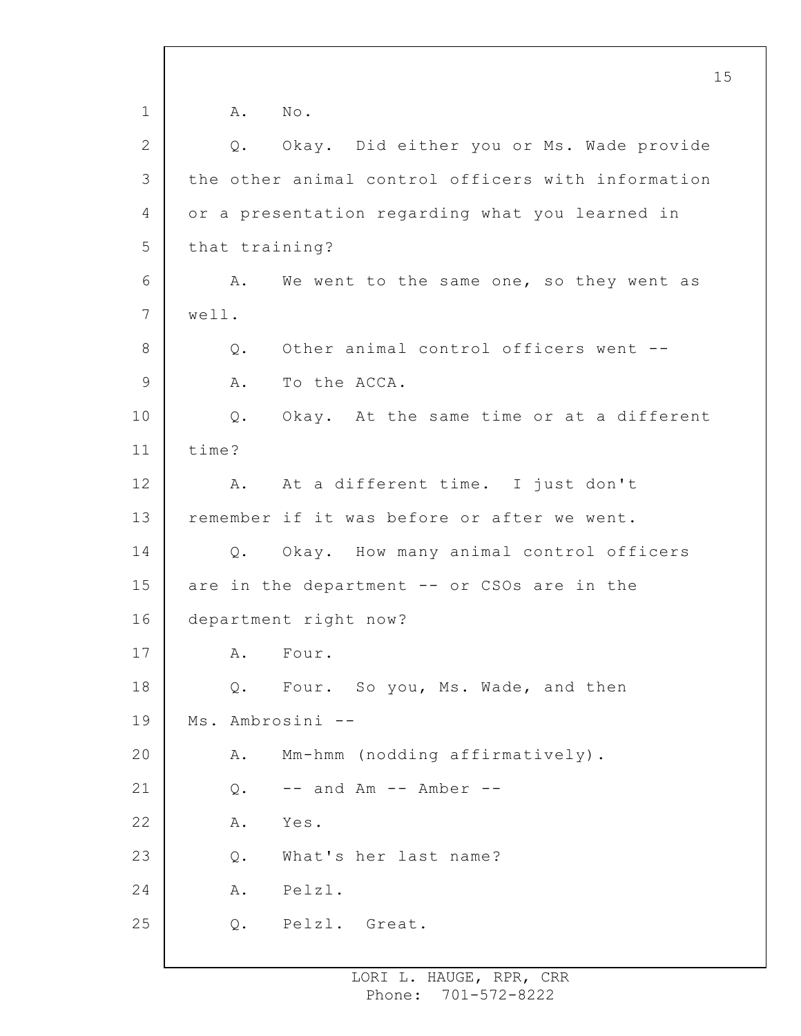A. No.

Q. Okay. Did either you or Ms. Wade provide the other animal control officers with information or a presentation regarding what you learned in that training?

A. We went to the same one, so they went as well.

Q. Other animal control officers went --

A. To the ACCA.

Q. Okay. At the same time or at a different time?

A. At a different time. I just don't remember if it was before or after we went.

Q. Okay. How many animal control officers are in the department -- or CSOs are in the department right now?

A. Four.

Q. Four. So you, Ms. Wade, and then Ms. Ambrosini --

A. Mm-hmm (nodding affirmatively).

Q. -- and Am -- Amber --

A. Yes.

Q. What's her last name?

A. Pelzl.

Q. Pelzl. Great.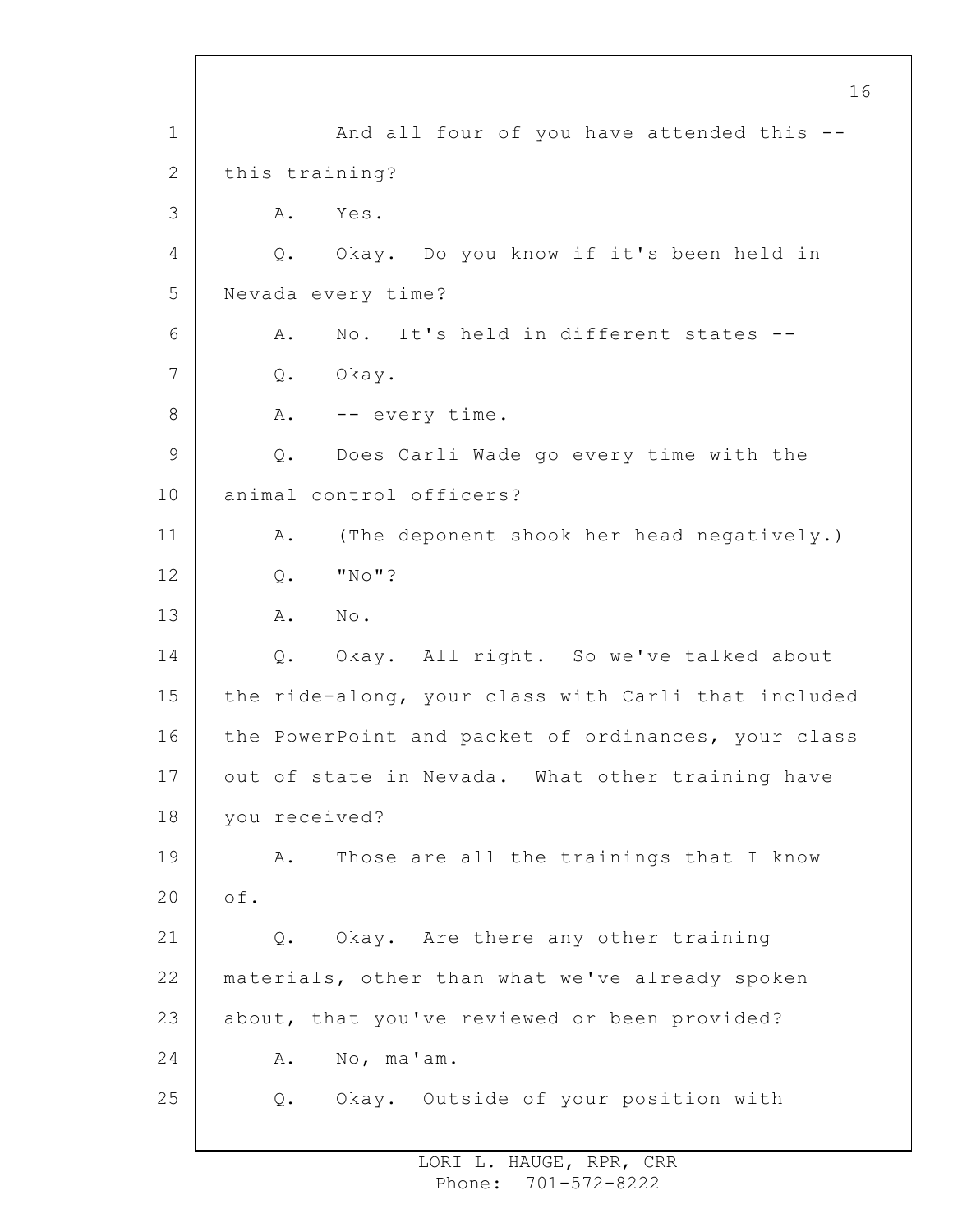And all four of you have attended this -- this training?

A. Yes.

Q. Okay. Do you know if it's been held in Nevada every time?

A. No. It's held in different states --

Q. Okay.

A. -- every time.

Q. Does Carli Wade go every time with the animal control officers?

A. (The deponent shook her head negatively.)

Q. "No"?

A. No.

Q. Okay. All right. So we've talked about the ride-along, your class with Carli that included the PowerPoint and packet of ordinances, your class out of state in Nevada. What other training have you received?

A. Those are all the trainings that I know of.

Q. Okay. Are there any other training materials, other than what we've already spoken about, that you've reviewed or been provided?

A. No, ma'am.

Q. Okay. Outside of your position with

LORI L. HAUGE, RPR, CRR
Phone: 701-572-8222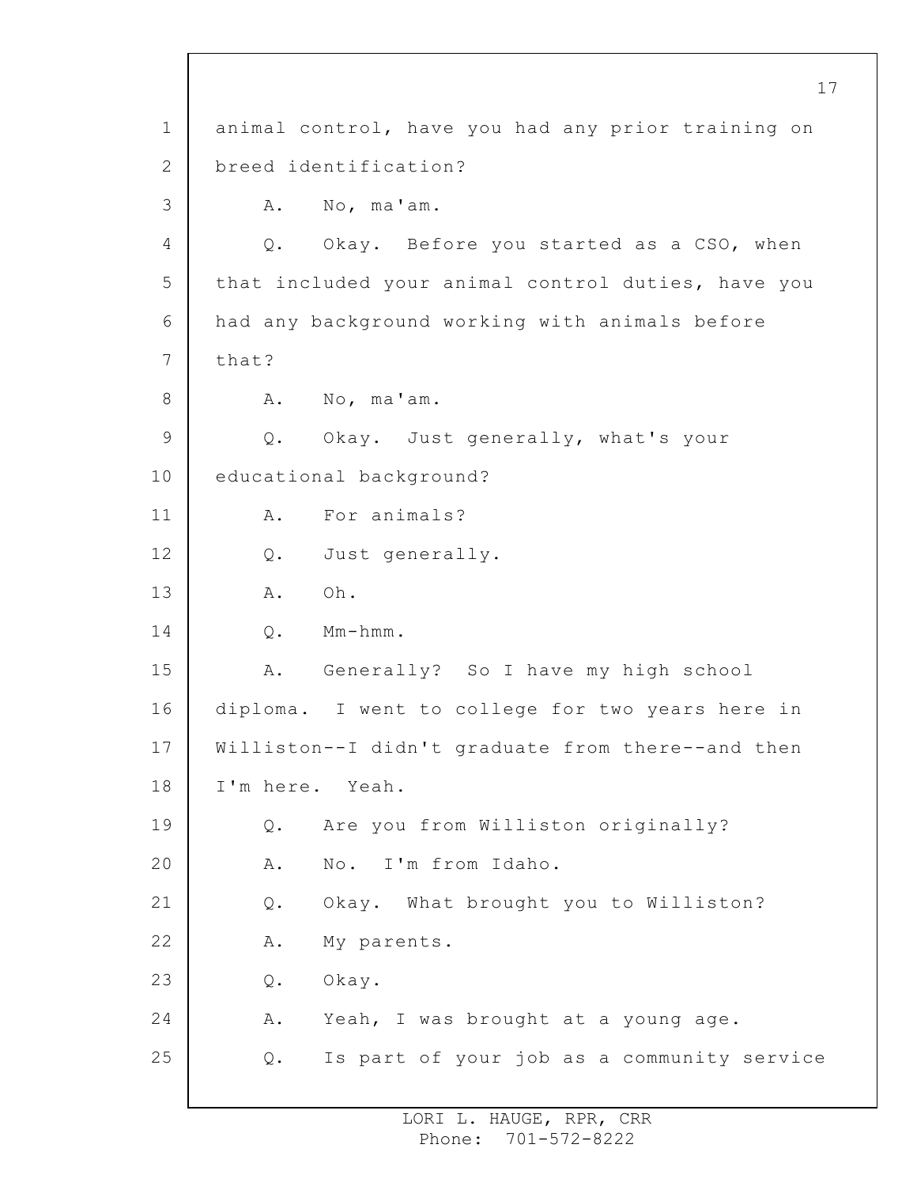animal control, have you had any prior training on breed identification?

A. No, ma'am.

Q. Okay. Before you started as a CSO, when that included your animal control duties, have you had any background working with animals before that?

A. No, ma'am.

Q. Okay. Just generally, what's your educational background?

A. For animals?

Q. Just generally.

A. Oh.

Q. Mm-hmm.

A. Generally? So I have my high school diploma. I went to college for two years here in Williston--I didn't graduate from there--and then I'm here. Yeah.

Q. Are you from Williston originally?

A. No. I'm from Idaho.

Q. Okay. What brought you to Williston?

A. My parents.

Q. Okay.

A. Yeah, I was brought at a young age.

Q. Is part of your job as a community service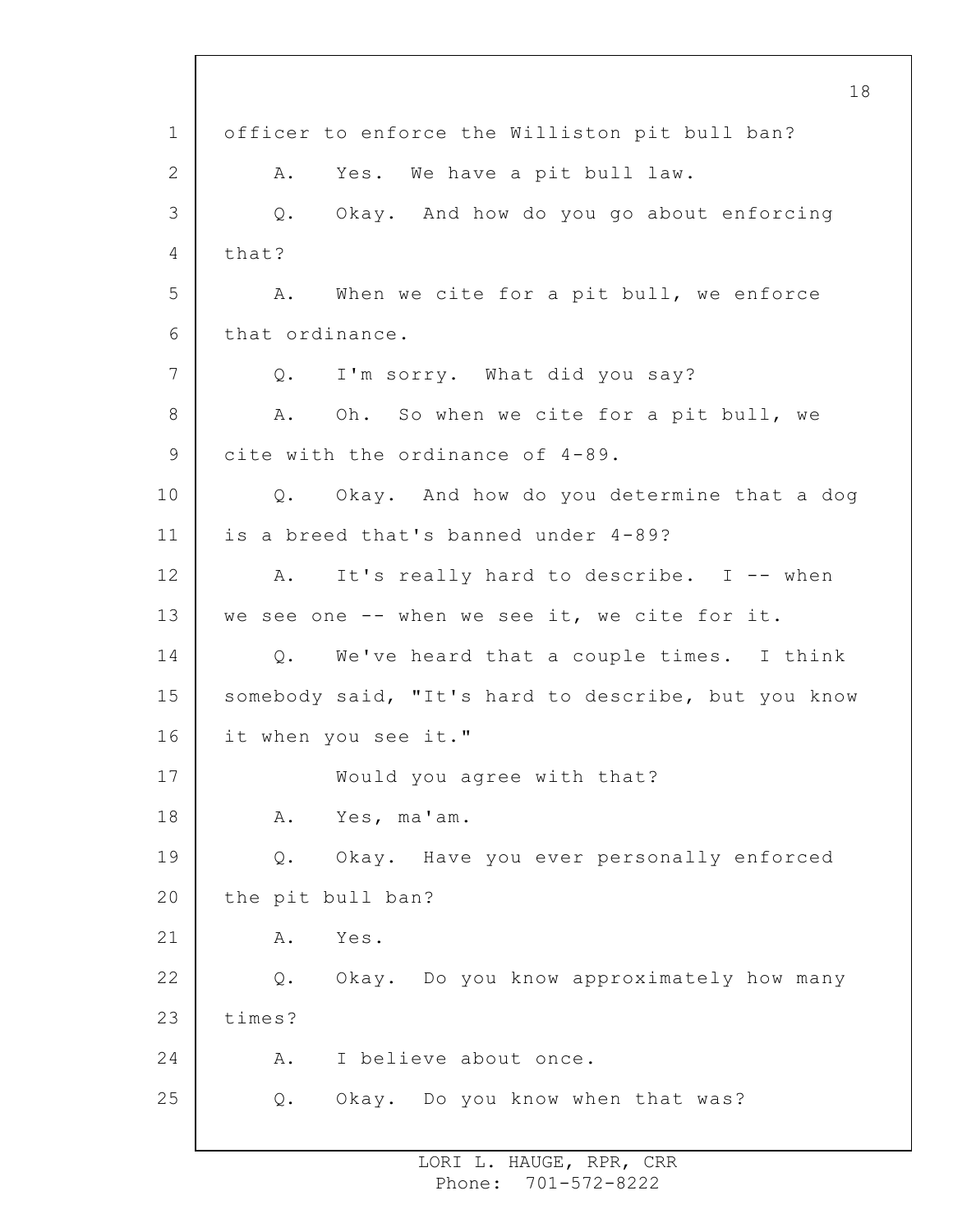officer to enforce the Williston pit bull ban?

A. Yes. We have a pit bull law.

Q. Okay. And how do you go about enforcing that?

A. When we cite for a pit bull, we enforce that ordinance.

Q. I'm sorry. What did you say?

A. Oh. So when we cite for a pit bull, we cite with the ordinance of 4-89.

Q. Okay. And how do you determine that a dog is a breed that's banned under 4-89?

A. It's really hard to describe. I -- when we see one -- when we see it, we cite for it.

Q. We've heard that a couple times. I think somebody said, "It's hard to describe, but you know it when you see it."

Would you agree with that?

A. Yes, ma'am.

Q. Okay. Have you ever personally enforced the pit bull ban?

A. Yes.

Q. Okay. Do you know approximately how many times?

A. I believe about once.

Q. Okay. Do you know when that was?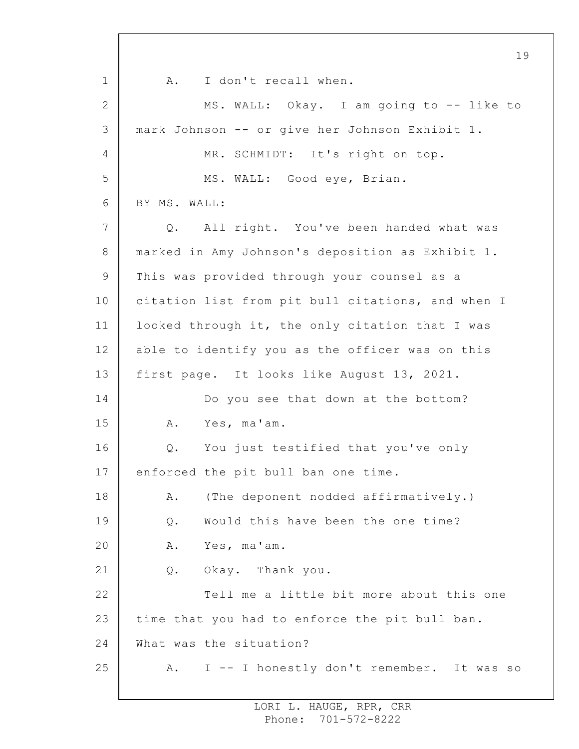A. I don't recall when.

MS. WALL: Okay. I am going to -- like to mark Johnson -- or give her Johnson Exhibit 1.

MR. SCHMIDT: It's right on top.

MS. WALL: Good eye, Brian.

BY MS. WALL:

Q. All right. You've been handed what was marked in Amy Johnson's deposition as Exhibit 1. This was provided through your counsel as a citation list from pit bull citations, and when I looked through it, the only citation that I was able to identify you as the officer was on this first page. It looks like August 13, 2021.

Do you see that down at the bottom?

A. Yes, ma'am.

Q. You just testified that you've only enforced the pit bull ban one time.

A. (The deponent nodded affirmatively.)

Q. Would this have been the one time?

A. Yes, ma'am.

Q. Okay. Thank you.

Tell me a little bit more about this one time that you had to enforce the pit bull ban. What was the situation?

A. I -- I honestly don't remember. It was so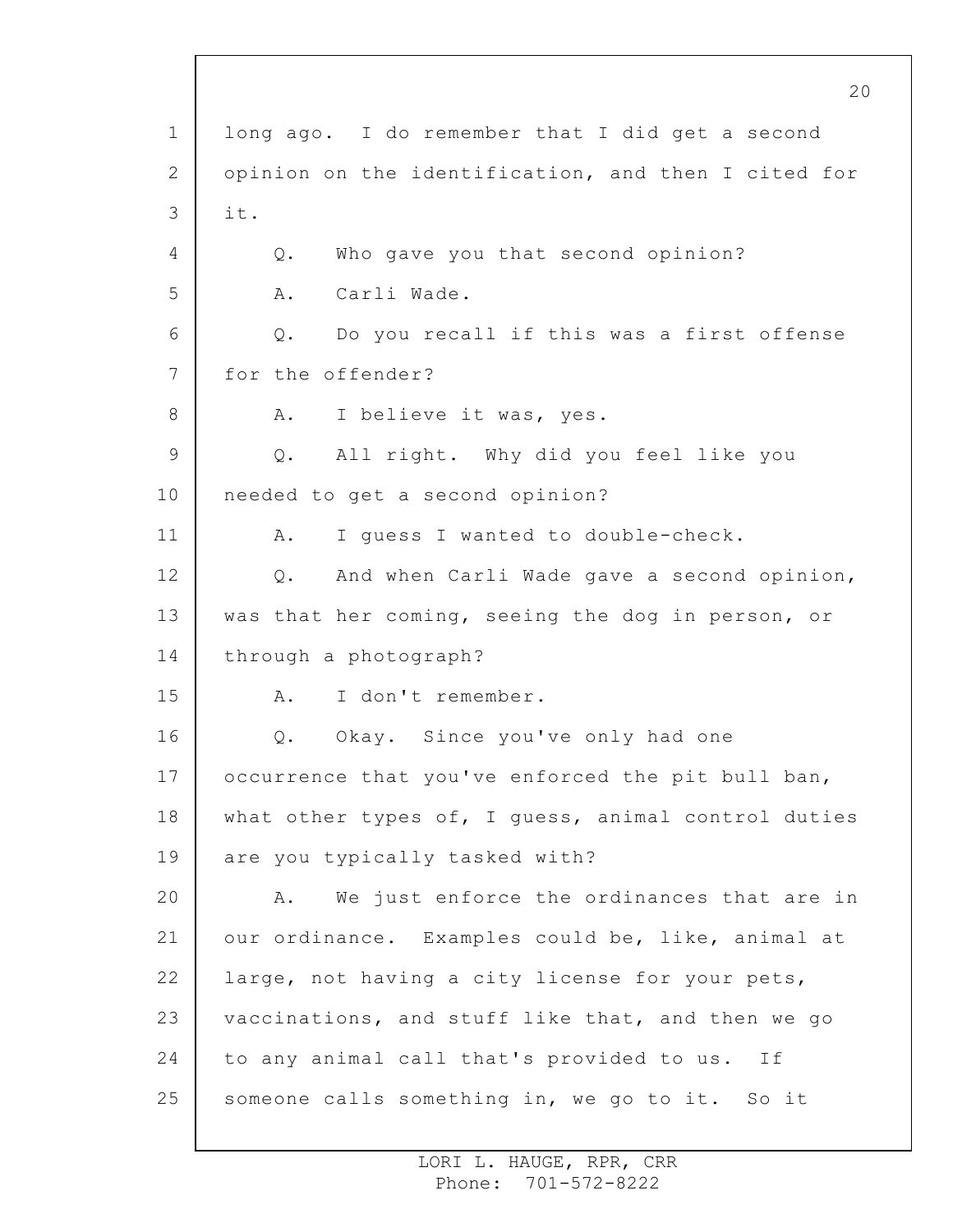long ago. I do remember that I did get a second opinion on the identification, and then I cited for it.

Q. Who gave you that second opinion?

A. Carli Wade.

Q. Do you recall if this was a first offense for the offender?

A. I believe it was, yes.

Q. All right. Why did you feel like you needed to get a second opinion?

A. I guess I wanted to double-check.

Q. And when Carli Wade gave a second opinion, was that her coming, seeing the dog in person, or through a photograph?

A. I don't remember.

Q. Okay. Since you've only had one occurrence that you've enforced the pit bull ban, what other types of, I guess, animal control duties are you typically tasked with?

A. We just enforce the ordinances that are in our ordinance. Examples could be, like, animal at large, not having a city license for your pets, vaccinations, and stuff like that, and then we go to any animal call that's provided to us. If someone calls something in, we go to it. So it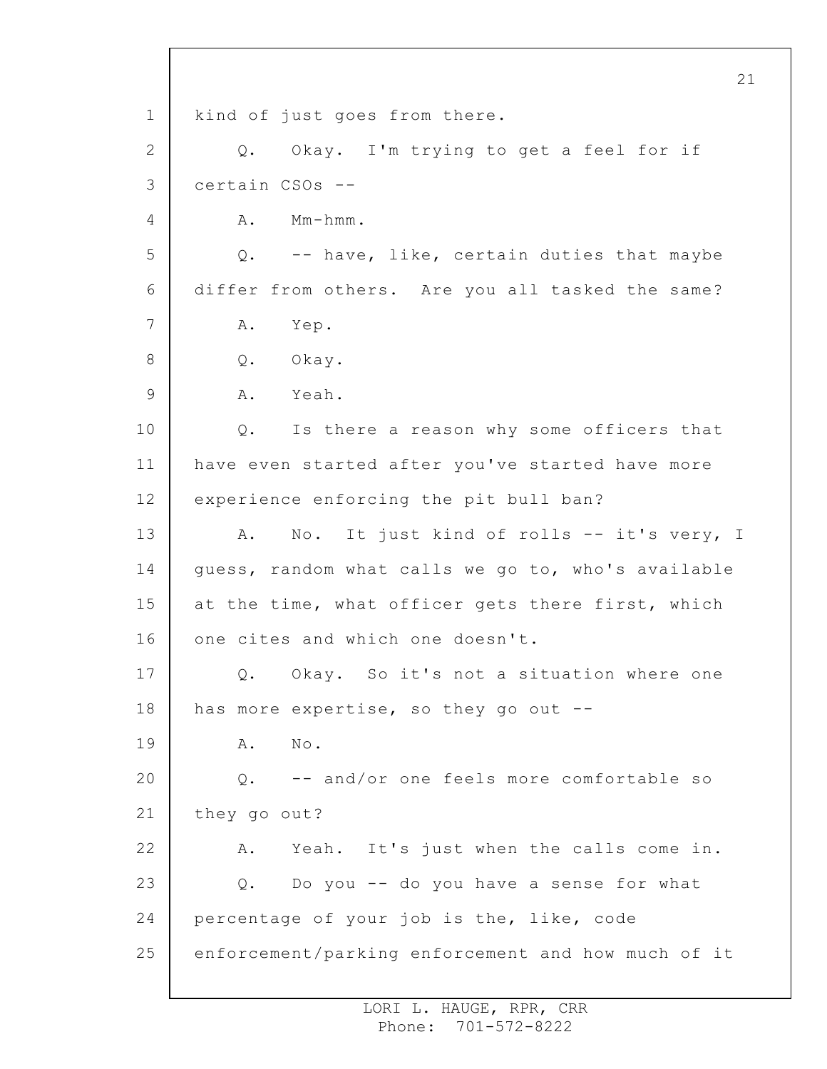kind of just goes from there.

Q. Okay. I'm trying to get a feel for if certain CSOs --

A. Mm-hmm.

Q. -- have, like, certain duties that maybe differ from others. Are you all tasked the same?

A. Yep.

Q. Okay.

A. Yeah.

Q. Is there a reason why some officers that have even started after you've started have more experience enforcing the pit bull ban?

A. No. It just kind of rolls -- it's very, I guess, random what calls we go to, who's available at the time, what officer gets there first, which one cites and which one doesn't.

Q. Okay. So it's not a situation where one has more expertise, so they go out --

A. No.

Q. -- and/or one feels more comfortable so they go out?

A. Yeah. It's just when the calls come in.

Q. Do you -- do you have a sense for what percentage of your job is the, like, code enforcement/parking enforcement and how much of it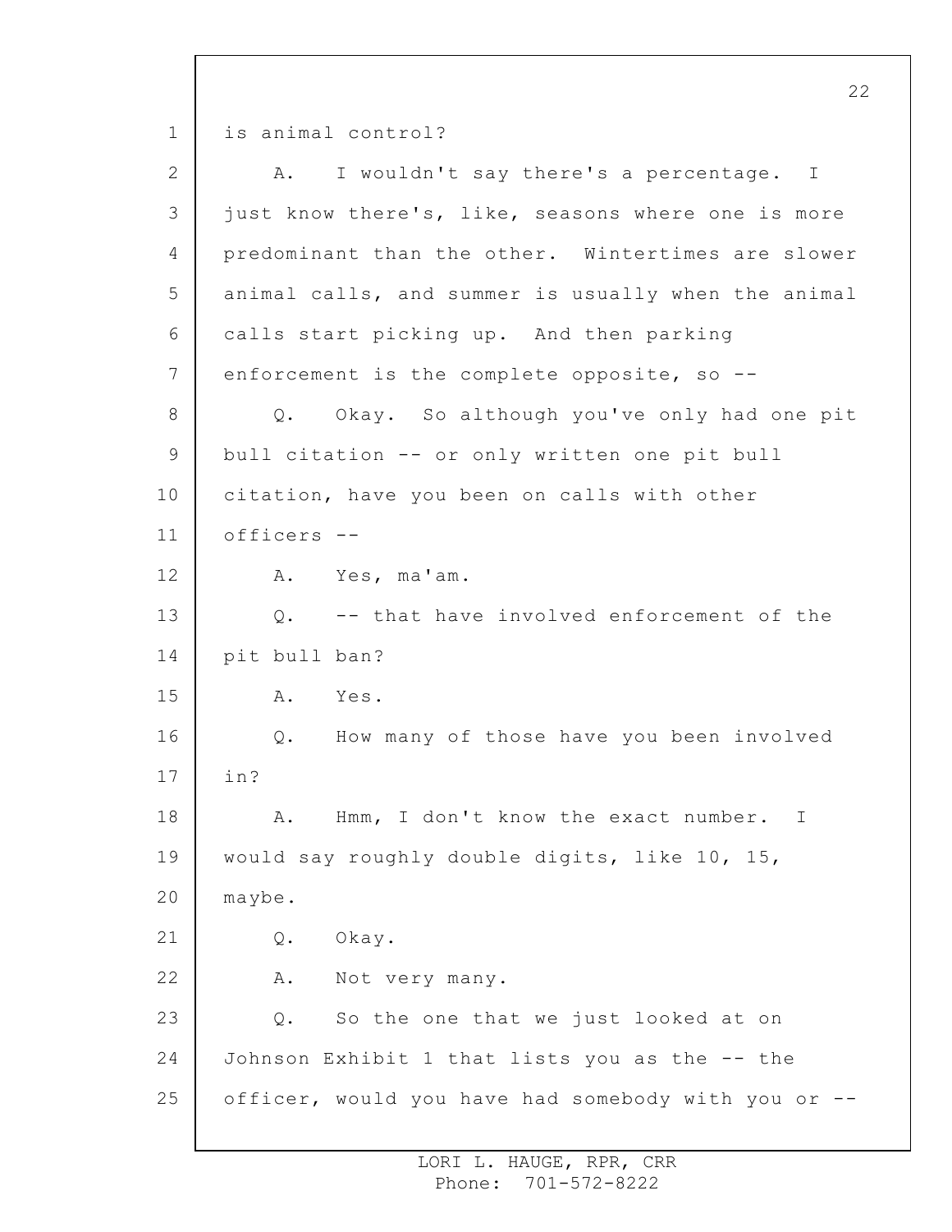is animal control?

A. I wouldn't say there's a percentage. I just know there's, like, seasons where one is more predominant than the other. Wintertimes are slower animal calls, and summer is usually when the animal calls start picking up. And then parking enforcement is the complete opposite, so --

Q. Okay. So although you've only had one pit bull citation -- or only written one pit bull citation, have you been on calls with other officers --

A. Yes, ma'am.

Q. -- that have involved enforcement of the pit bull ban?

A. Yes.

Q. How many of those have you been involved in?

A. Hmm, I don't know the exact number. I would say roughly double digits, like 10, 15, maybe.

Q. Okay.

A. Not very many.

Q. So the one that we just looked at on Johnson Exhibit 1 that lists you as the -- the officer, would you have had somebody with you or --

LORI L. HAUGE, RPR, CRR
Phone: 701-572-8222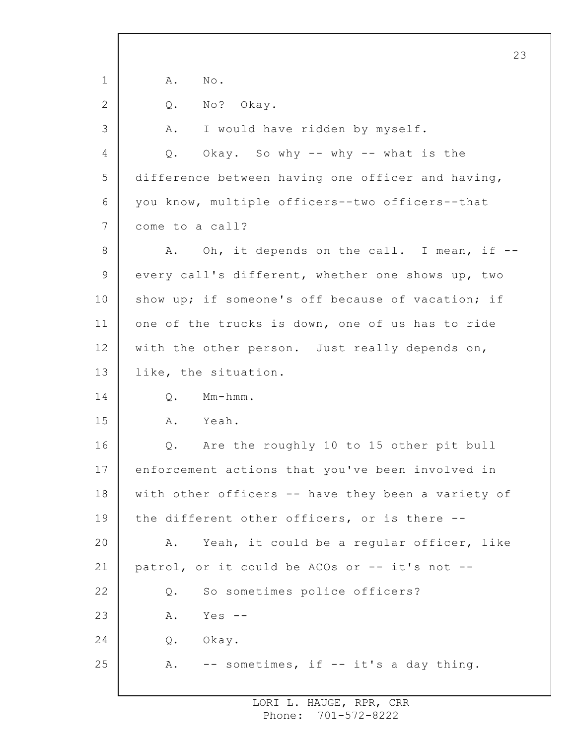A. No.

Q. No? Okay.

A. I would have ridden by myself.

Q. Okay. So why -- why -- what is the difference between having one officer and having, you know, multiple officers--two officers--that come to a call?

A. Oh, it depends on the call. I mean, if -- every call's different, whether one shows up, two show up; if someone's off because of vacation; if one of the trucks is down, one of us has to ride with the other person. Just really depends on, like, the situation.

Q. Mm-hmm.

A. Yeah.

Q. Are the roughly 10 to 15 other pit bull enforcement actions that you've been involved in with other officers -- have they been a variety of the different other officers, or is there --

A. Yeah, it could be a regular officer, like patrol, or it could be ACOs or -- it's not --

Q. So sometimes police officers?

A. Yes --

Q. Okay.

A. -- sometimes, if -- it's a day thing.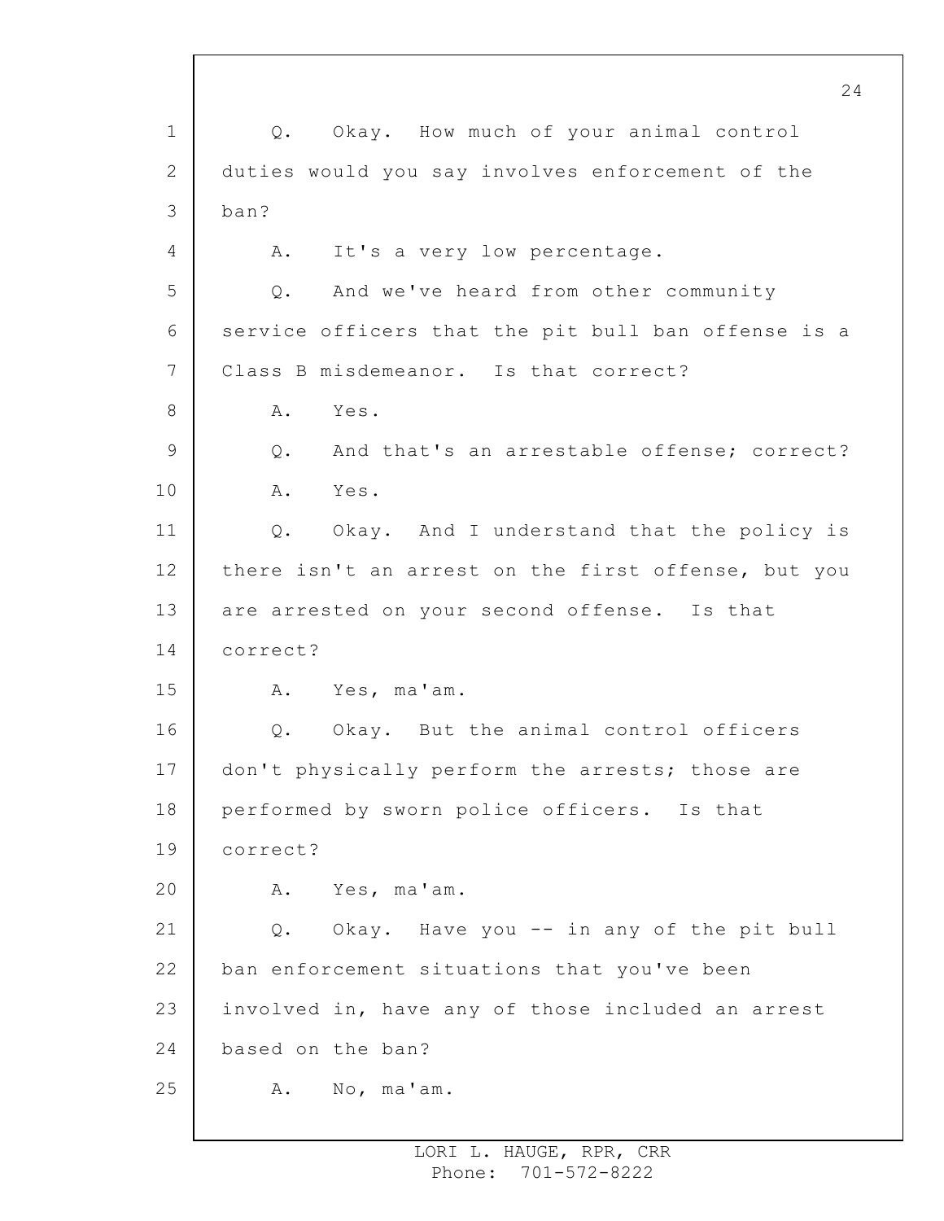Q. Okay. How much of your animal control duties would you say involves enforcement of the ban?

A. It's a very low percentage.

Q. And we've heard from other community service officers that the pit bull ban offense is a Class B misdemeanor. Is that correct?

A. Yes.

Q. And that's an arrestable offense; correct?

A. Yes.

Q. Okay. And I understand that the policy is there isn't an arrest on the first offense, but you are arrested on your second offense. Is that correct?

A. Yes, ma'am.

Q. Okay. But the animal control officers don't physically perform the arrests; those are performed by sworn police officers. Is that correct?

A. Yes, ma'am.

Q. Okay. Have you -- in any of the pit bull ban enforcement situations that you've been involved in, have any of those included an arrest based on the ban?

A. No, ma'am.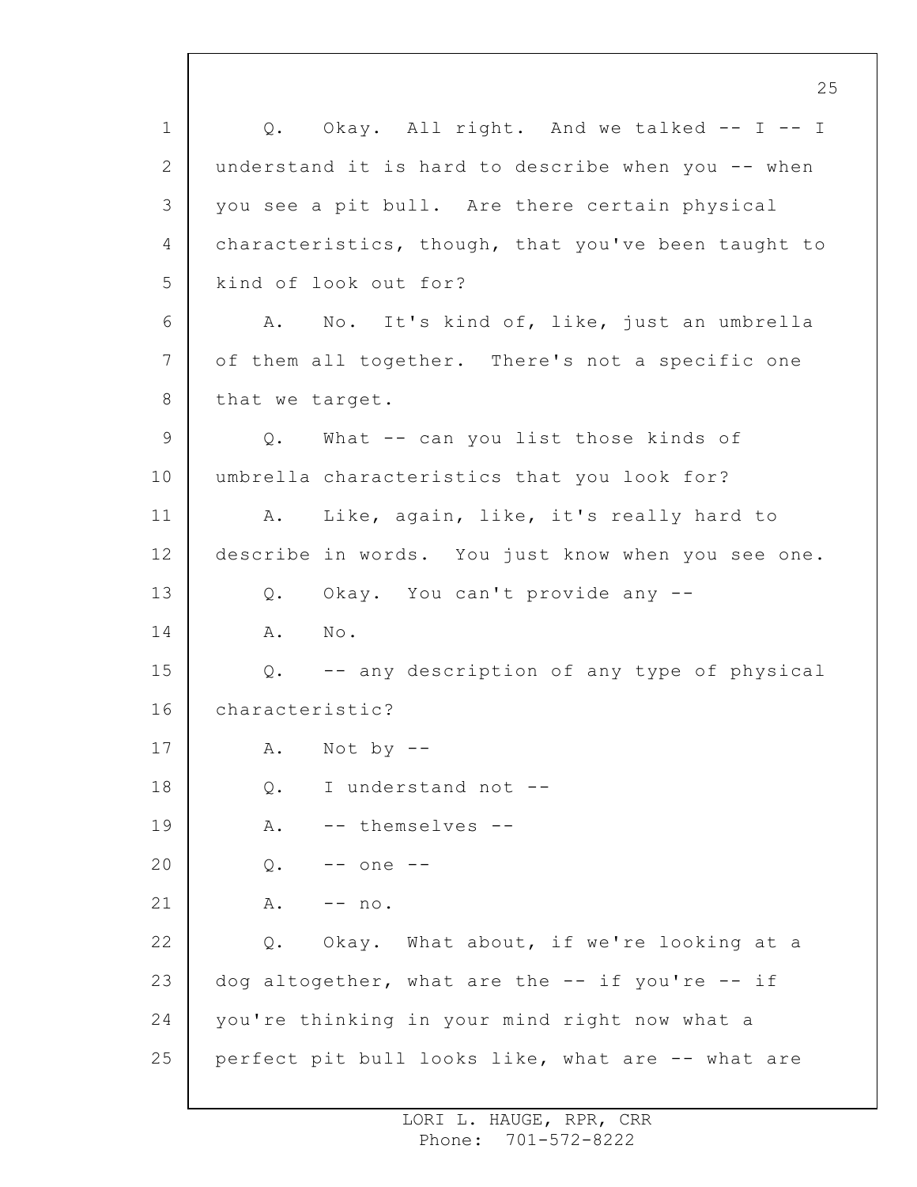Q. Okay. All right. And we talked -- I -- I understand it is hard to describe when you -- when you see a pit bull. Are there certain physical characteristics, though, that you've been taught to kind of look out for?

A. No. It's kind of, like, just an umbrella of them all together. There's not a specific one that we target.

Q. What -- can you list those kinds of umbrella characteristics that you look for?

A. Like, again, like, it's really hard to describe in words. You just know when you see one.

Q. Okay. You can't provide any --

A. No.

Q. -- any description of any type of physical characteristic?

A. Not by --

Q. I understand not --

A. -- themselves --

Q. -- one --

A. -- no.

Q. Okay. What about, if we're looking at a dog altogether, what are the -- if you're -- if you're thinking in your mind right now what a perfect pit bull looks like, what are -- what are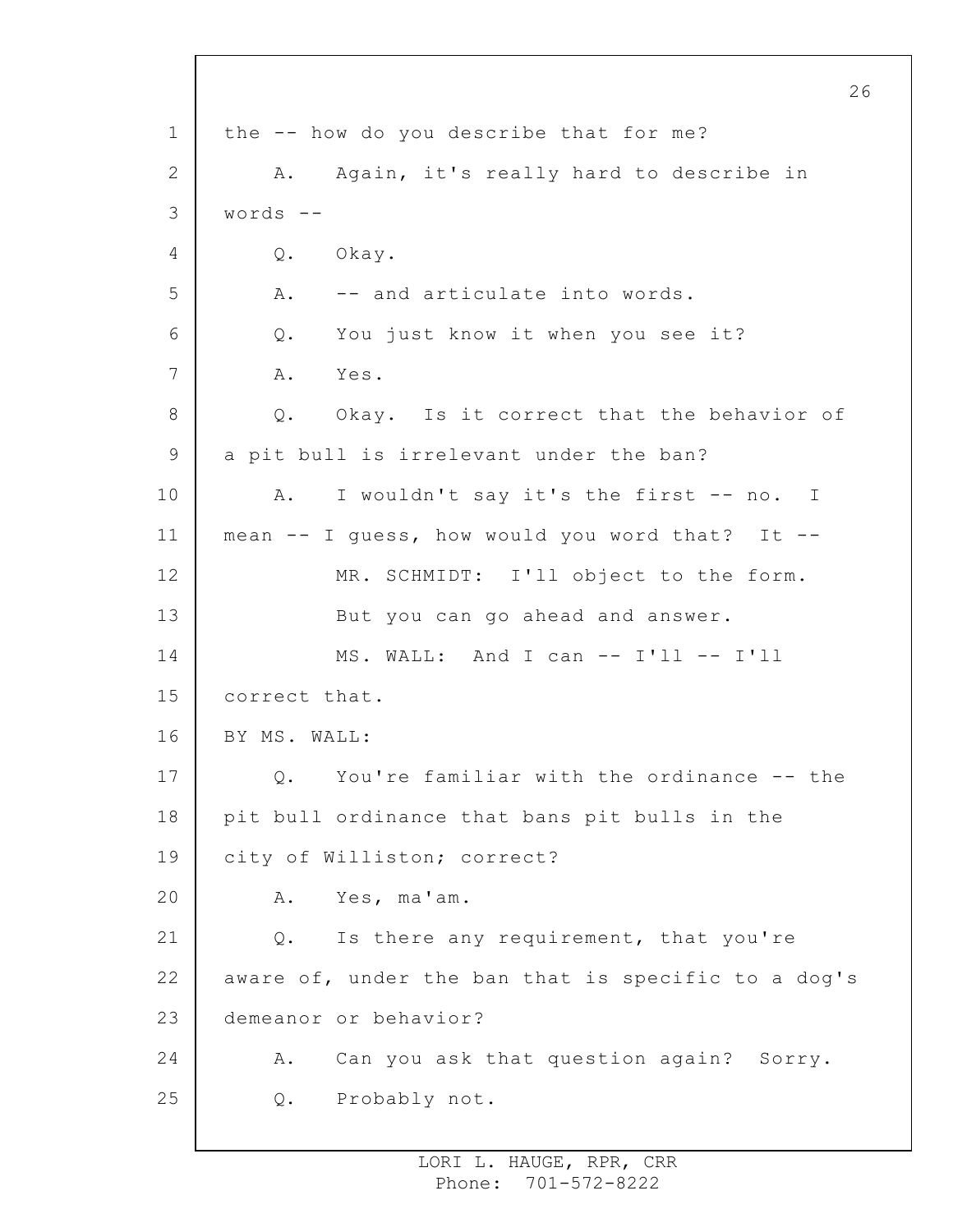1 the -- how do you describe that for me?

2 A. Again, it's really hard to describe in

3 words --

4 Q. Okay.

5 A. -- and articulate into words.

6 Q. You just know it when you see it?

7 A. Yes.

8 Q. Okay. Is it correct that the behavior of

9 a pit bull is irrelevant under the ban?

10 A. I wouldn't say it's the first -- no. I

11 mean -- I guess, how would you word that? It --

12 MR. SCHMIDT: I'll object to the form.

13 But you can go ahead and answer.

14 MS. WALL: And I can -- I'll -- I'll

15 correct that.

16 BY MS. WALL:

17 Q. You're familiar with the ordinance -- the

18 pit bull ordinance that bans pit bulls in the

19 city of Williston; correct?

20 A. Yes, ma'am.

21 Q. Is there any requirement, that you're

22 aware of, under the ban that is specific to a dog's

23 demeanor or behavior?

24 A. Can you ask that question again? Sorry.

25 Q. Probably not.

LORI L. HAUGE, RPR, CRR
Phone: 701-572-8222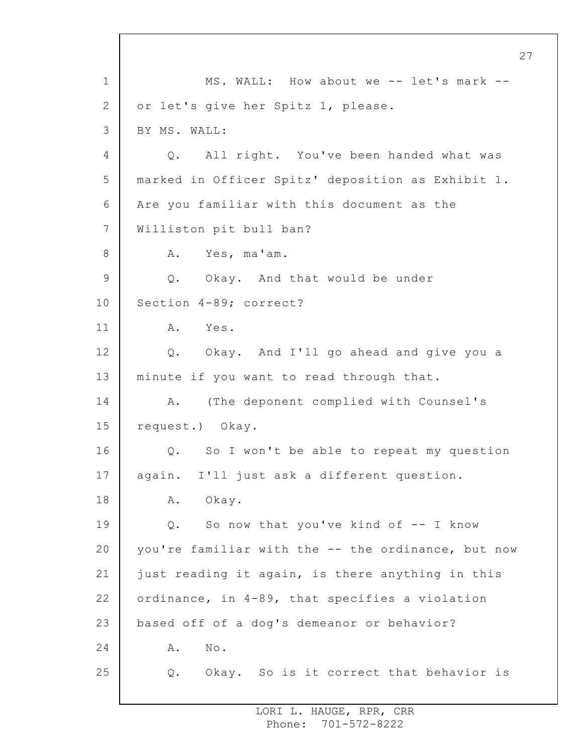MS. WALL: How about we -- let's mark -- or let's give her Spitz 1, please.

BY MS. WALL:

Q. All right. You've been handed what was marked in Officer Spitz' deposition as Exhibit 1. Are you familiar with this document as the Williston pit bull ban?

A. Yes, ma'am.

Q. Okay. And that would be under Section 4-89; correct?

A. Yes.

Q. Okay. And I'll go ahead and give you a minute if you want to read through that.

A. (The deponent complied with Counsel's request.) Okay.

Q. So I won't be able to repeat my question again. I'll just ask a different question.

A. Okay.

Q. So now that you've kind of -- I know you're familiar with the -- the ordinance, but now just reading it again, is there anything in this ordinance, in 4-89, that specifies a violation based off of a dog's demeanor or behavior?

A. No.

Q. Okay. So is it correct that behavior is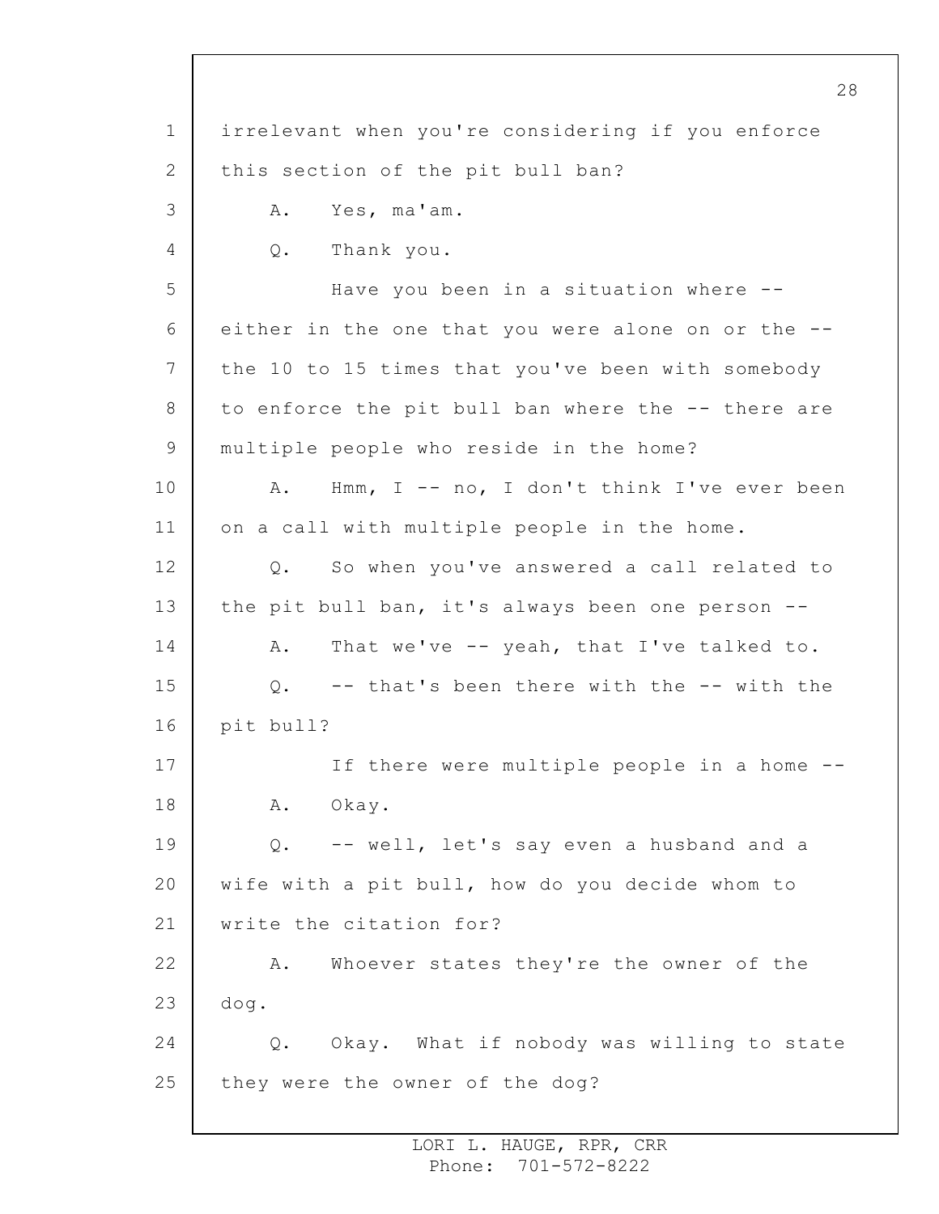irrelevant when you're considering if you enforce this section of the pit bull ban?

A. Yes, ma'am.

Q. Thank you.

Have you been in a situation where -- either in the one that you were alone on or the -- the 10 to 15 times that you've been with somebody to enforce the pit bull ban where the -- there are multiple people who reside in the home?

A. Hmm, I -- no, I don't think I've ever been on a call with multiple people in the home.

Q. So when you've answered a call related to the pit bull ban, it's always been one person --

A. That we've -- yeah, that I've talked to.

Q. -- that's been there with the -- with the pit bull?

If there were multiple people in a home --

A. Okay.

Q. -- well, let's say even a husband and a wife with a pit bull, how do you decide whom to write the citation for?

A. Whoever states they're the owner of the dog.

Q. Okay. What if nobody was willing to state they were the owner of the dog?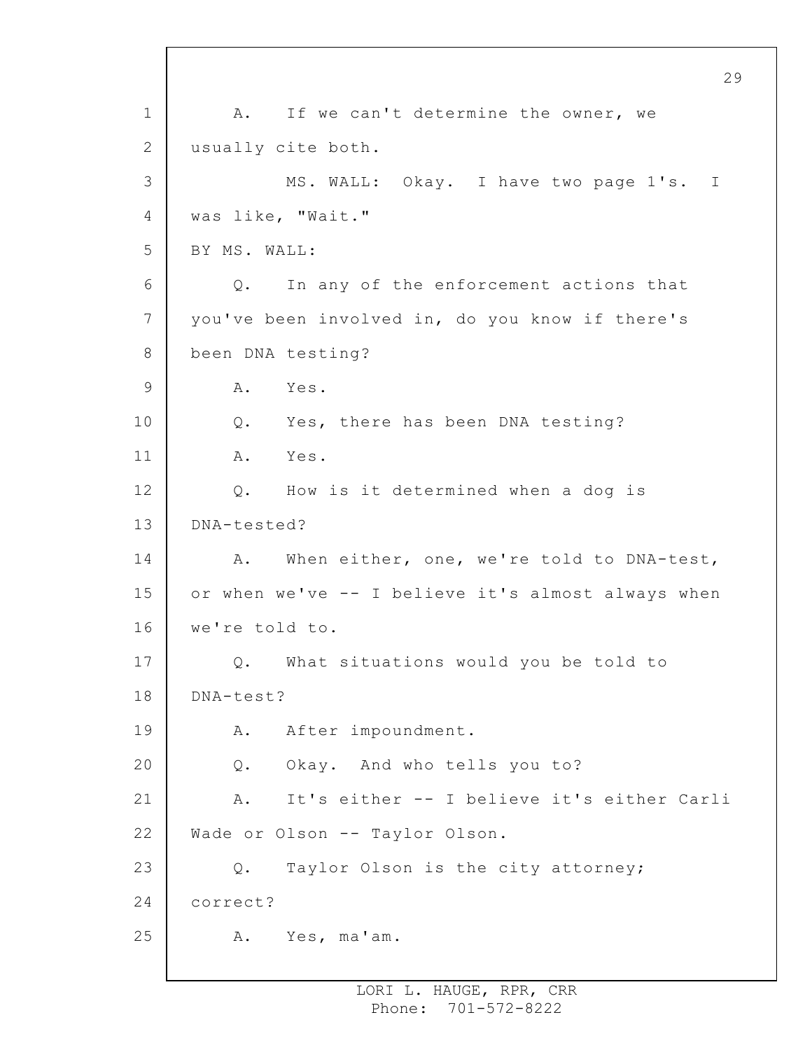A. If we can't determine the owner, we usually cite both.

MS. WALL: Okay. I have two page 1's. I was like, "Wait."

BY MS. WALL:

Q. In any of the enforcement actions that you've been involved in, do you know if there's been DNA testing?

A. Yes.

Q. Yes, there has been DNA testing?

A. Yes.

Q. How is it determined when a dog is DNA-tested?

A. When either, one, we're told to DNA-test, or when we've -- I believe it's almost always when we're told to.

Q. What situations would you be told to DNA-test?

A. After impoundment.

Q. Okay. And who tells you to?

A. It's either -- I believe it's either Carli Wade or Olson -- Taylor Olson.

Q. Taylor Olson is the city attorney; correct?

A. Yes, ma'am.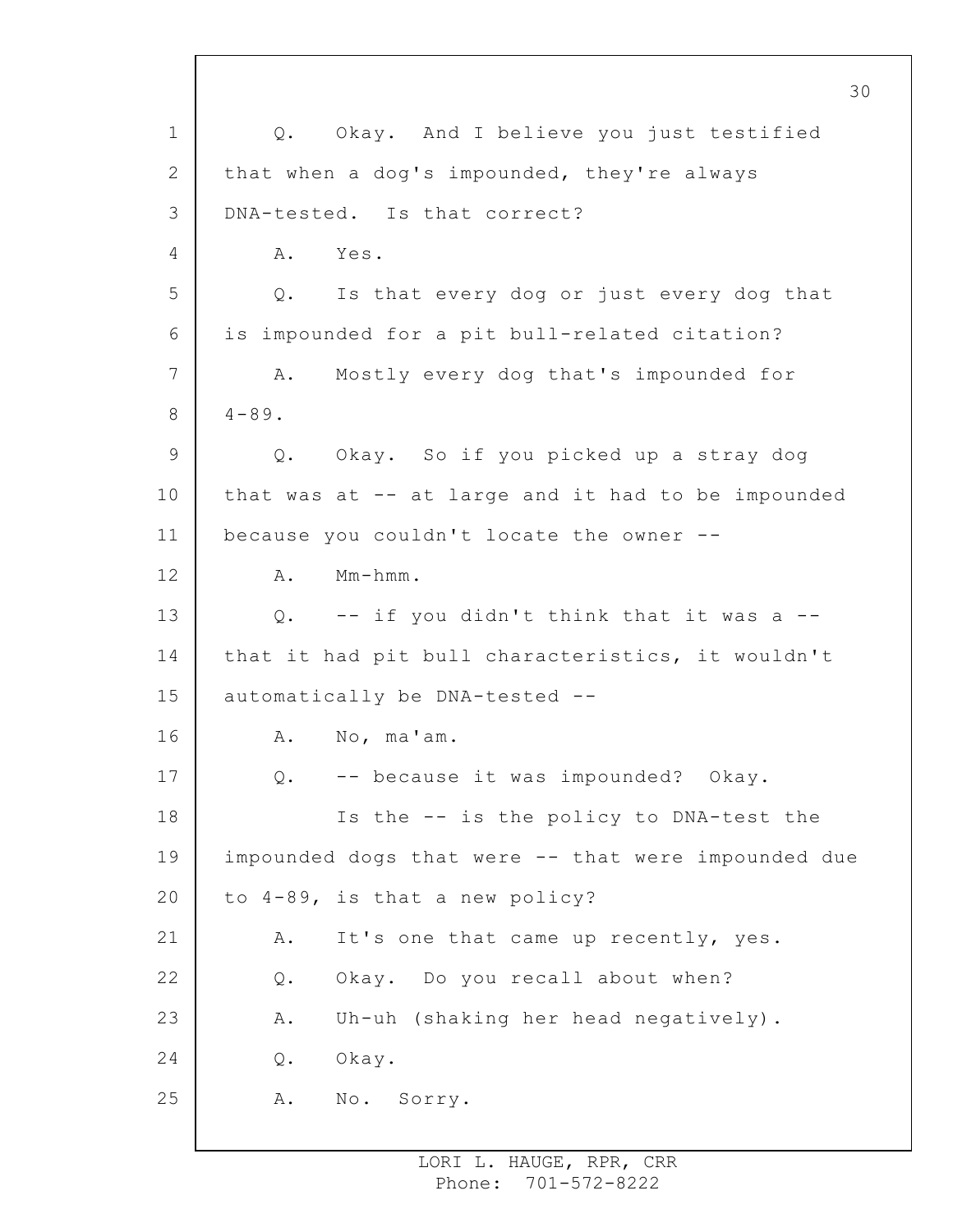Q. Okay. And I believe you just testified that when a dog's impounded, they're always DNA-tested. Is that correct?

A. Yes.

Q. Is that every dog or just every dog that is impounded for a pit bull-related citation?

A. Mostly every dog that's impounded for 4-89.

Q. Okay. So if you picked up a stray dog that was at -- at large and it had to be impounded because you couldn't locate the owner --

A. Mm-hmm.

Q. -- if you didn't think that it was a -- that it had pit bull characteristics, it wouldn't automatically be DNA-tested --

A. No, ma'am.

Q. -- because it was impounded? Okay.

Is the -- is the policy to DNA-test the impounded dogs that were -- that were impounded due to 4-89, is that a new policy?

A. It's one that came up recently, yes.

Q. Okay. Do you recall about when?

A. Uh-uh (shaking her head negatively).

Q. Okay.

A. No. Sorry.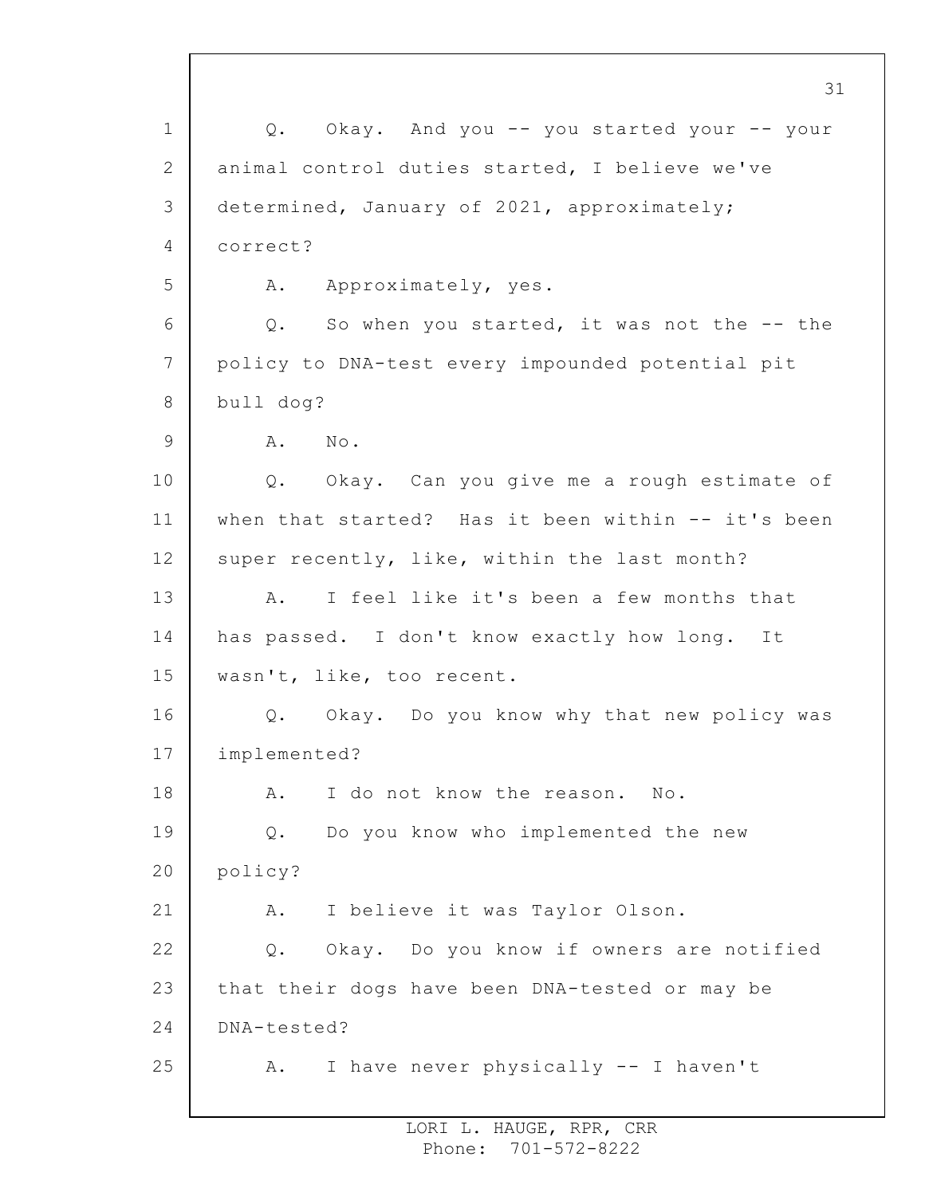Q. Okay. And you -- you started your -- your animal control duties started, I believe we've determined, January of 2021, approximately; correct?

A. Approximately, yes.

Q. So when you started, it was not the -- the policy to DNA-test every impounded potential pit bull dog?

A. No.

Q. Okay. Can you give me a rough estimate of when that started? Has it been within -- it's been super recently, like, within the last month?

A. I feel like it's been a few months that has passed. I don't know exactly how long. It wasn't, like, too recent.

Q. Okay. Do you know why that new policy was implemented?

A. I do not know the reason. No.

Q. Do you know who implemented the new policy?

A. I believe it was Taylor Olson.

Q. Okay. Do you know if owners are notified that their dogs have been DNA-tested or may be DNA-tested?

A. I have never physically -- I haven't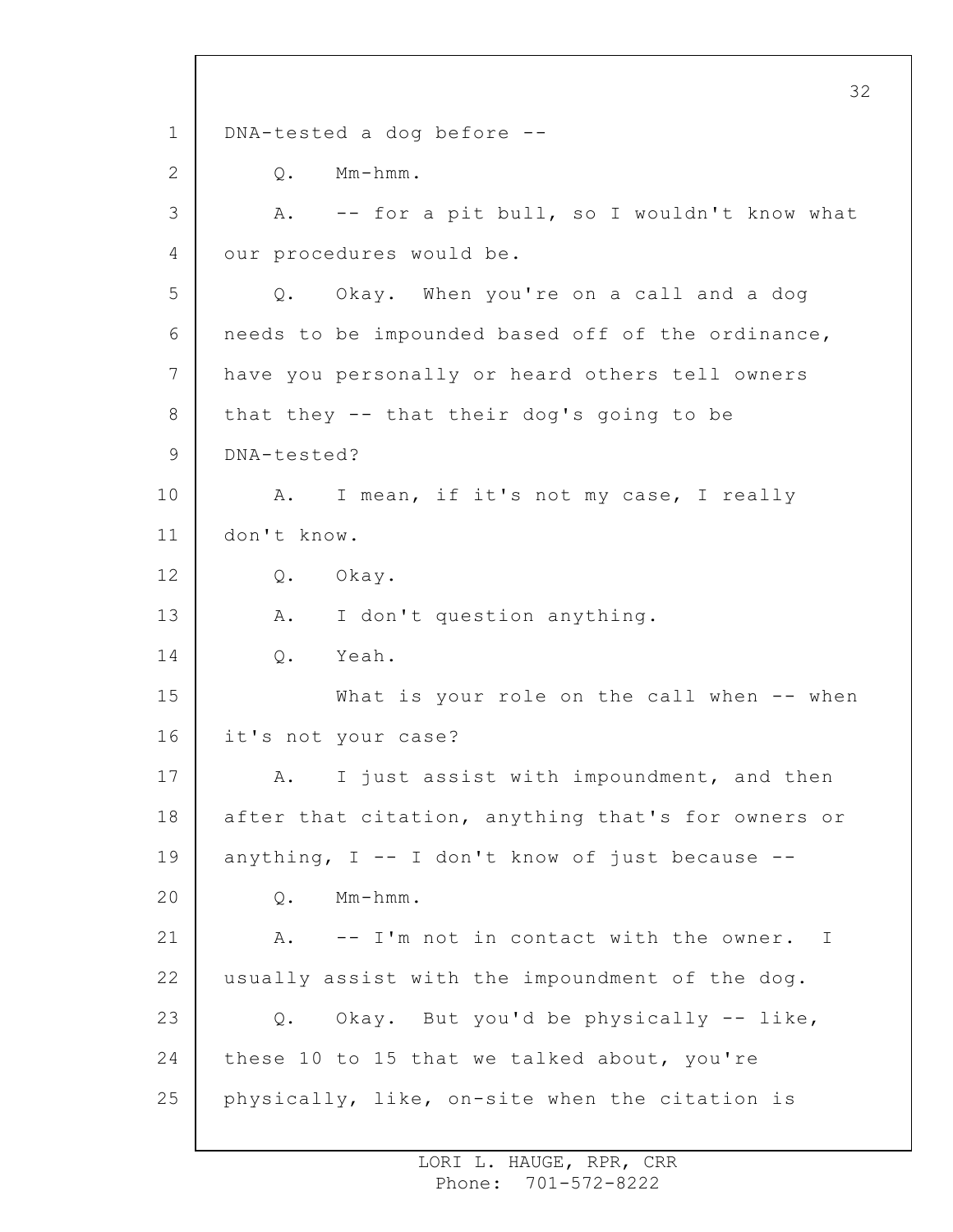DNA-tested a dog before --

Q. Mm-hmm.

A. -- for a pit bull, so I wouldn't know what our procedures would be.

Q. Okay. When you're on a call and a dog needs to be impounded based off of the ordinance, have you personally or heard others tell owners that they -- that their dog's going to be DNA-tested?

A. I mean, if it's not my case, I really don't know.

Q. Okay.

A. I don't question anything.

Q. Yeah.

What is your role on the call when -- when it's not your case?

A. I just assist with impoundment, and then after that citation, anything that's for owners or anything, I -- I don't know of just because --

Q. Mm-hmm.

A. -- I'm not in contact with the owner. I usually assist with the impoundment of the dog.

Q. Okay. But you'd be physically -- like, these 10 to 15 that we talked about, you're physically, like, on-site when the citation is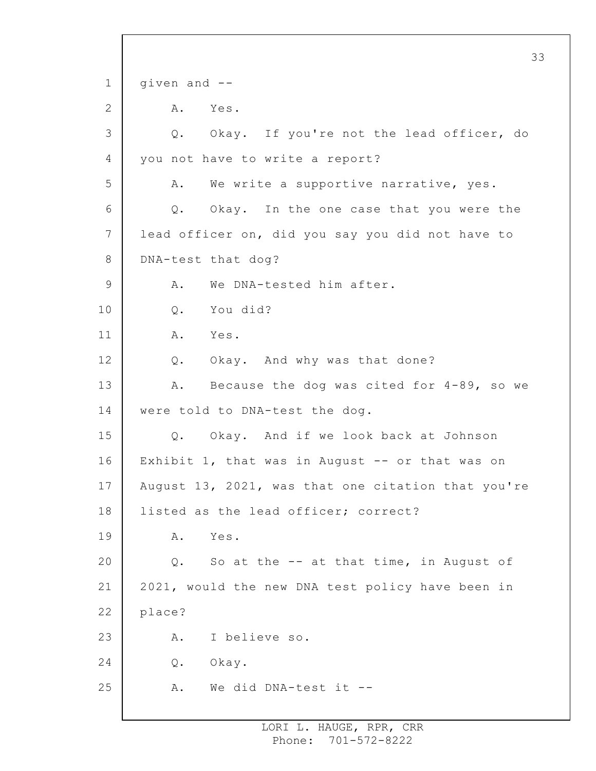given and --

A. Yes.

Q. Okay. If you're not the lead officer, do you not have to write a report?

A. We write a supportive narrative, yes.

Q. Okay. In the one case that you were the lead officer on, did you say you did not have to DNA-test that dog?

A. We DNA-tested him after.

Q. You did?

A. Yes.

Q. Okay. And why was that done?

A. Because the dog was cited for 4-89, so we were told to DNA-test the dog.

Q. Okay. And if we look back at Johnson Exhibit 1, that was in August -- or that was on August 13, 2021, was that one citation that you're listed as the lead officer; correct?

A. Yes.

Q. So at the -- at that time, in August of 2021, would the new DNA test policy have been in place?

A. I believe so.

Q. Okay.

A. We did DNA-test it --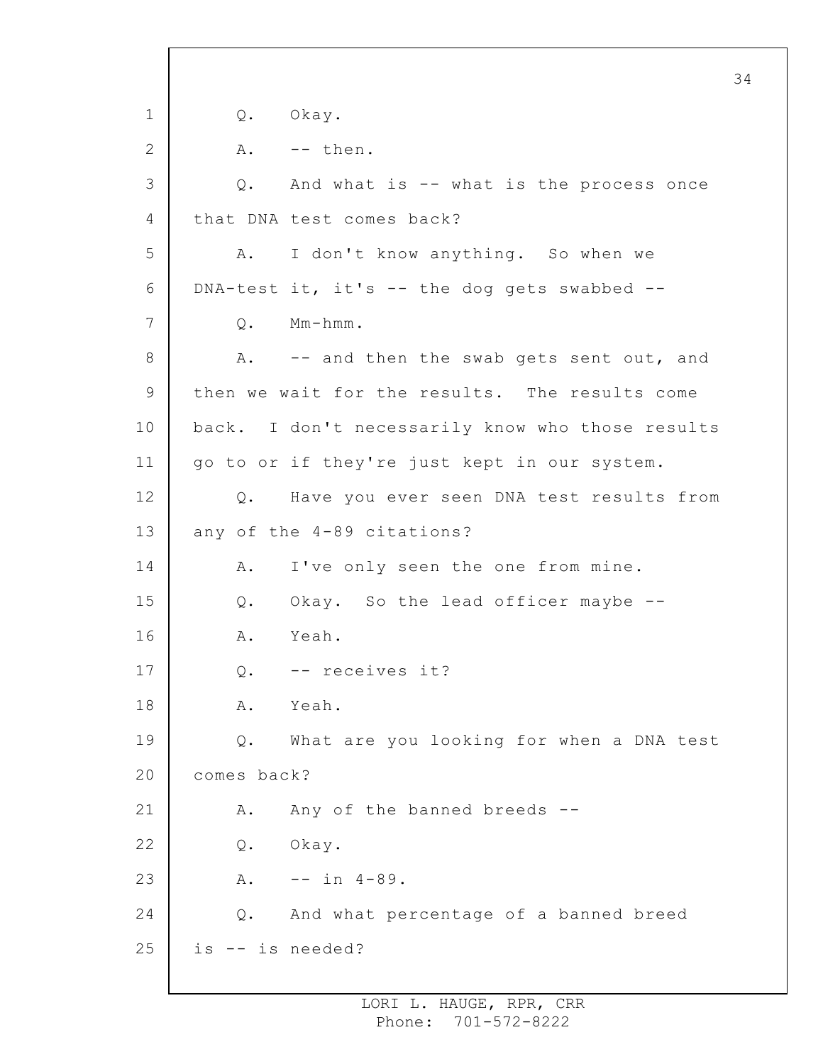1 Q. Okay.

2 A. -- then.

3 Q. And what is -- what is the process once

4 that DNA test comes back?

5 A. I don't know anything. So when we

6 DNA-test it, it's -- the dog gets swabbed --

7 Q. Mm-hmm.

8 A. -- and then the swab gets sent out, and

9 then we wait for the results. The results come

10 back. I don't necessarily know who those results

11 go to or if they're just kept in our system.

12 Q. Have you ever seen DNA test results from

13 any of the 4-89 citations?

14 A. I've only seen the one from mine.

15 Q. Okay. So the lead officer maybe --

16 A. Yeah.

17 Q. -- receives it?

18 A. Yeah.

19 Q. What are you looking for when a DNA test

20 comes back?

21 A. Any of the banned breeds --

22 Q. Okay.

23 A. -- in 4-89.

24 Q. And what percentage of a banned breed

25 is -- is needed?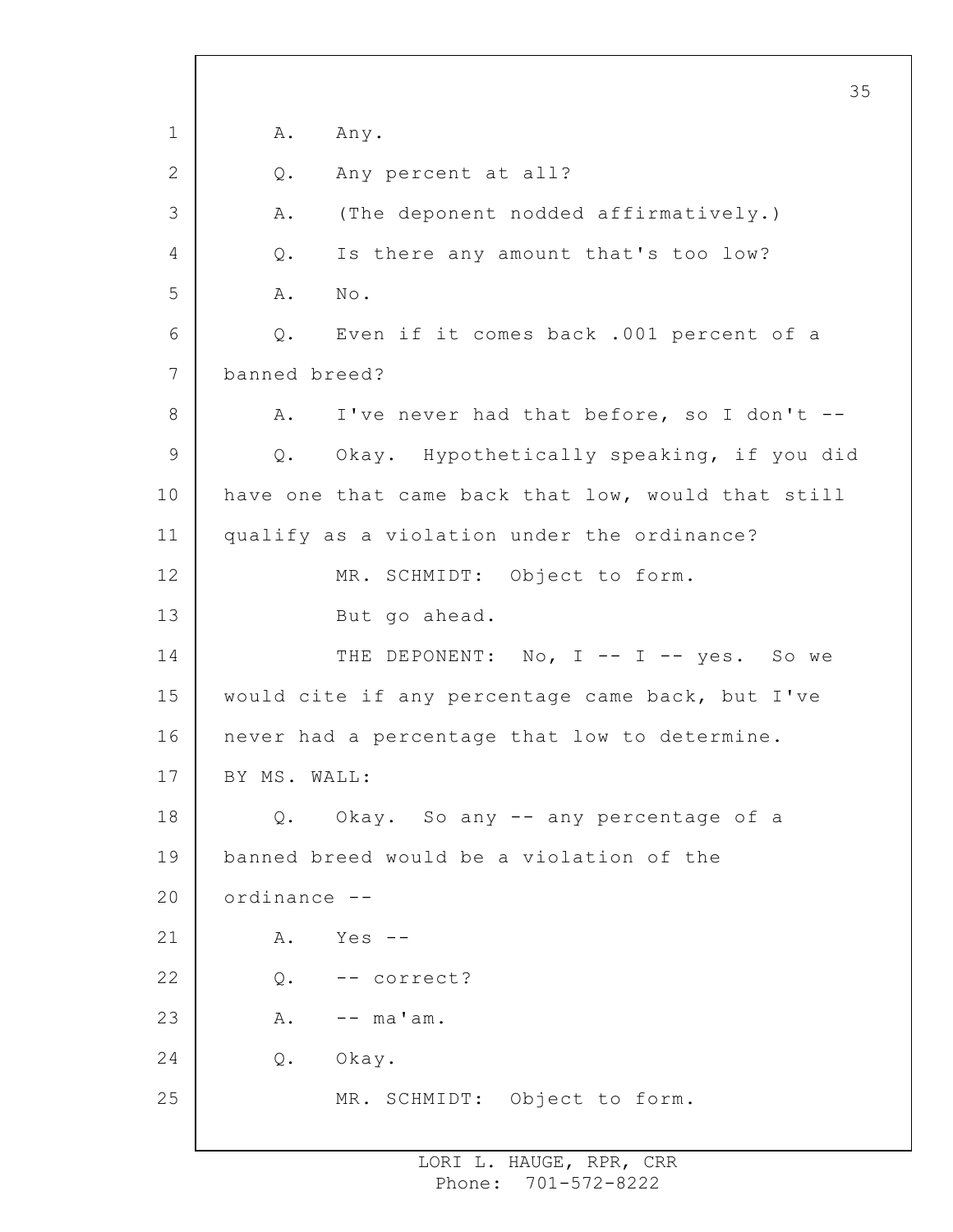A. Any.

Q. Any percent at all?

A. (The deponent nodded affirmatively.)

Q. Is there any amount that's too low?

A. No.

Q. Even if it comes back .001 percent of a banned breed?

A. I've never had that before, so I don't --

Q. Okay. Hypothetically speaking, if you did have one that came back that low, would that still qualify as a violation under the ordinance?

MR. SCHMIDT: Object to form.

But go ahead.

THE DEPONENT: No, I -- I -- yes. So we would cite if any percentage came back, but I've never had a percentage that low to determine.

BY MS. WALL:

Q. Okay. So any -- any percentage of a banned breed would be a violation of the ordinance --

A. Yes --

Q. -- correct?

A. -- ma'am.

Q. Okay.

MR. SCHMIDT: Object to form.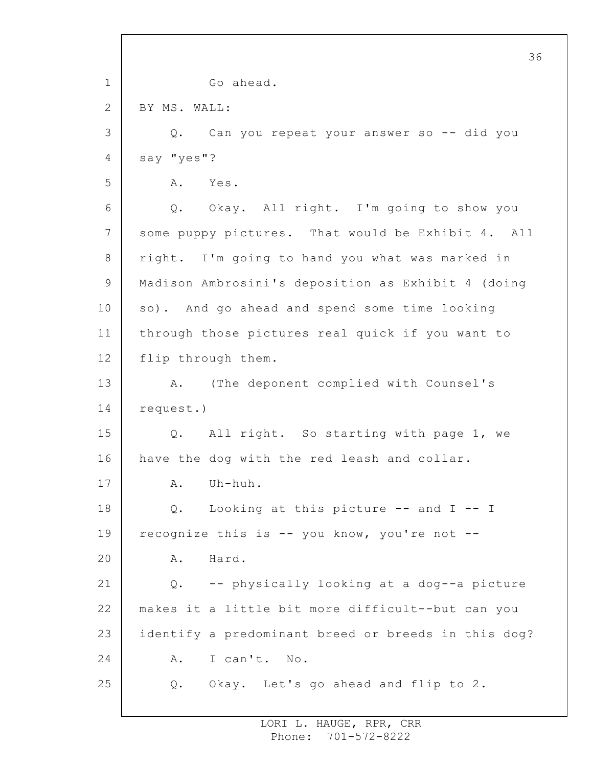Go ahead.

BY MS. WALL:

Q. Can you repeat your answer so -- did you say "yes"?

A. Yes.

Q. Okay. All right. I'm going to show you some puppy pictures. That would be Exhibit 4. All right. I'm going to hand you what was marked in Madison Ambrosini's deposition as Exhibit 4 (doing so). And go ahead and spend some time looking through those pictures real quick if you want to flip through them.

A. (The deponent complied with Counsel's request.)

Q. All right. So starting with page 1, we have the dog with the red leash and collar.

A. Uh-huh.

Q. Looking at this picture -- and I -- I recognize this is -- you know, you're not --

A. Hard.

Q. -- physically looking at a dog--a picture makes it a little bit more difficult--but can you identify a predominant breed or breeds in this dog?

A. I can't. No.

Q. Okay. Let's go ahead and flip to 2.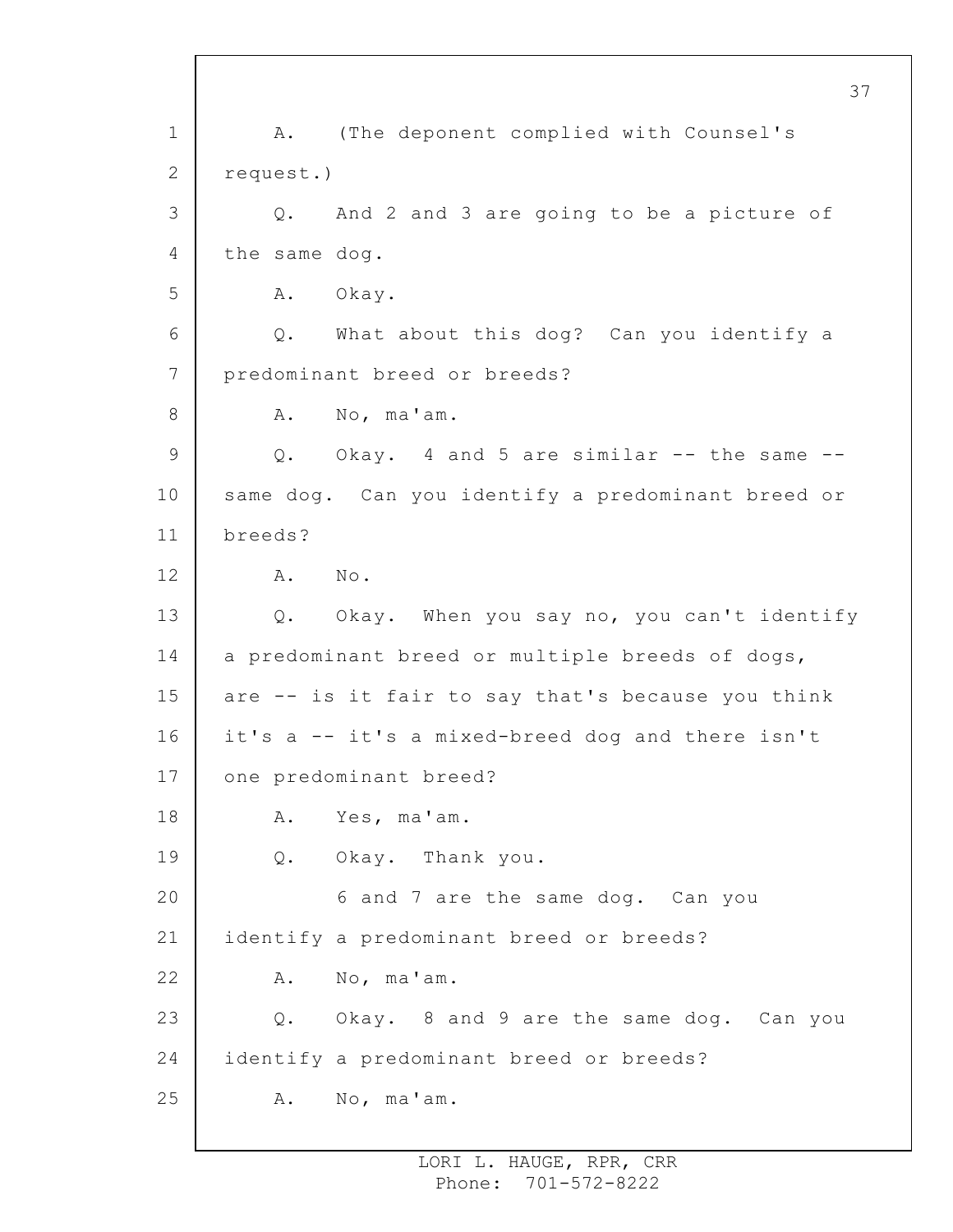A. (The deponent complied with Counsel's request.)

Q. And 2 and 3 are going to be a picture of the same dog.

A. Okay.

Q. What about this dog? Can you identify a predominant breed or breeds?

A. No, ma'am.

Q. Okay. 4 and 5 are similar -- the same -- same dog. Can you identify a predominant breed or breeds?

A. No.

Q. Okay. When you say no, you can't identify a predominant breed or multiple breeds of dogs, are -- is it fair to say that's because you think it's a -- it's a mixed-breed dog and there isn't one predominant breed?

A. Yes, ma'am.

Q. Okay. Thank you.

6 and 7 are the same dog. Can you identify a predominant breed or breeds?

A. No, ma'am.

Q. Okay. 8 and 9 are the same dog. Can you identify a predominant breed or breeds?

A. No, ma'am.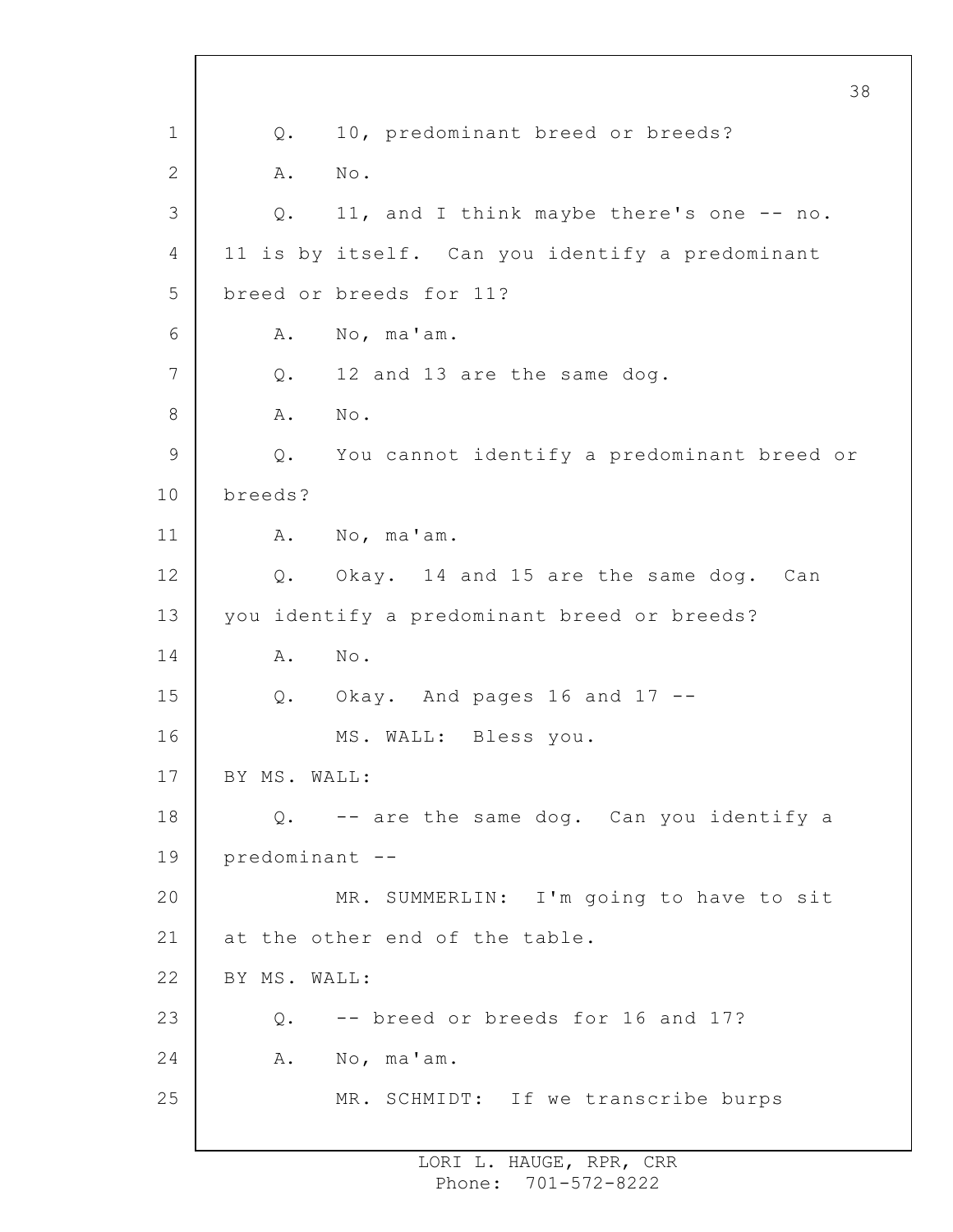1 Q. 10, predominant breed or breeds?

2 A. No.

3 Q. 11, and I think maybe there's one -- no.

4 11 is by itself. Can you identify a predominant

5 breed or breeds for 11?

6 A. No, ma'am.

7 Q. 12 and 13 are the same dog.

8 A. No.

9 Q. You cannot identify a predominant breed or

10 breeds?

11 A. No, ma'am.

12 Q. Okay. 14 and 15 are the same dog. Can

13 you identify a predominant breed or breeds?

14 A. No.

15 Q. Okay. And pages 16 and 17 --

16 MS. WALL: Bless you.

17 BY MS. WALL:

18 Q. -- are the same dog. Can you identify a

19 predominant --

20 MR. SUMMERLIN: I'm going to have to sit

21 at the other end of the table.

22 BY MS. WALL:

23 Q. -- breed or breeds for 16 and 17?

24 A. No, ma'am.

25 MR. SCHMIDT: If we transcribe burps

LORI L. HAUGE, RPR, CRR
Phone: 701-572-8222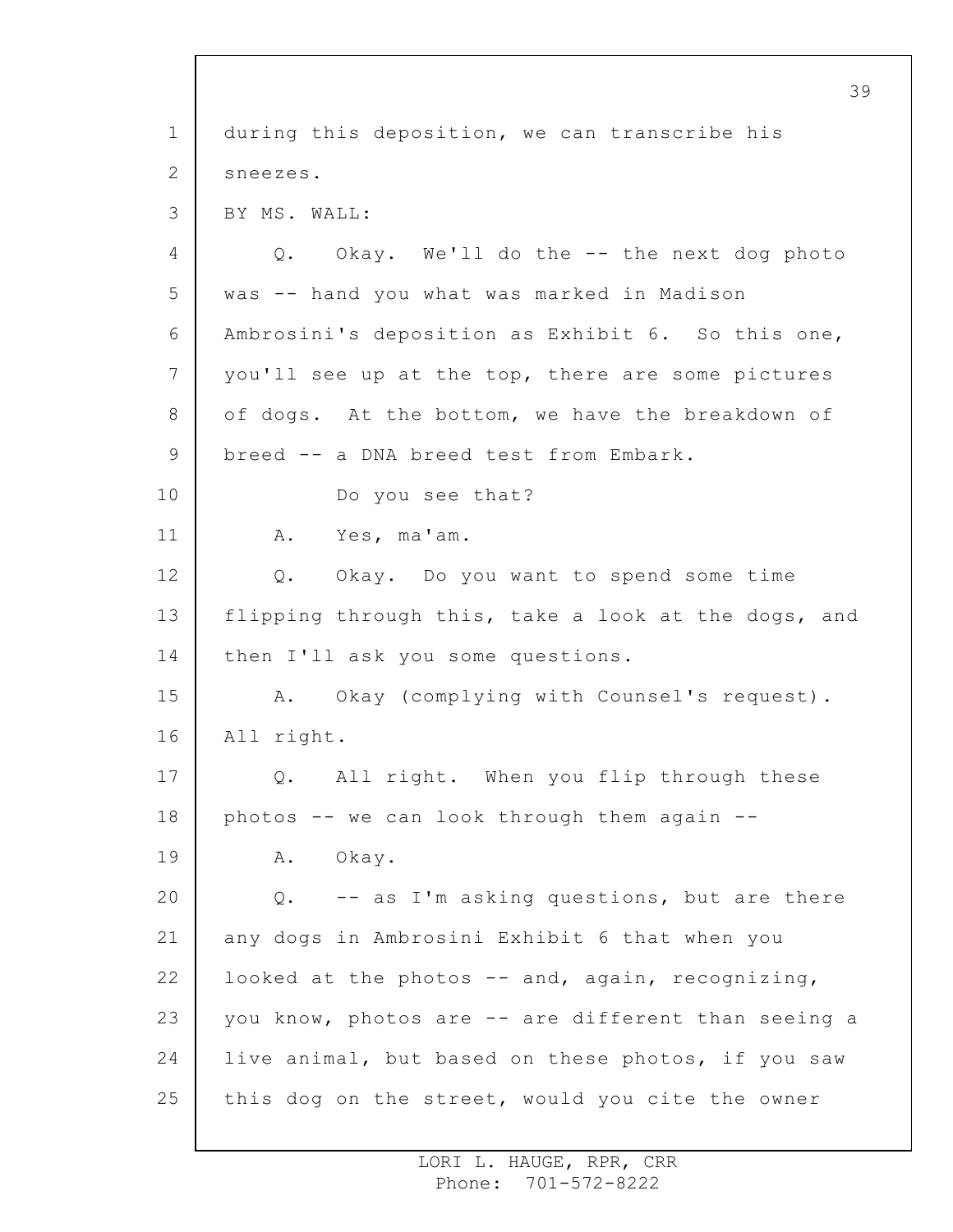during this deposition, we can transcribe his sneezes.

BY MS. WALL:

Q. Okay. We'll do the -- the next dog photo was -- hand you what was marked in Madison Ambrosini's deposition as Exhibit 6. So this one, you'll see up at the top, there are some pictures of dogs. At the bottom, we have the breakdown of breed -- a DNA breed test from Embark.

Do you see that?

A. Yes, ma'am.

Q. Okay. Do you want to spend some time flipping through this, take a look at the dogs, and then I'll ask you some questions.

A. Okay (complying with Counsel's request). All right.

Q. All right. When you flip through these photos -- we can look through them again --

A. Okay.

Q. -- as I'm asking questions, but are there any dogs in Ambrosini Exhibit 6 that when you looked at the photos -- and, again, recognizing, you know, photos are -- are different than seeing a live animal, but based on these photos, if you saw this dog on the street, would you cite the owner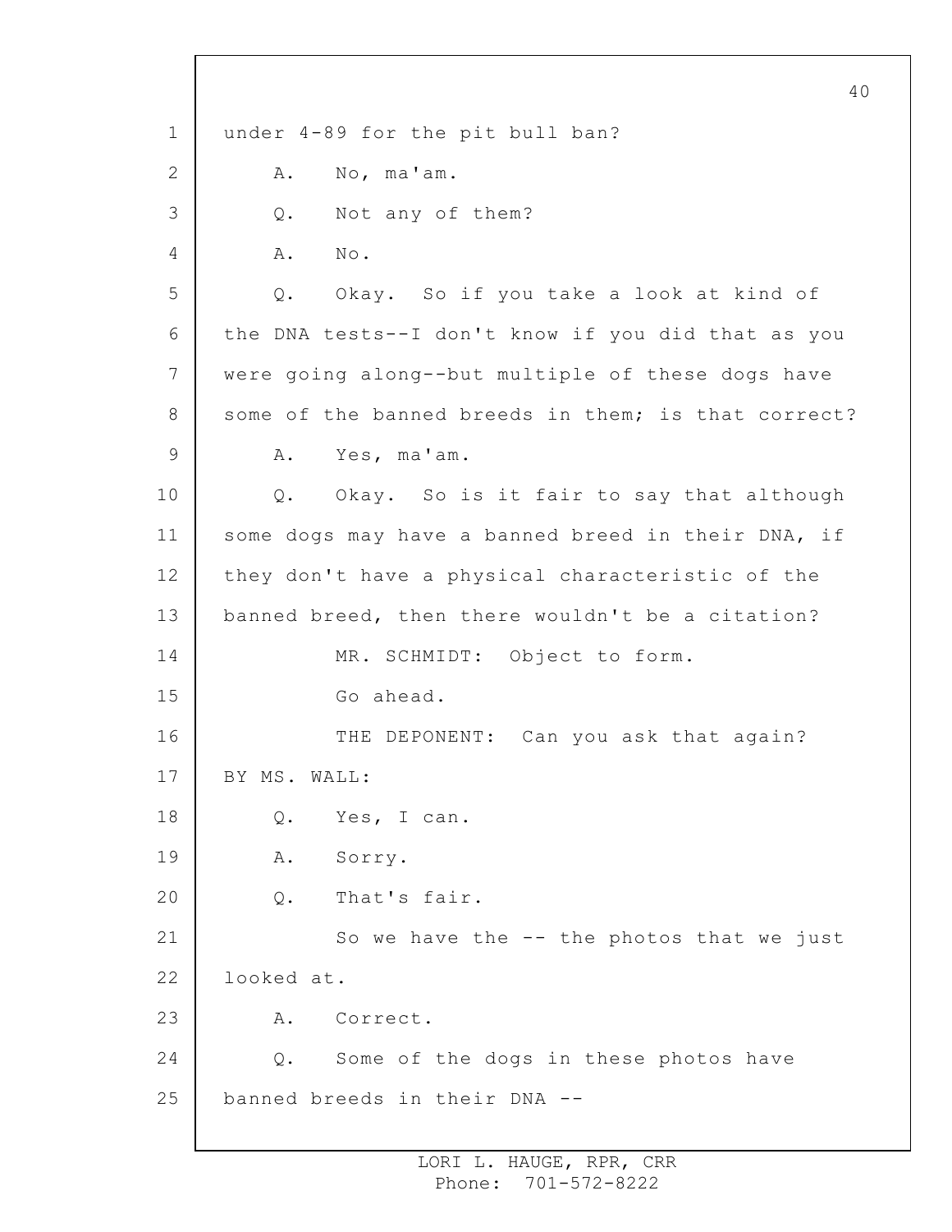under 4-89 for the pit bull ban?

A. No, ma'am.

Q. Not any of them?

A. No.

Q. Okay. So if you take a look at kind of the DNA tests--I don't know if you did that as you were going along--but multiple of these dogs have some of the banned breeds in them; is that correct?

A. Yes, ma'am.

Q. Okay. So is it fair to say that although some dogs may have a banned breed in their DNA, if they don't have a physical characteristic of the banned breed, then there wouldn't be a citation?

MR. SCHMIDT: Object to form.

Go ahead.

THE DEPONENT: Can you ask that again?

BY MS. WALL:

Q. Yes, I can.

A. Sorry.

Q. That's fair.

So we have the -- the photos that we just looked at.

A. Correct.

Q. Some of the dogs in these photos have banned breeds in their DNA --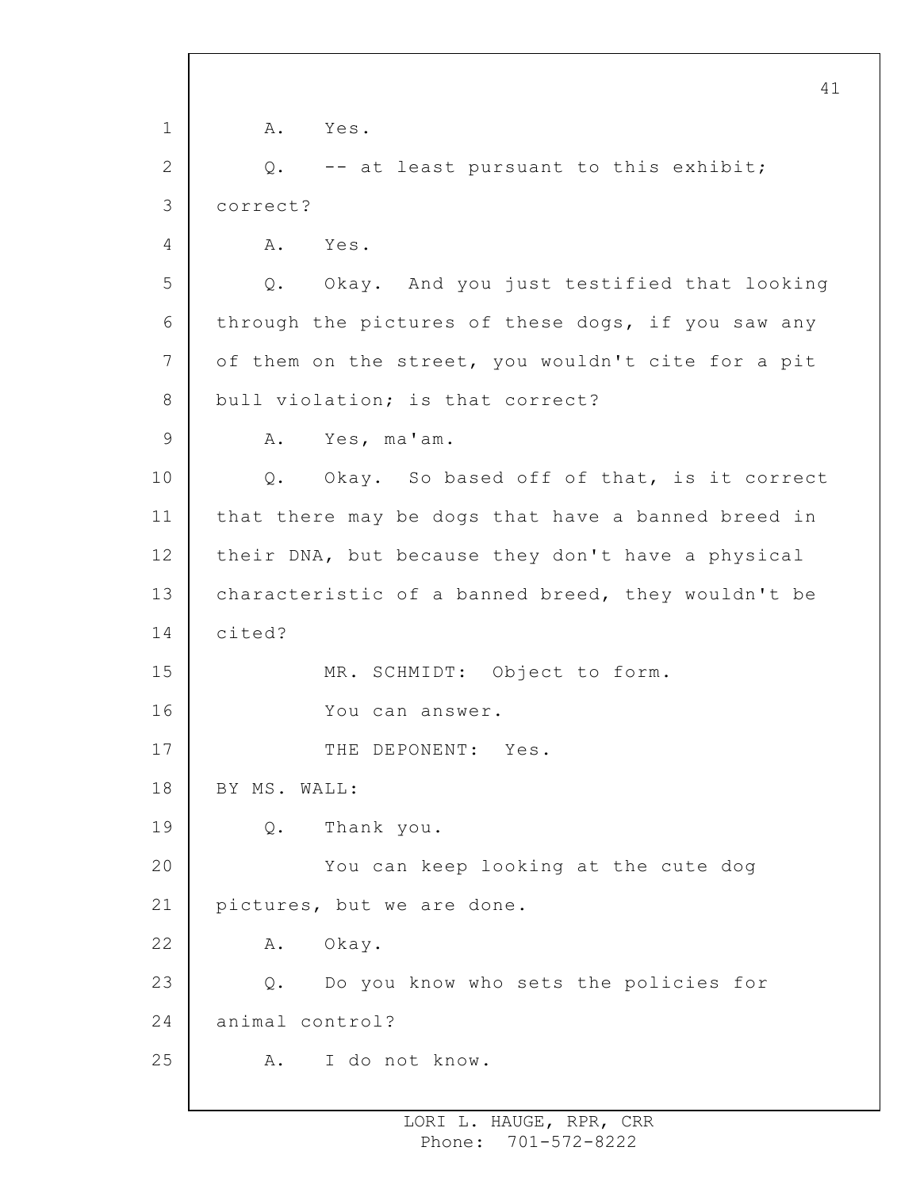A. Yes.

Q. -- at least pursuant to this exhibit; correct?

A. Yes.

Q. Okay. And you just testified that looking through the pictures of these dogs, if you saw any of them on the street, you wouldn't cite for a pit bull violation; is that correct?

A. Yes, ma'am.

Q. Okay. So based off of that, is it correct that there may be dogs that have a banned breed in their DNA, but because they don't have a physical characteristic of a banned breed, they wouldn't be cited?

MR. SCHMIDT: Object to form.

You can answer.

THE DEPONENT: Yes.

BY MS. WALL:

Q. Thank you.

You can keep looking at the cute dog pictures, but we are done.

A. Okay.

Q. Do you know who sets the policies for animal control?

A. I do not know.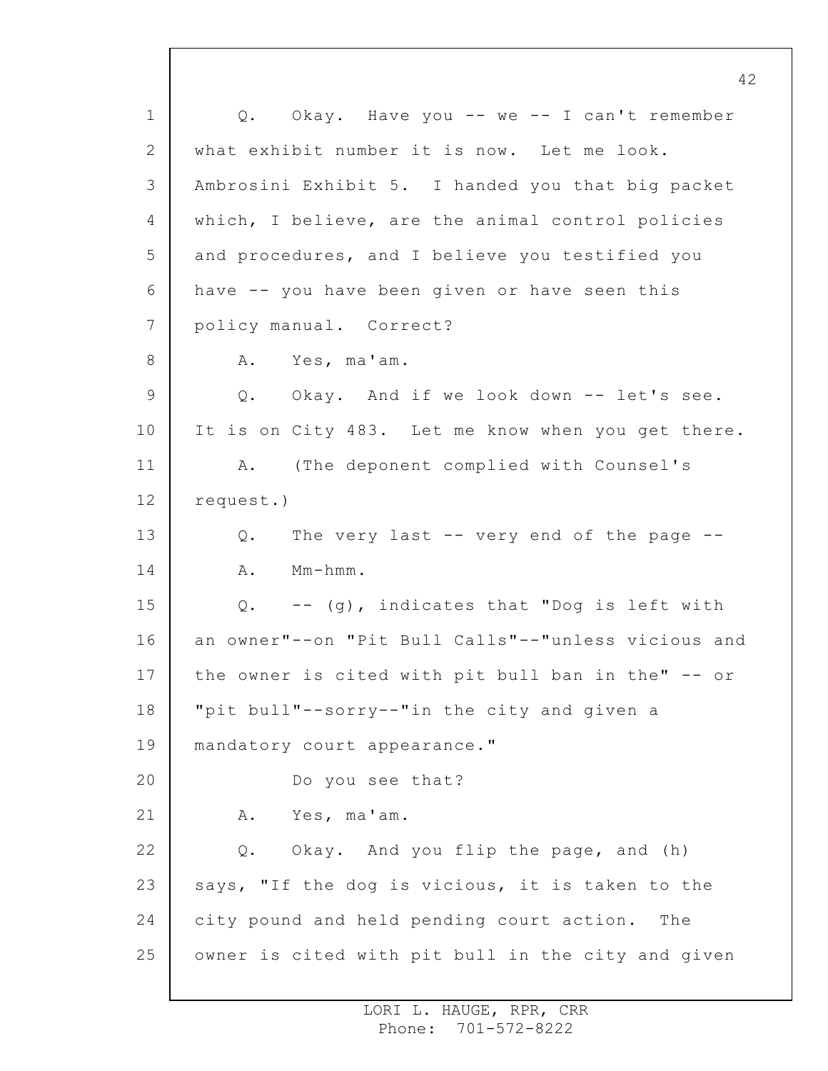Q. Okay. Have you -- we -- I can't remember what exhibit number it is now. Let me look. Ambrosini Exhibit 5. I handed you that big packet which, I believe, are the animal control policies and procedures, and I believe you testified you have -- you have been given or have seen this policy manual. Correct?

A. Yes, ma'am.

Q. Okay. And if we look down -- let's see. It is on City 483. Let me know when you get there.

A. (The deponent complied with Counsel's request.)

Q. The very last -- very end of the page --

A. Mm-hmm.

Q. -- (g), indicates that "Dog is left with an owner"--on "Pit Bull Calls"--"unless vicious and the owner is cited with pit bull ban in the" -- or "pit bull"--sorry--"in the city and given a mandatory court appearance."

Do you see that?

A. Yes, ma'am.

Q. Okay. And you flip the page, and (h) says, "If the dog is vicious, it is taken to the city pound and held pending court action. The owner is cited with pit bull in the city and given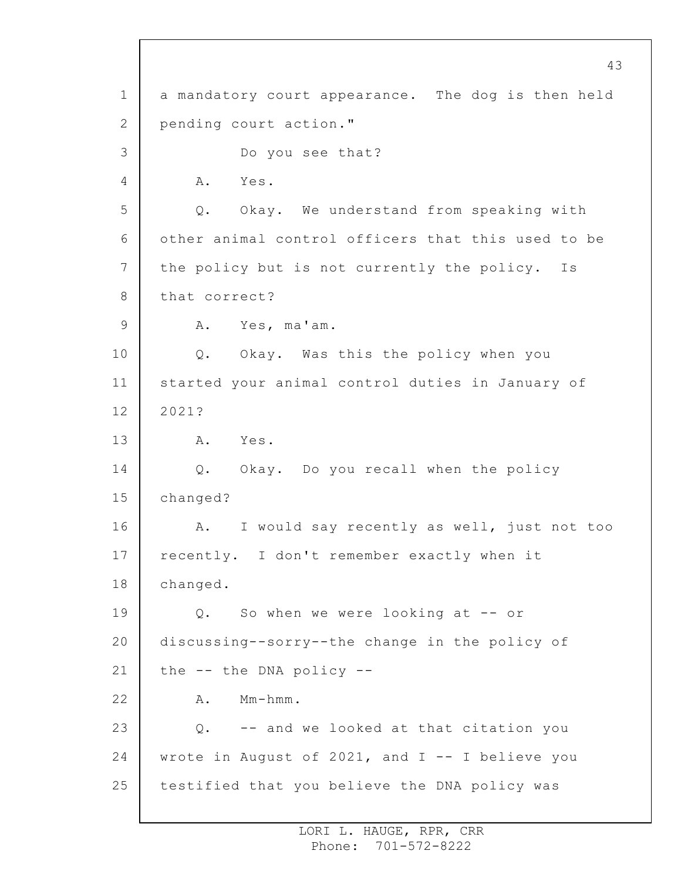a mandatory court appearance. The dog is then held pending court action."

Do you see that?

A. Yes.

Q. Okay. We understand from speaking with other animal control officers that this used to be the policy but is not currently the policy. Is that correct?

A. Yes, ma'am.

Q. Okay. Was this the policy when you started your animal control duties in January of 2021?

A. Yes.

Q. Okay. Do you recall when the policy changed?

A. I would say recently as well, just not too recently. I don't remember exactly when it changed.

Q. So when we were looking at -- or discussing--sorry--the change in the policy of the -- the DNA policy --

A. Mm-hmm.

Q. -- and we looked at that citation you wrote in August of 2021, and I -- I believe you testified that you believe the DNA policy was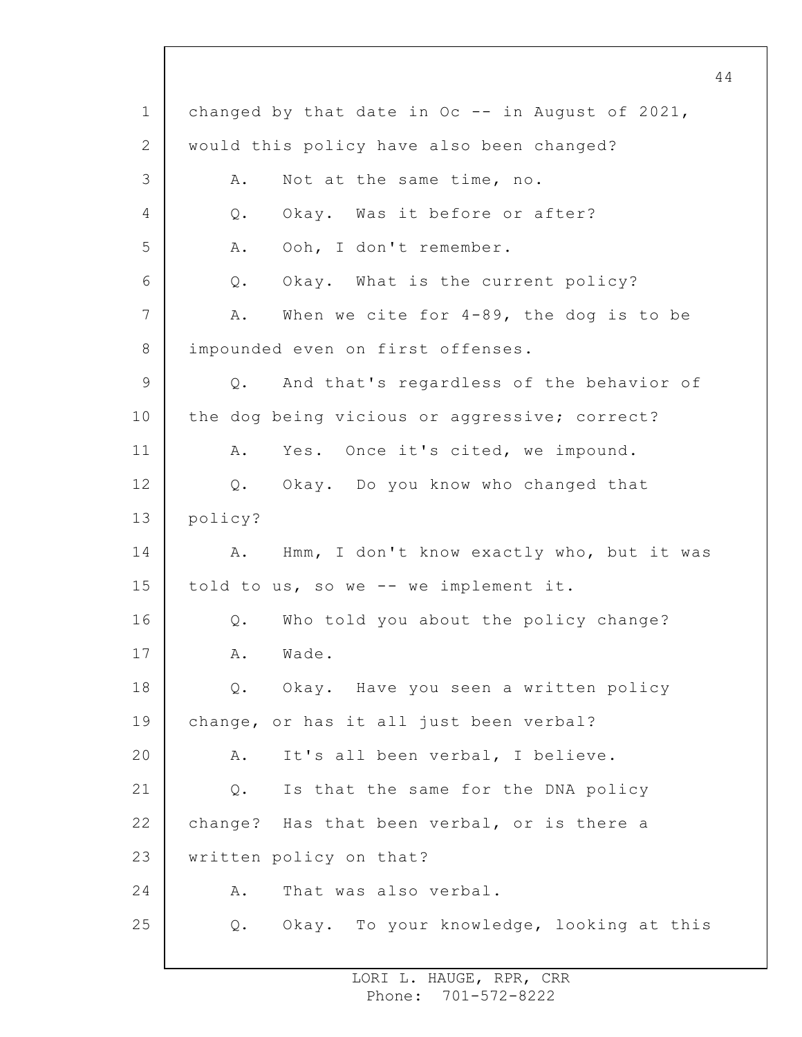changed by that date in Oc -- in August of 2021, would this policy have also been changed?

A. Not at the same time, no.

Q. Okay. Was it before or after?

A. Ooh, I don't remember.

Q. Okay. What is the current policy?

A. When we cite for 4-89, the dog is to be impounded even on first offenses.

Q. And that's regardless of the behavior of the dog being vicious or aggressive; correct?

A. Yes. Once it's cited, we impound.

Q. Okay. Do you know who changed that policy?

A. Hmm, I don't know exactly who, but it was told to us, so we -- we implement it.

Q. Who told you about the policy change?

A. Wade.

Q. Okay. Have you seen a written policy change, or has it all just been verbal?

A. It's all been verbal, I believe.

Q. Is that the same for the DNA policy change? Has that been verbal, or is there a written policy on that?

A. That was also verbal.

Q. Okay. To your knowledge, looking at this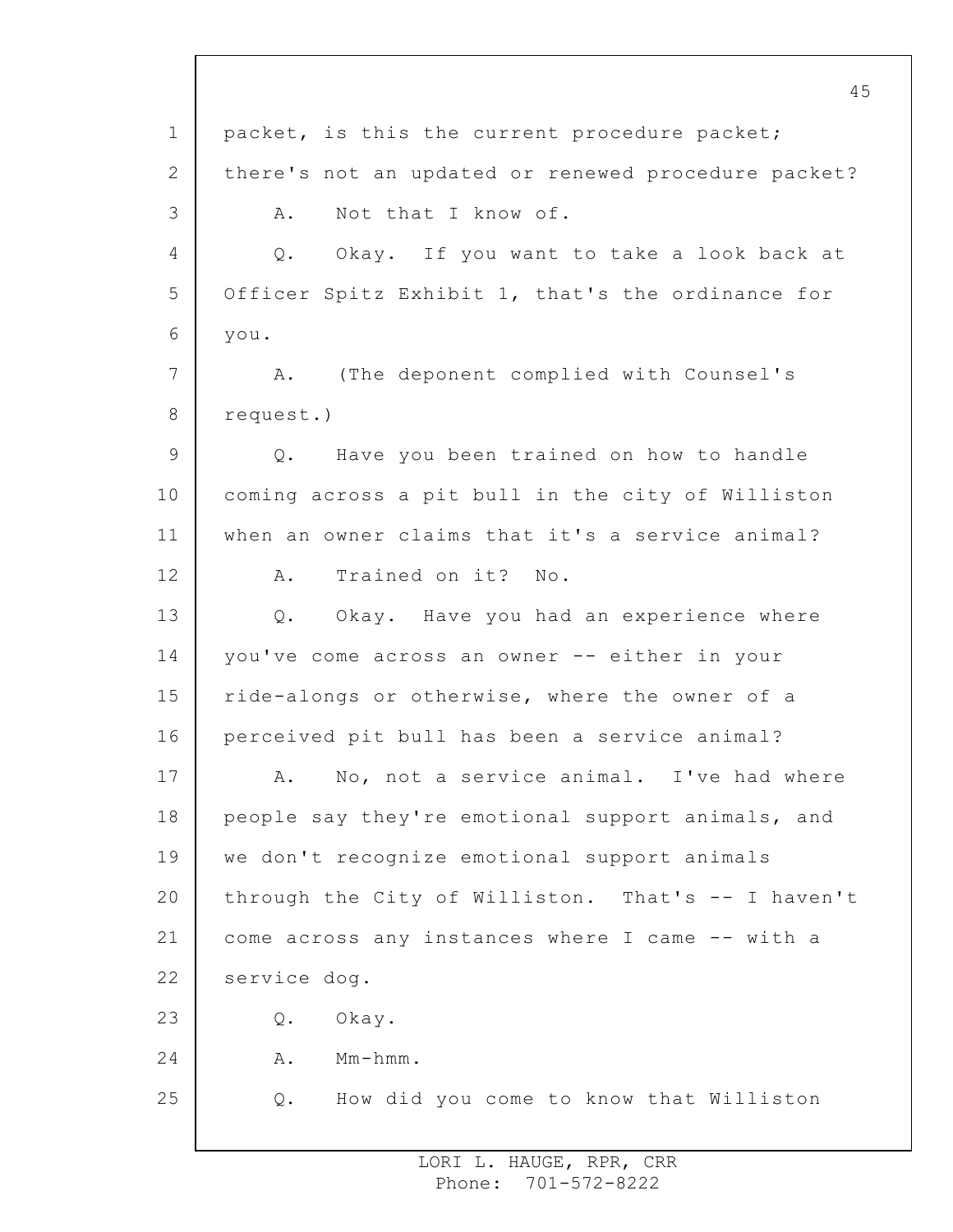packet, is this the current procedure packet; there's not an updated or renewed procedure packet?

A. Not that I know of.

Q. Okay. If you want to take a look back at Officer Spitz Exhibit 1, that's the ordinance for you.

A. (The deponent complied with Counsel's request.)

Q. Have you been trained on how to handle coming across a pit bull in the city of Williston when an owner claims that it's a service animal?

A. Trained on it? No.

Q. Okay. Have you had an experience where you've come across an owner -- either in your ride-alongs or otherwise, where the owner of a perceived pit bull has been a service animal?

A. No, not a service animal. I've had where people say they're emotional support animals, and we don't recognize emotional support animals through the City of Williston. That's -- I haven't come across any instances where I came -- with a service dog.

Q. Okay.

A. Mm-hmm.

Q. How did you come to know that Williston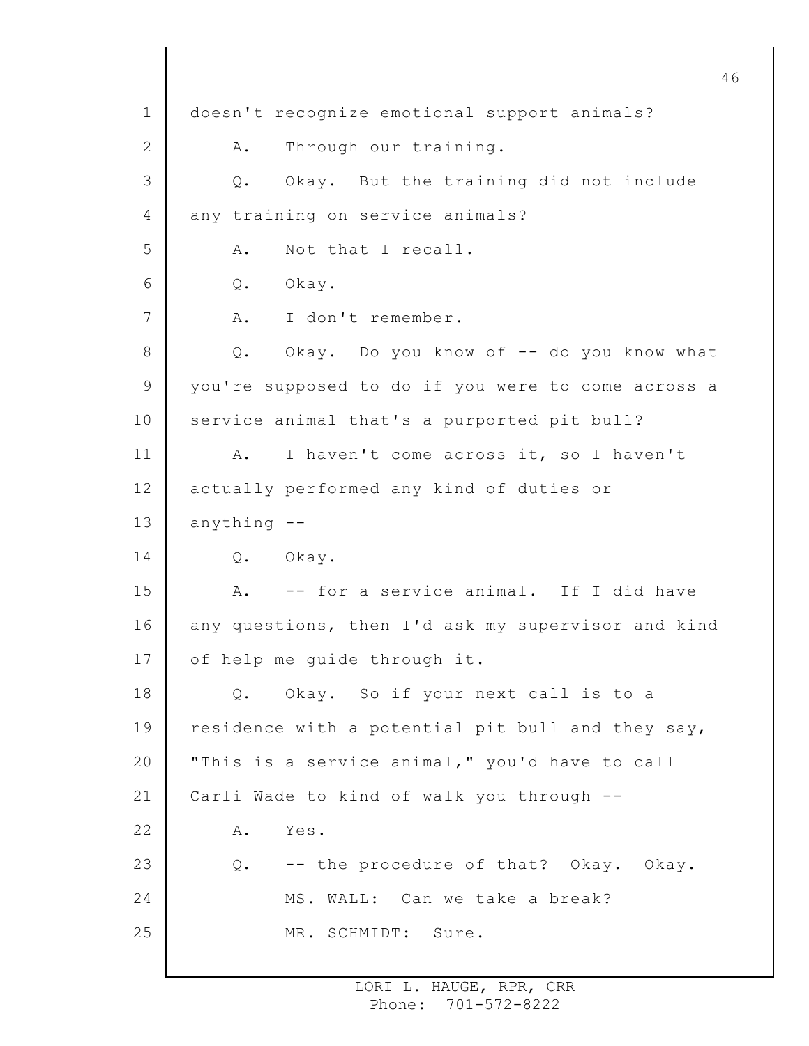doesn't recognize emotional support animals?

A. Through our training.

Q. Okay. But the training did not include any training on service animals?

A. Not that I recall.

Q. Okay.

A. I don't remember.

Q. Okay. Do you know of -- do you know what you're supposed to do if you were to come across a service animal that's a purported pit bull?

A. I haven't come across it, so I haven't actually performed any kind of duties or anything --

Q. Okay.

A. -- for a service animal. If I did have any questions, then I'd ask my supervisor and kind of help me guide through it.

Q. Okay. So if your next call is to a residence with a potential pit bull and they say, "This is a service animal," you'd have to call Carli Wade to kind of walk you through --

A. Yes.

Q. -- the procedure of that? Okay. Okay.

MS. WALL: Can we take a break?

MR. SCHMIDT: Sure.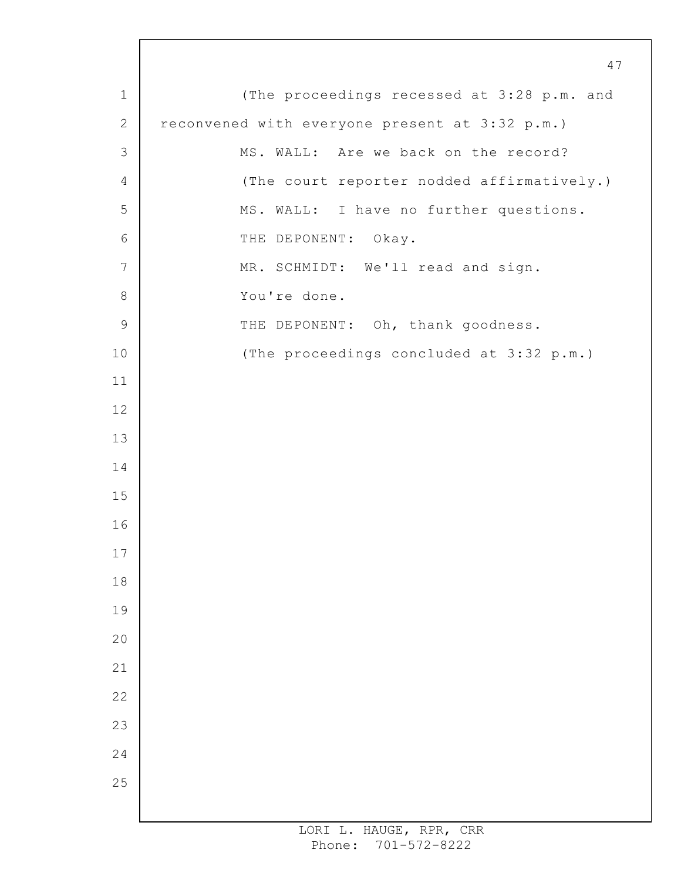(The proceedings recessed at 3:28 p.m. and reconvened with everyone present at 3:32 p.m.)

MS. WALL: Are we back on the record?

(The court reporter nodded affirmatively.)

MS. WALL: I have no further questions.

THE DEPONENT: Okay.

MR. SCHMIDT: We'll read and sign.

You're done.

THE DEPONENT: Oh, thank goodness.

(The proceedings concluded at 3:32 p.m.)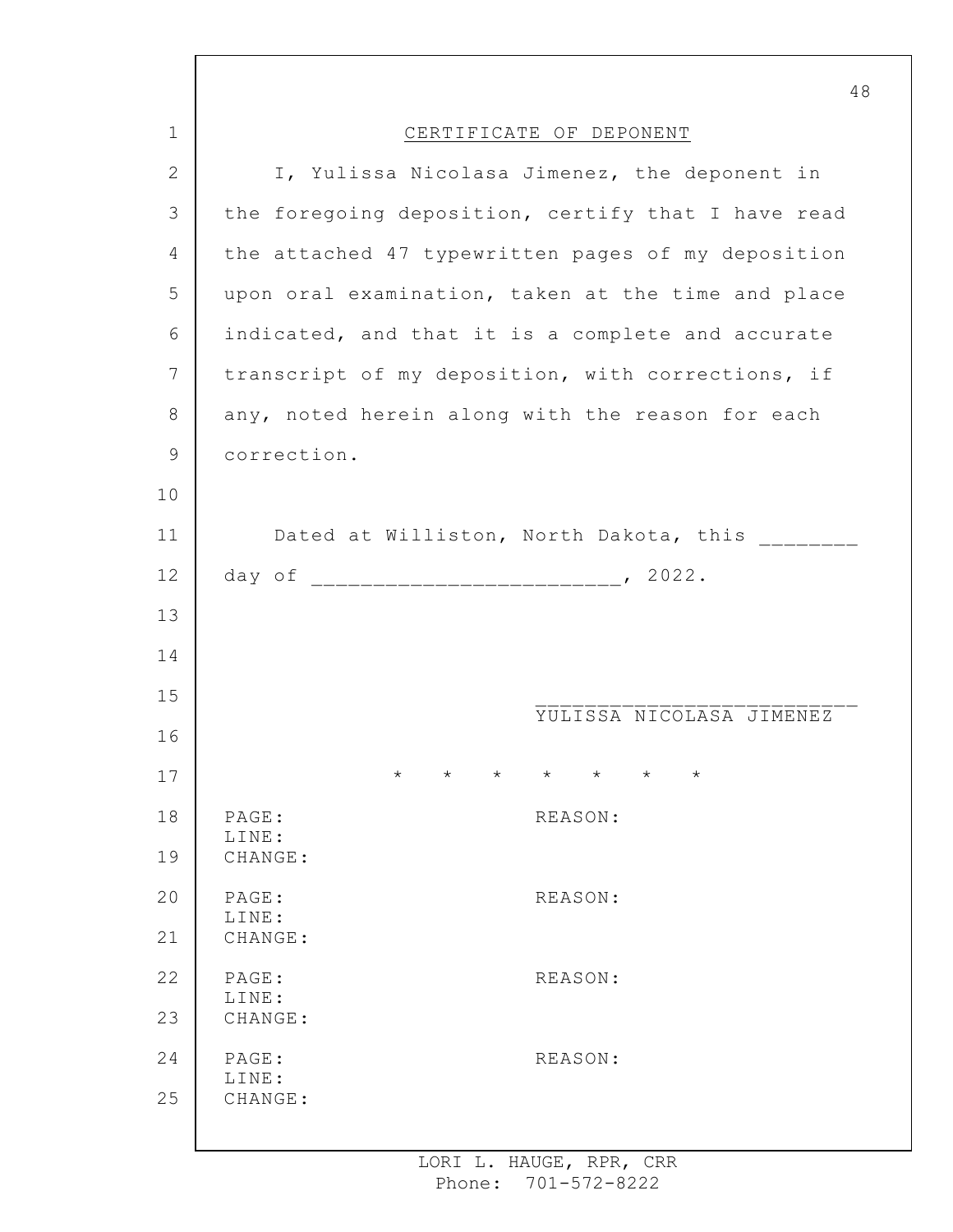# CERTIFICATE OF DEPONENT

I, Yulissa Nicolasa Jimenez, the deponent in the foregoing deposition, certify that I have read the attached 47 typewritten pages of my deposition upon oral examination, taken at the time and place indicated, and that it is a complete and accurate transcript of my deposition, with corrections, if any, noted herein along with the reason for each correction.

Dated at Williston, North Dakota, this ________ day of ________________________, 2022.

___________________________
YULISSA NICOLASA JIMENEZ

\* \* \* \* \* \* \*

PAGE: REASON:
LINE:
CHANGE:

PAGE: REASON:
LINE:
CHANGE:

PAGE: REASON:
LINE:
CHANGE:

PAGE: REASON:
LINE:
CHANGE: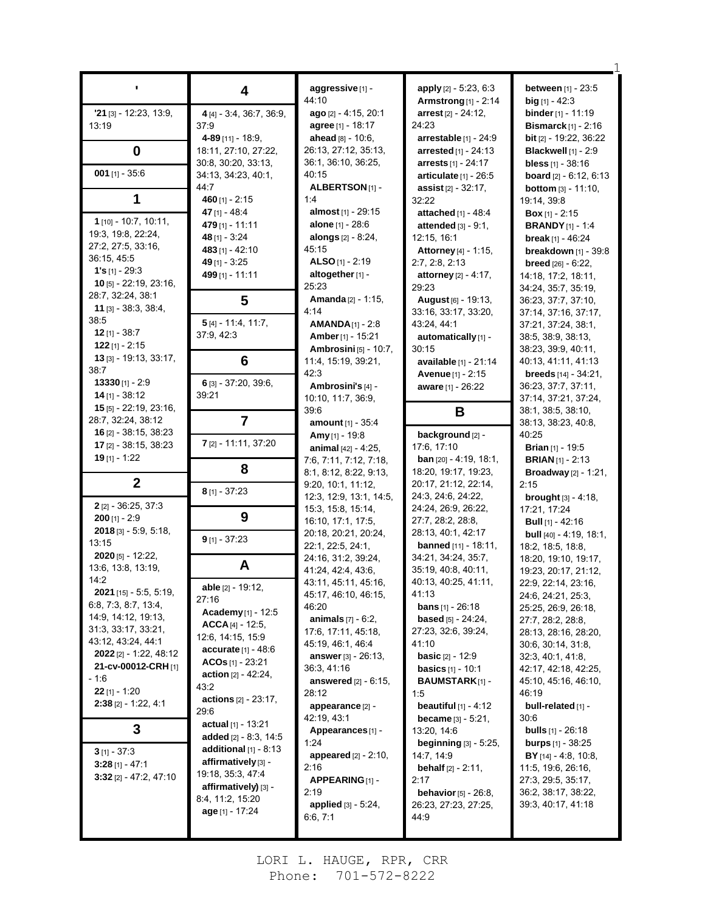## '

**'21** [3] - 12:23, 13:9, 13:19

## 0

**001** [1] - 35:6

## 1

**1** [10] - 10:7, 10:11, 19:3, 19:8, 22:24, 27:2, 27:5, 33:16, 36:15, 45:5
**1's** [1] - 29:3
**10** [5] - 22:19, 23:16, 28:7, 32:24, 38:1
**11** [3] - 38:3, 38:4, 38:5
**12** [1] - 38:7
**122** [1] - 2:15
**13** [3] - 19:13, 33:17, 38:7
**13330** [1] - 2:9
**14** [1] - 38:12
**15** [5] - 22:19, 23:16, 28:7, 32:24, 38:12
**16** [2] - 38:15, 38:23
**17** [2] - 38:15, 38:23
**19** [1] - 1:22

## 2

**2** [2] - 36:25, 37:3
**200** [1] - 2:9
**2018** [3] - 5:9, 5:18, 13:15
**2020** [5] - 12:22, 13:6, 13:8, 13:19, 14:2
**2021** [15] - 5:5, 5:19, 6:8, 7:3, 8:7, 13:4, 14:9, 14:12, 19:13, 31:3, 33:17, 33:21, 43:12, 43:24, 44:1
**2022** [2] - 1:22, 48:12
**21-cv-00012-CRH** [1] - 1:6
**22** [1] - 1:20
**2:38** [2] - 1:22, 4:1

## 3

**3** [1] - 37:3
**3:28** [1] - 47:1
**3:32** [2] - 47:2, 47:10

## 4

**4** [4] - 3:4, 36:7, 36:9, 37:9
**4-89** [11] - 18:9, 18:11, 27:10, 27:22, 30:8, 30:20, 33:13, 34:13, 34:23, 40:1, 44:7
**460** [1] - 2:15
**47** [1] - 48:4
**479** [1] - 11:11
**48** [1] - 3:24
**483** [1] - 42:10
**49** [1] - 3:25
**499** [1] - 11:11

## 5

**5** [4] - 11:4, 11:7, 37:9, 42:3

## 6

**6** [3] - 37:20, 39:6, 39:21

## 7

**7** [2] - 11:11, 37:20

## 8

**8** [1] - 37:23

## 9

**9** [1] - 37:23

## A

**able** [2] - 19:12, 27:16
**Academy** [1] - 12:5
**ACCA** [4] - 12:5, 12:6, 14:15, 15:9
**accurate** [1] - 48:6
**ACOs** [1] - 23:21
**action** [2] - 42:24, 43:2
**actions** [2] - 23:17, 29:6
**actual** [1] - 13:21
**added** [2] - 8:3, 14:5
**additional** [1] - 8:13
**affirmatively** [3] - 19:18, 35:3, 47:4
**affirmatively)** [3] - 8:4, 11:2, 15:20
**age** [1] - 17:24
**aggressive** [1] - 44:10
**ago** [2] - 4:15, 20:1
**agree** [1] - 18:17
**ahead** [8] - 10:6, 26:13, 27:12, 35:13, 36:1, 36:10, 36:25, 40:15
**ALBERTSON** [1] - 1:4
**almost** [1] - 29:15
**alone** [1] - 28:6
**alongs** [2] - 8:24, 45:15
**ALSO** [1] - 2:19
**altogether** [1] - 25:23
**Amanda** [2] - 1:15, 4:14
**AMANDA** [1] - 2:8
**Amber** [1] - 15:21
**Ambrosini** [5] - 10:7, 11:4, 15:19, 39:21, 42:3
**Ambrosini's** [4] - 10:10, 11:7, 36:9, 39:6
**amount** [1] - 35:4
**Amy** [1] - 19:8
**animal** [42] - 4:25, 7:6, 7:11, 7:12, 7:18, 8:1, 8:12, 8:22, 9:13, 9:20, 10:1, 11:12, 12:3, 12:9, 13:1, 14:5, 15:3, 15:8, 15:14, 16:10, 17:1, 17:5, 20:18, 20:21, 20:24, 22:1, 22:5, 24:1, 24:16, 31:2, 39:24, 41:24, 42:4, 43:6, 43:11, 45:11, 45:16, 45:17, 46:10, 46:15, 46:20
**animals** [7] - 6:2, 17:6, 17:11, 45:18, 45:19, 46:1, 46:4
**answer** [3] - 26:13, 36:3, 41:16
**answered** [2] - 6:15, 28:12
**appearance** [2] - 42:19, 43:1
**Appearances** [1] - 1:24
**appeared** [2] - 2:10, 2:16
**APPEARING** [1] - 2:19
**applied** [3] - 5:24, 6:6, 7:1
**apply** [2] - 5:23, 6:3
**Armstrong** [1] - 2:14
**arrest** [2] - 24:12, 24:23
**arrestable** [1] - 24:9
**arrested** [1] - 24:13
**arrests** [1] - 24:17
**articulate** [1] - 26:5
**assist** [2] - 32:17, 32:22
**attached** [1] - 48:4
**attended** [3] - 9:1, 12:15, 16:1
**Attorney** [4] - 1:15, 2:7, 2:8, 2:13
**attorney** [2] - 4:17, 29:23
**August** [6] - 19:13, 33:16, 33:17, 33:20, 43:24, 44:1
**automatically** [1] - 30:15
**available** [1] - 21:14
**Avenue** [1] - 2:15
**aware** [1] - 26:22

## B

**background** [2] - 17:6, 17:10
**ban** [20] - 4:19, 18:1, 18:20, 19:17, 19:23, 20:17, 21:12, 22:14, 24:3, 24:6, 24:22, 24:24, 26:9, 26:22, 27:7, 28:2, 28:8, 28:13, 40:1, 42:17
**banned** [11] - 18:11, 34:21, 34:24, 35:7, 35:19, 40:8, 40:11, 40:13, 40:25, 41:11, 41:13
**bans** [1] - 26:18
**based** [5] - 24:24, 27:23, 32:6, 39:24, 41:10
**basic** [2] - 12:9
**basics** [1] - 10:1
**BAUMSTARK** [1] - 1:5
**beautiful** [1] - 4:12
**became** [3] - 5:21, 13:20, 14:6
**beginning** [3] - 5:25, 14:7, 14:9
**behalf** [2] - 2:11, 2:17
**behavior** [5] - 26:8, 26:23, 27:23, 27:25, 44:9
**between** [1] - 23:5
**big** [1] - 42:3
**binder** [1] - 11:19
**Bismarck** [1] - 2:16
**bit** [2] - 19:22, 36:22
**Blackwell** [1] - 2:9
**bless** [1] - 38:16
**board** [2] - 6:12, 6:13
**bottom** [3] - 11:10, 19:14, 39:8
**Box** [1] - 2:15
**BRANDY** [1] - 1:4
**break** [1] - 46:24
**breakdown** [1] - 39:8
**breed** [26] - 6:22, 14:18, 18:11, 34:24, 35:7, 35:19, 36:23, 37:7, 37:10, 37:14, 37:16, 37:17, 37:21, 37:24, 38:1, 38:5, 38:9, 38:13, 38:23, 39:9, 40:11, 40:13, 41:11, 41:13
**breeds** [14] - 34:21, 36:23, 37:7, 37:11, 37:14, 37:21, 37:24, 38:1, 38:5, 38:10, 38:13, 38:23, 40:8, 40:25
**Brian** [1] - 19:5
**BRIAN** [1] - 2:13
**Broadway** [2] - 1:21, 2:15
**brought** [3] - 4:18, 17:21, 17:24
**Bull** [1] - 42:16
**bull** [40] - 4:19, 18:1, 18:2, 18:5, 18:8, 18:20, 19:10, 19:17, 19:23, 20:17, 21:12, 22:9, 22:14, 23:16, 24:6, 24:21, 25:3, 25:25, 26:9, 26:18, 27:7, 28:2, 28:8, 28:13, 28:16, 28:20, 30:6, 30:14, 31:8, 32:3, 40:1, 41:8, 42:17, 42:18, 42:25, 45:10, 45:16, 46:10, 46:19
**bull-related** [1] - 30:6
**bulls** [1] - 26:18
**burps** [1] - 38:25
**BY** [14] - 4:8, 10:8, 11:5, 19:6, 26:16, 27:3, 29:5, 35:17, 36:2, 38:17, 38:22, 39:3, 40:17, 41:18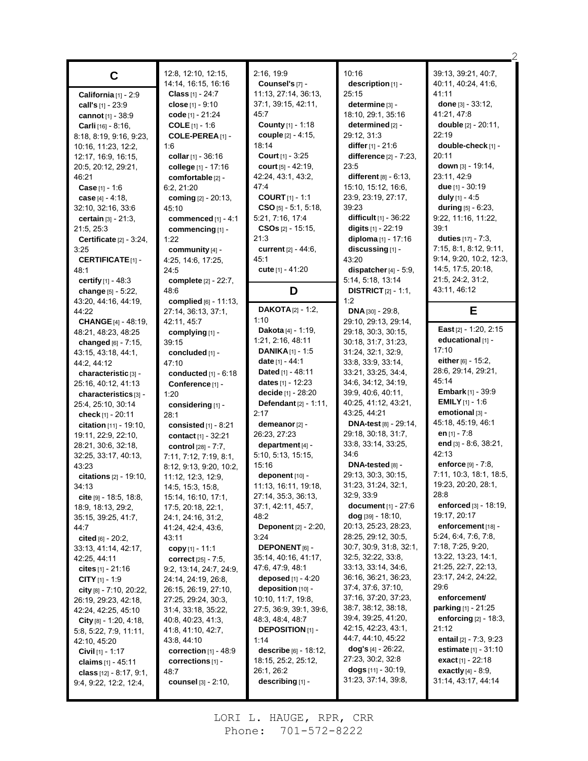## C

**California** [1] - 2:9
**call's** [1] - 23:9
**cannot** [1] - 38:9
**Carli** [16] - 8:16, 8:18, 8:19, 9:16, 9:23, 10:16, 11:23, 12:2, 12:17, 16:9, 16:15, 20:5, 20:12, 29:21, 46:21
**Case** [1] - 1:6
**case** [4] - 4:18, 32:10, 32:16, 33:6
**certain** [3] - 21:3, 21:5, 25:3
**Certificate** [2] - 3:24, 3:25
**CERTIFICATE** [1] - 48:1
**certify** [1] - 48:3
**change** [5] - 5:22, 43:20, 44:16, 44:19, 44:22
**CHANGE** [4] - 48:19, 48:21, 48:23, 48:25
**changed** [6] - 7:15, 43:15, 43:18, 44:1, 44:2, 44:12
**characteristic** [3] - 25:16, 40:12, 41:13
**characteristics** [3] - 25:4, 25:10, 30:14
**check** [1] - 20:11
**citation** [11] - 19:10, 19:11, 22:9, 22:10, 28:21, 30:6, 32:18, 32:25, 33:17, 40:13, 43:23
**citations** [2] - 19:10, 34:13
**cite** [9] - 18:5, 18:8, 18:9, 18:13, 29:2, 35:15, 39:25, 41:7, 44:7
**cited** [6] - 20:2, 33:13, 41:14, 42:17, 42:25, 44:11
**cites** [1] - 21:16
**CITY** [1] - 1:9
**city** [8] - 7:10, 20:22, 26:19, 29:23, 42:18, 42:24, 42:25, 45:10
**City** [8] - 1:20, 4:18, 5:8, 5:22, 7:9, 11:11, 42:10, 45:20
**Civil** [1] - 1:17
**claims** [1] - 45:11
**class** [12] - 8:17, 9:1, 9:4, 9:22, 12:2, 12:4, 12:8, 12:10, 12:15, 14:14, 16:15, 16:16
**Class** [1] - 24:7
**close** [1] - 9:10
**code** [1] - 21:24
**COLE** [1] - 1:6
**COLE-PEREA** [1] - 1:6
**collar** [1] - 36:16
**college** [1] - 17:16
**comfortable** [2] - 6:2, 21:20
**coming** [2] - 20:13, 45:10
**commenced** [1] - 4:1
**commencing** [1] - 1:22
**community** [4] - 4:25, 14:6, 17:25, 24:5
**complete** [2] - 22:7, 48:6
**complied** [6] - 11:13, 27:14, 36:13, 37:1, 42:11, 45:7
**complying** [1] - 39:15
**concluded** [1] - 47:10
**conducted** [1] - 6:18
**Conference** [1] - 1:20
**considering** [1] - 28:1
**consisted** [1] - 8:21
**contact** [1] - 32:21
**control** [28] - 7:7, 7:11, 7:12, 7:19, 8:1, 8:12, 9:13, 9:20, 10:2, 11:12, 12:3, 12:9, 14:5, 15:3, 15:8, 15:14, 16:10, 17:1, 17:5, 20:18, 22:1, 24:1, 24:16, 31:2, 41:24, 42:4, 43:6, 43:11
**copy** [1] - 11:1
**correct** [25] - 7:5, 9:2, 13:14, 24:7, 24:9, 24:14, 24:19, 26:8, 26:15, 26:19, 27:10, 27:25, 29:24, 30:3, 31:4, 33:18, 35:22, 40:8, 40:23, 41:3, 41:8, 41:10, 42:7, 43:8, 44:10
**correction** [1] - 48:9
**corrections** [1] - 48:7
**counsel** [3] - 2:10, 2:16, 19:9
**Counsel's** [7] - 11:13, 27:14, 36:13, 37:1, 39:15, 42:11, 45:7
**County** [1] - 1:18
**couple** [2] - 4:15, 18:14
**Court** [1] - 3:25
**court** [5] - 42:19, 42:24, 43:1, 43:2, 47:4
**COURT** [1] - 1:1
**CSO** [5] - 5:1, 5:18, 5:21, 7:16, 17:4
**CSOs** [2] - 15:15, 21:3
**current** [2] - 44:6, 45:1
**cute** [1] - 41:20

## D

**DAKOTA** [2] - 1:2, 1:10
**Dakota** [4] - 1:19, 1:21, 2:16, 48:11
**DANIKA** [1] - 1:5
**date** [1] - 44:1
**Dated** [1] - 48:11
**dates** [1] - 12:23
**decide** [1] - 28:20
**Defendant** [2] - 1:11, 2:17
**demeanor** [2] - 26:23, 27:23
**department** [4] - 5:10, 5:13, 15:15, 15:16
**deponent** [10] - 11:13, 16:11, 19:18, 27:14, 35:3, 36:13, 37:1, 42:11, 45:7, 48:2
**Deponent** [2] - 2:20, 3:24
**DEPONENT** [6] - 35:14, 40:16, 41:17, 47:6, 47:9, 48:1
**deposed** [1] - 4:20
**deposition** [10] - 10:10, 11:7, 19:8, 27:5, 36:9, 39:1, 39:6, 48:3, 48:4, 48:7
**DEPOSITION** [1] - 1:14
**describe** [6] - 18:12, 18:15, 25:2, 25:12, 26:1, 26:2
**describing** [1] - 10:16
**description** [1] - 25:15
**determine** [3] - 18:10, 29:1, 35:16
**determined** [2] - 29:12, 31:3
**differ** [1] - 21:6
**difference** [2] - 7:23, 23:5
**different** [8] - 6:13, 15:10, 15:12, 16:6, 23:9, 23:19, 27:17, 39:23
**difficult** [1] - 36:22
**digits** [1] - 22:19
**diploma** [1] - 17:16
**discussing** [1] - 43:20
**dispatcher** [4] - 5:9, 5:14, 5:18, 13:14
**DISTRICT** [2] - 1:1, 1:2
**DNA** [30] - 29:8, 29:10, 29:13, 29:14, 29:18, 30:3, 30:15, 30:18, 31:7, 31:23, 31:24, 32:1, 32:9, 33:8, 33:9, 33:14, 33:21, 33:25, 34:4, 34:6, 34:12, 34:19, 39:9, 40:6, 40:11, 40:25, 41:12, 43:21, 43:25, 44:21
**DNA-test** [8] - 29:14, 29:18, 30:18, 31:7, 33:8, 33:14, 33:25, 34:6
**DNA-tested** [8] - 29:13, 30:3, 30:15, 31:23, 31:24, 32:1, 32:9, 33:9
**document** [1] - 27:6
**dog** [39] - 18:10, 20:13, 25:23, 28:23, 28:25, 29:12, 30:5, 30:7, 30:9, 31:8, 32:1, 32:5, 32:22, 33:8, 33:13, 33:14, 34:6, 36:16, 36:21, 36:23, 37:4, 37:6, 37:10, 37:16, 37:20, 37:23, 38:7, 38:12, 38:18, 39:4, 39:25, 41:20, 42:15, 42:23, 43:1, 44:7, 44:10, 45:22
**dog's** [4] - 26:22, 27:23, 30:2, 32:8
**dogs** [11] - 30:19, 31:23, 37:14, 39:8, 39:13, 39:21, 40:7, 40:11, 40:24, 41:6, 41:11
**done** [3] - 33:12, 41:21, 47:8
**double** [2] - 20:11, 22:19
**double-check** [1] - 20:11
**down** [3] - 19:14, 23:11, 42:9
**due** [1] - 30:19
**duly** [1] - 4:5
**during** [5] - 6:23, 9:22, 11:16, 11:22, 39:1
**duties** [17] - 7:3, 7:15, 8:1, 8:12, 9:11, 9:14, 9:20, 10:2, 12:3, 14:5, 17:5, 20:18, 21:5, 24:2, 31:2, 43:11, 46:12

## E

**East** [2] - 1:20, 2:15
**educational** [1] - 17:10
**either** [6] - 15:2, 28:6, 29:14, 29:21, 45:14
**Embark** [1] - 39:9
**EMILY** [1] - 1:6
**emotional** [3] - 45:18, 45:19, 46:1
**en** [1] - 7:8
**end** [3] - 8:6, 38:21, 42:13
**enforce** [9] - 7:8, 7:11, 10:3, 18:1, 18:5, 19:23, 20:20, 28:1, 28:8
**enforced** [3] - 18:19, 19:17, 20:17
**enforcement** [18] - 5:24, 6:4, 7:6, 7:8, 7:18, 7:25, 9:20, 13:22, 13:23, 14:1, 21:25, 22:7, 22:13, 23:17, 24:2, 24:22, 29:6
**enforcement/ parking** [1] - 21:25
**enforcing** [2] - 18:3, 21:12
**entail** [2] - 7:3, 9:23
**estimate** [1] - 31:10
**exact** [1] - 22:18
**exactly** [4] - 8:9, 31:14, 43:17, 44:14

LORI L. HAUGE, RPR, CRR
Phone: 701-572-8222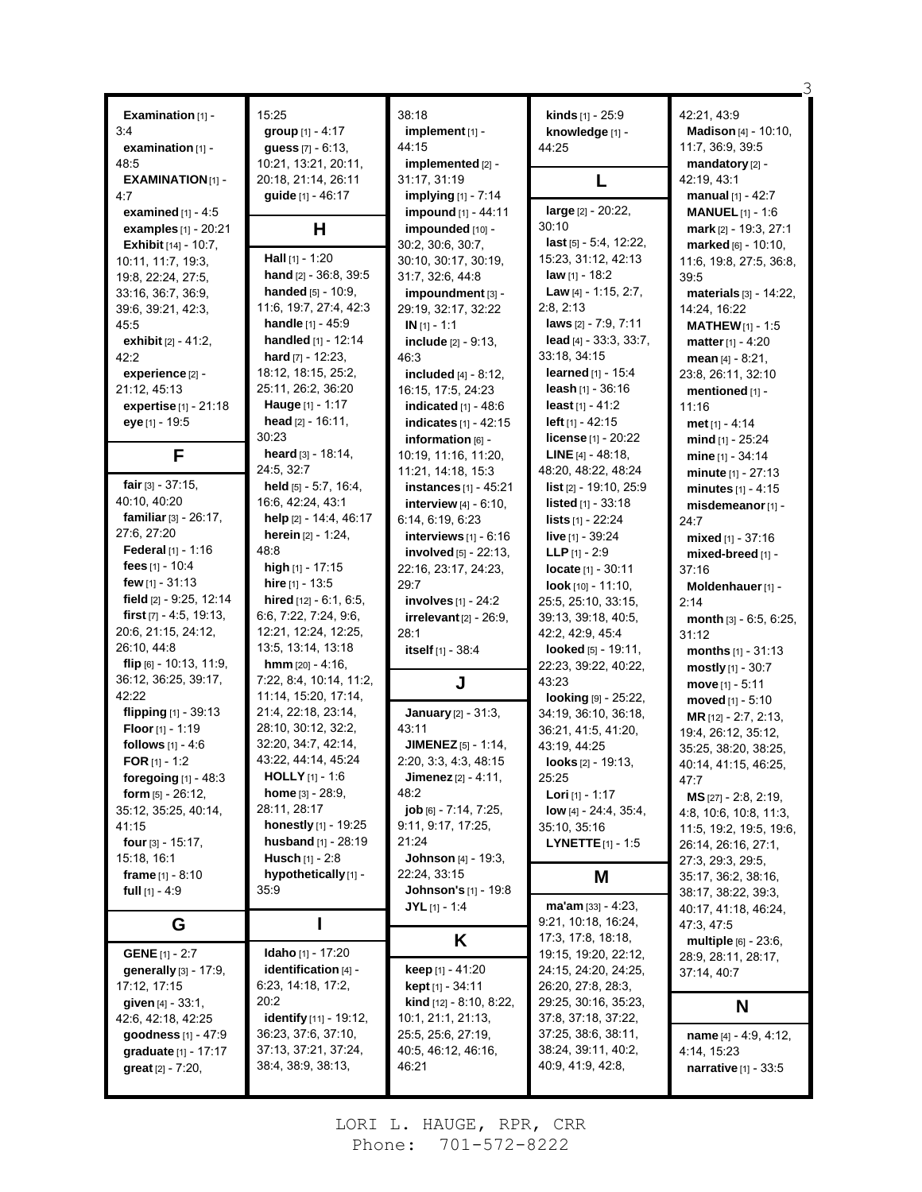**Examination** [1] - 3:4
**examination** [1] - 48:5
**EXAMINATION** [1] - 4:7
**examined** [1] - 4:5
**examples** [1] - 20:21
**Exhibit** [14] - 10:7, 10:11, 11:7, 19:3, 19:8, 22:24, 27:5, 33:16, 36:7, 36:9, 39:6, 39:21, 42:3, 45:5
**exhibit** [2] - 41:2, 42:2
**experience** [2] - 21:12, 45:13
**expertise** [1] - 21:18
**eye** [1] - 19:5

## F

**fair** [3] - 37:15, 40:10, 40:20
**familiar** [3] - 26:17, 27:6, 27:20
**Federal** [1] - 1:16
**fees** [1] - 10:4
**few** [1] - 31:13
**field** [2] - 9:25, 12:14
**first** [7] - 4:5, 19:13, 20:6, 21:15, 24:12, 26:10, 44:8
**flip** [6] - 10:13, 11:9, 36:12, 36:25, 39:17, 42:22
**flipping** [1] - 39:13
**Floor** [1] - 1:19
**follows** [1] - 4:6
**FOR** [1] - 1:2
**foregoing** [1] - 48:3
**form** [5] - 26:12, 35:12, 35:25, 40:14, 41:15
**four** [3] - 15:17, 15:18, 16:1
**frame** [1] - 8:10
**full** [1] - 4:9

## G

**GENE** [1] - 2:7
**generally** [3] - 17:9, 17:12, 17:15
**given** [4] - 33:1, 42:6, 42:18, 42:25
**goodness** [1] - 47:9
**graduate** [1] - 17:17
**great** [2] - 7:20, 15:25
**group** [1] - 4:17
**guess** [7] - 6:13, 10:21, 13:21, 20:11, 20:18, 21:14, 26:11
**guide** [1] - 46:17

## H

**Hall** [1] - 1:20
**hand** [2] - 36:8, 39:5
**handed** [5] - 10:9, 11:6, 19:7, 27:4, 42:3
**handle** [1] - 45:9
**handled** [1] - 12:14
**hard** [7] - 12:23, 18:12, 18:15, 25:2, 25:11, 26:2, 36:20
**Hauge** [1] - 1:17
**head** [2] - 16:11, 30:23
**heard** [3] - 18:14, 24:5, 32:7
**held** [5] - 5:7, 16:4, 16:6, 42:24, 43:1
**help** [2] - 14:4, 46:17
**herein** [2] - 1:24, 48:8
**high** [1] - 17:15
**hire** [1] - 13:5
**hired** [12] - 6:1, 6:5, 6:6, 7:22, 7:24, 9:6, 12:21, 12:24, 12:25, 13:5, 13:14, 13:18
**hmm** [20] - 4:16, 7:22, 8:4, 10:14, 11:2, 11:14, 15:20, 17:14, 21:4, 22:18, 23:14, 28:10, 30:12, 32:2, 32:20, 34:7, 42:14, 43:22, 44:14, 45:24
**HOLLY** [1] - 1:6
**home** [3] - 28:9, 28:11, 28:17
**honestly** [1] - 19:25
**husband** [1] - 28:19
**Husch** [1] - 2:8
**hypothetically** [1] - 35:9

## I

**Idaho** [1] - 17:20
**identification** [4] - 6:23, 14:18, 17:2, 20:2
**identify** [11] - 19:12, 36:23, 37:6, 37:10, 37:13, 37:21, 37:24, 38:4, 38:9, 38:13, 38:18
**implement** [1] - 44:15
**implemented** [2] - 31:17, 31:19
**implying** [1] - 7:14
**impound** [1] - 44:11
**impounded** [10] - 30:2, 30:6, 30:7, 30:10, 30:17, 30:19, 31:7, 32:6, 44:8
**impoundment** [3] - 29:19, 32:17, 32:22
**IN** [1] - 1:1
**include** [2] - 9:13, 46:3
**included** [4] - 8:12, 16:15, 17:5, 24:23
**indicated** [1] - 48:6
**indicates** [1] - 42:15
**information** [6] - 10:19, 11:16, 11:20, 11:21, 14:18, 15:3
**instances** [1] - 45:21
**interview** [4] - 6:10, 6:14, 6:19, 6:23
**interviews** [1] - 6:16
**involved** [5] - 22:13, 22:16, 23:17, 24:23, 29:7
**involves** [1] - 24:2
**irrelevant** [2] - 26:9, 28:1
**itself** [1] - 38:4

## J

**January** [2] - 31:3, 43:11
**JIMENEZ** [5] - 1:14, 2:20, 3:3, 4:3, 48:15
**Jimenez** [2] - 4:11, 48:2
**job** [6] - 7:14, 7:25, 9:11, 9:17, 17:25, 21:24
**Johnson** [4] - 19:3, 22:24, 33:15
**Johnson's** [1] - 19:8
**JYL** [1] - 1:4

## K

**keep** [1] - 41:20
**kept** [1] - 34:11
**kind** [12] - 8:10, 8:22, 10:1, 21:1, 21:13, 25:5, 25:6, 27:19, 40:5, 46:12, 46:16, 46:21
**kinds** [1] - 25:9
**knowledge** [1] - 44:25

## L

**large** [2] - 20:22, 30:10
**last** [5] - 5:4, 12:22, 15:23, 31:12, 42:13
**law** [1] - 18:2
**Law** [4] - 1:15, 2:7, 2:8, 2:13
**laws** [2] - 7:9, 7:11
**lead** [4] - 33:3, 33:7, 33:18, 34:15
**learned** [1] - 15:4
**leash** [1] - 36:16
**least** [1] - 41:2
**left** [1] - 42:15
**license** [1] - 20:22
**LINE** [4] - 48:18, 48:20, 48:22, 48:24
**list** [2] - 19:10, 25:9
**listed** [1] - 33:18
**lists** [1] - 22:24
**live** [1] - 39:24
**LLP** [1] - 2:9
**locate** [1] - 30:11
**look** [10] - 11:10, 25:5, 25:10, 33:15, 39:13, 39:18, 40:5, 42:2, 42:9, 45:4
**looked** [5] - 19:11, 22:23, 39:22, 40:22, 43:23
**looking** [9] - 25:22, 34:19, 36:10, 36:18, 36:21, 41:5, 41:20, 43:19, 44:25
**looks** [2] - 19:13, 25:25
**Lori** [1] - 1:17
**low** [4] - 24:4, 35:4, 35:10, 35:16
**LYNETTE** [1] - 1:5

## M

**ma'am** [33] - 4:23, 9:21, 10:18, 16:24, 17:3, 17:8, 18:18, 19:15, 19:20, 22:12, 24:15, 24:20, 24:25, 26:20, 27:8, 28:3, 29:25, 30:16, 35:23, 37:8, 37:18, 37:22, 37:25, 38:6, 38:11, 38:24, 39:11, 40:2, 40:9, 41:9, 42:8, 42:21, 43:9
**Madison** [4] - 10:10, 11:7, 36:9, 39:5
**mandatory** [2] - 42:19, 43:1
**manual** [1] - 42:7
**MANUEL** [1] - 1:6
**mark** [2] - 19:3, 27:1
**marked** [6] - 10:10, 11:6, 19:8, 27:5, 36:8, 39:5
**materials** [3] - 14:22, 14:24, 16:22
**MATHEW** [1] - 1:5
**matter** [1] - 4:20
**mean** [4] - 8:21, 23:8, 26:11, 32:10
**mentioned** [1] - 11:16
**met** [1] - 4:14
**mind** [1] - 25:24
**mine** [1] - 34:14
**minute** [1] - 27:13
**minutes** [1] - 4:15
**misdemeanor** [1] - 24:7
**mixed** [1] - 37:16
**mixed-breed** [1] - 37:16
**Moldenhauer** [1] - 2:14
**month** [3] - 6:5, 6:25, 31:12
**months** [1] - 31:13
**mostly** [1] - 30:7
**move** [1] - 5:11
**moved** [1] - 5:10
**MR** [12] - 2:7, 2:13, 19:4, 26:12, 35:12, 35:25, 38:20, 38:25, 40:14, 41:15, 46:25, 47:7
**MS** [27] - 2:8, 2:19, 4:8, 10:6, 10:8, 11:3, 11:5, 19:2, 19:5, 19:6, 26:14, 26:16, 27:1, 27:3, 29:3, 29:5, 35:17, 36:2, 38:16, 38:17, 38:22, 39:3, 40:17, 41:18, 46:24, 47:3, 47:5
**multiple** [6] - 23:6, 28:9, 28:11, 28:17, 37:14, 40:7

## N

**name** [4] - 4:9, 4:12, 4:14, 15:23
**narrative** [1] - 33:5

LORI L. HAUGE, RPR, CRR
Phone: 701-572-8222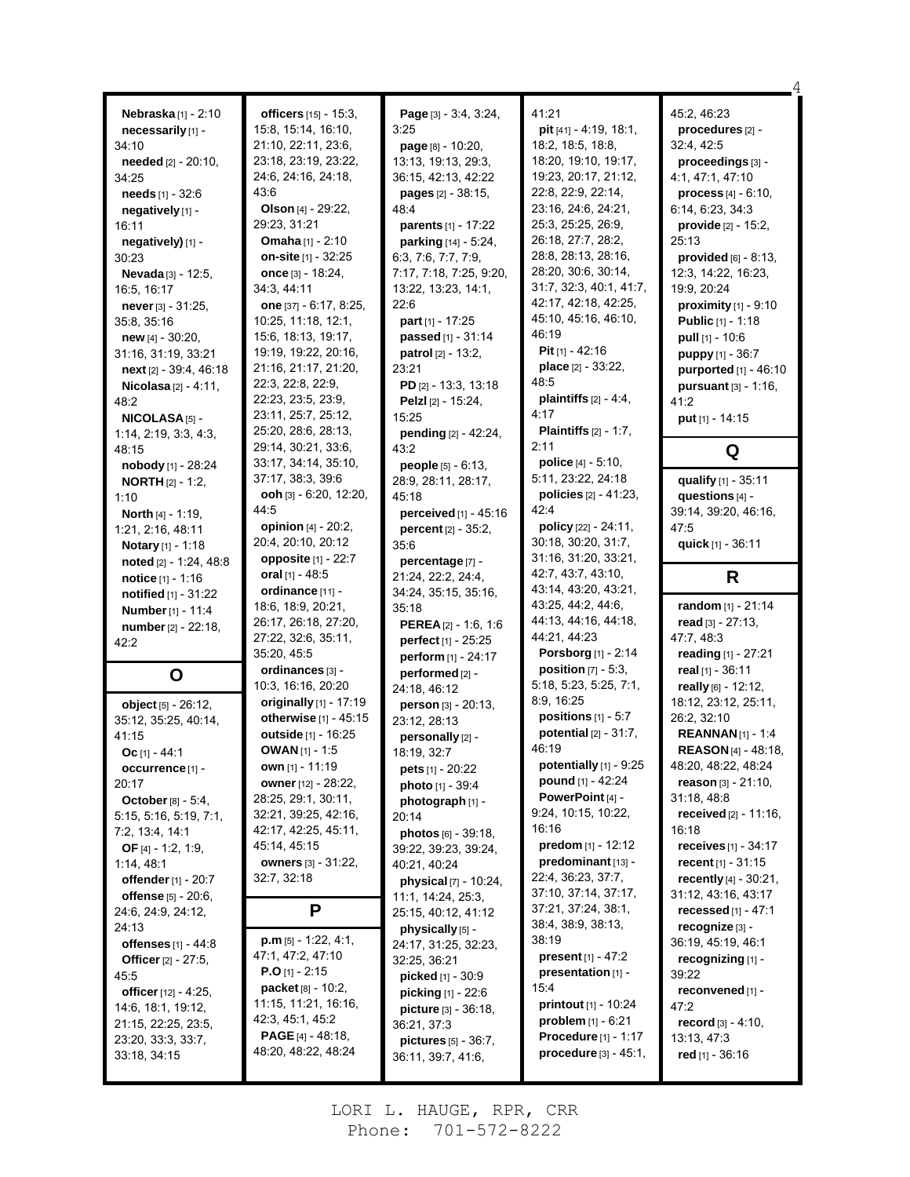**Nebraska** [1] - 2:10
**necessarily** [1] - 34:10
**needed** [2] - 20:10, 34:25
**needs** [1] - 32:6
**negatively** [1] - 16:11
**negatively)** [1] - 30:23
**Nevada** [3] - 12:5, 16:5, 16:17
**never** [3] - 31:25, 35:8, 35:16
**new** [4] - 30:20, 31:16, 31:19, 33:21
**next** [2] - 39:4, 46:18
**Nicolasa** [2] - 4:11, 48:2
**NICOLASA** [5] - 1:14, 2:19, 3:3, 4:3, 48:15
**nobody** [1] - 28:24
**NORTH** [2] - 1:2, 1:10
**North** [4] - 1:19, 1:21, 2:16, 48:11
**Notary** [1] - 1:18
**noted** [2] - 1:24, 48:8
**notice** [1] - 1:16
**notified** [1] - 31:22
**Number** [1] - 11:4
**number** [2] - 22:18, 42:2

## O

**object** [5] - 26:12, 35:12, 35:25, 40:14, 41:15
**Oc** [1] - 44:1
**occurrence** [1] - 20:17
**October** [8] - 5:4, 5:15, 5:16, 5:19, 7:1, 7:2, 13:4, 14:1
**OF** [4] - 1:2, 1:9, 1:14, 48:1
**offender** [1] - 20:7
**offense** [5] - 20:6, 24:6, 24:9, 24:12, 24:13
**offenses** [1] - 44:8
**Officer** [2] - 27:5, 45:5
**officer** [12] - 4:25, 14:6, 18:1, 19:12, 21:15, 22:25, 23:5, 23:20, 33:3, 33:7, 33:18, 34:15
**officers** [15] - 15:3, 15:8, 15:14, 16:10, 21:10, 22:11, 23:6, 23:18, 23:19, 23:22, 24:6, 24:16, 24:18, 43:6
**Olson** [4] - 29:22, 29:23, 31:21
**Omaha** [1] - 2:10
**on-site** [1] - 32:25
**once** [3] - 18:24, 34:3, 44:11
**one** [37] - 6:17, 8:25, 10:25, 11:18, 12:1, 15:6, 18:13, 19:17, 19:19, 19:22, 20:16, 21:16, 21:17, 21:20, 22:3, 22:8, 22:9, 22:23, 23:5, 23:9, 23:11, 25:7, 25:12, 25:20, 28:6, 28:13, 29:14, 30:21, 33:6, 33:17, 34:14, 35:10, 37:17, 38:3, 39:6
**ooh** [3] - 6:20, 12:20, 44:5
**opinion** [4] - 20:2, 20:4, 20:10, 20:12
**opposite** [1] - 22:7
**oral** [1] - 48:5
**ordinance** [11] - 18:6, 18:9, 20:21, 26:17, 26:18, 27:20, 27:22, 32:6, 35:11, 35:20, 45:5
**ordinances** [3] - 10:3, 16:16, 20:20
**originally** [1] - 17:19
**otherwise** [1] - 45:15
**outside** [1] - 16:25
**OWAN** [1] - 1:5
**own** [1] - 11:19
**owner** [12] - 28:22, 28:25, 29:1, 30:11, 32:21, 39:25, 42:16, 42:17, 42:25, 45:11, 45:14, 45:15
**owners** [3] - 31:22, 32:7, 32:18

## P

**p.m** [5] - 1:22, 4:1, 47:1, 47:2, 47:10
**P.O** [1] - 2:15
**packet** [8] - 10:2, 11:15, 11:21, 16:16, 42:3, 45:1, 45:2
**PAGE** [4] - 48:18, 48:20, 48:22, 48:24
**Page** [3] - 3:4, 3:24, 3:25
**page** [8] - 10:20, 13:13, 19:13, 29:3, 36:15, 42:13, 42:22
**pages** [2] - 38:15, 48:4
**parents** [1] - 17:22
**parking** [14] - 5:24, 6:3, 7:6, 7:7, 7:9, 7:17, 7:18, 7:25, 9:20, 13:22, 13:23, 14:1, 22:6
**part** [1] - 17:25
**passed** [1] - 31:14
**patrol** [2] - 13:2, 23:21
**PD** [2] - 13:3, 13:18
**Pelzl** [2] - 15:24, 15:25
**pending** [2] - 42:24, 43:2
**people** [5] - 6:13, 28:9, 28:11, 28:17, 45:18
**perceived** [1] - 45:16
**percent** [2] - 35:2, 35:6
**percentage** [7] - 21:24, 22:2, 24:4, 34:24, 35:15, 35:16, 35:18
**PEREA** [2] - 1:6, 1:6
**perfect** [1] - 25:25
**perform** [1] - 24:17
**performed** [2] - 24:18, 46:12
**person** [3] - 20:13, 23:12, 28:13
**personally** [2] - 18:19, 32:7
**pets** [1] - 20:22
**photo** [1] - 39:4
**photograph** [1] - 20:14
**photos** [6] - 39:18, 39:22, 39:23, 39:24, 40:21, 40:24
**physical** [7] - 10:24, 11:1, 14:24, 25:3, 25:15, 40:12, 41:12
**physically** [5] - 24:17, 31:25, 32:23, 32:25, 36:21
**picked** [1] - 30:9
**picking** [1] - 22:6
**picture** [3] - 36:18, 36:21, 37:3
**pictures** [5] - 36:7, 36:11, 39:7, 41:6, 41:21
**pit** [41] - 4:19, 18:1, 18:2, 18:5, 18:8, 18:20, 19:10, 19:17, 19:23, 20:17, 21:12, 22:8, 22:9, 22:14, 23:16, 24:6, 24:21, 25:3, 25:25, 26:9, 26:18, 27:7, 28:2, 28:8, 28:13, 28:16, 28:20, 30:6, 30:14, 31:7, 32:3, 40:1, 41:7, 42:17, 42:18, 42:25, 45:10, 45:16, 46:10, 46:19
**Pit** [1] - 42:16
**place** [2] - 33:22, 48:5
**plaintiffs** [2] - 4:4, 4:17
**Plaintiffs** [2] - 1:7, 2:11
**police** [4] - 5:10, 5:11, 23:22, 24:18
**policies** [2] - 41:23, 42:4
**policy** [22] - 24:11, 30:18, 30:20, 31:7, 31:16, 31:20, 33:21, 42:7, 43:7, 43:10, 43:14, 43:20, 43:21, 43:25, 44:2, 44:6, 44:13, 44:16, 44:18, 44:21, 44:23
**Porsborg** [1] - 2:14
**position** [7] - 5:3, 5:18, 5:23, 5:25, 7:1, 8:9, 16:25
**positions** [1] - 5:7
**potential** [2] - 31:7, 46:19
**potentially** [1] - 9:25
**pound** [1] - 42:24
**PowerPoint** [4] - 9:24, 10:15, 10:22, 16:16
**predom** [1] - 12:12
**predominant** [13] - 22:4, 36:23, 37:7, 37:10, 37:14, 37:17, 37:21, 37:24, 38:1, 38:4, 38:9, 38:13, 38:19
**present** [1] - 47:2
**presentation** [1] - 15:4
**printout** [1] - 10:24
**problem** [1] - 6:21
**Procedure** [1] - 1:17
**procedure** [3] - 45:1, 45:2, 46:23
**procedures** [2] - 32:4, 42:5
**proceedings** [3] - 4:1, 47:1, 47:10
**process** [4] - 6:10, 6:14, 6:23, 34:3
**provide** [2] - 15:2, 25:13
**provided** [6] - 8:13, 12:3, 14:22, 16:23, 19:9, 20:24
**proximity** [1] - 9:10
**Public** [1] - 1:18
**pull** [1] - 10:6
**puppy** [1] - 36:7
**purported** [1] - 46:10
**pursuant** [3] - 1:16, 41:2
**put** [1] - 14:15

## Q

**qualify** [1] - 35:11
**questions** [4] - 39:14, 39:20, 46:16, 47:5
**quick** [1] - 36:11

## R

**random** [1] - 21:14
**read** [3] - 27:13, 47:7, 48:3
**reading** [1] - 27:21
**real** [1] - 36:11
**really** [6] - 12:12, 18:12, 23:12, 25:11, 26:2, 32:10
**REANNAN** [1] - 1:4
**REASON** [4] - 48:18, 48:20, 48:22, 48:24
**reason** [3] - 21:10, 31:18, 48:8
**received** [2] - 11:16, 16:18
**receives** [1] - 34:17
**recent** [1] - 31:15
**recently** [4] - 30:21, 31:12, 43:16, 43:17
**recessed** [1] - 47:1
**recognize** [3] - 36:19, 45:19, 46:1
**recognizing** [1] - 39:22
**reconvened** [1] - 47:2
**record** [3] - 4:10, 13:13, 47:3
**red** [1] - 36:16

LORI L. HAUGE, RPR, CRR
Phone: 701-572-8222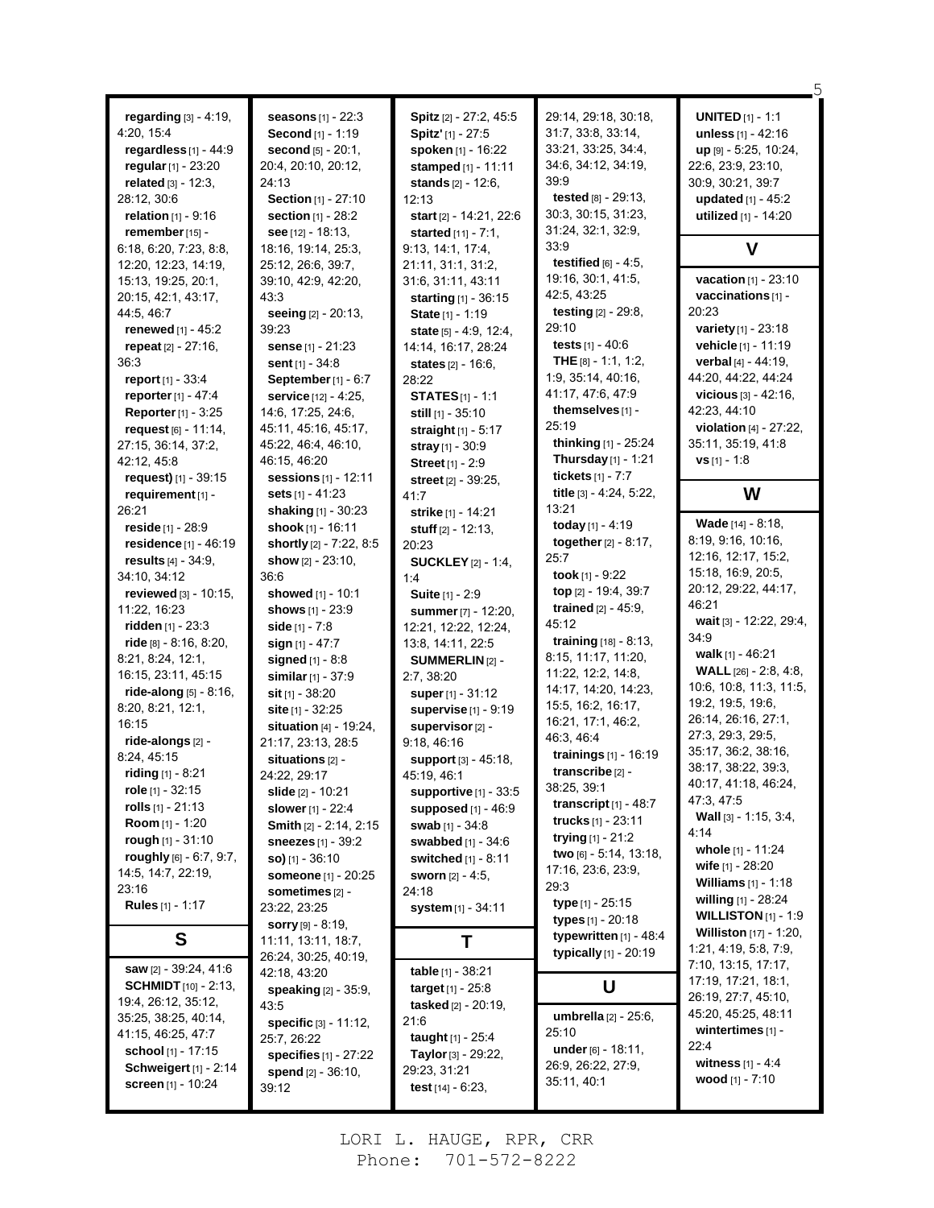**regarding** [3] - 4:19, 4:20, 15:4
**regardless** [1] - 44:9
**regular** [1] - 23:20
**related** [3] - 12:3, 28:12, 30:6
**relation** [1] - 9:16
**remember** [15] - 6:18, 6:20, 7:23, 8:8, 12:20, 12:23, 14:19, 15:13, 19:25, 20:1, 20:15, 42:1, 43:17, 44:5, 46:7
**renewed** [1] - 45:2
**repeat** [2] - 27:16, 36:3
**report** [1] - 33:4
**reporter** [1] - 47:4
**Reporter** [1] - 3:25
**request** [6] - 11:14, 27:15, 36:14, 37:2, 42:12, 45:8
**request)** [1] - 39:15
**requirement** [1] - 26:21
**reside** [1] - 28:9
**residence** [1] - 46:19
**results** [4] - 34:9, 34:10, 34:12
**reviewed** [3] - 10:15, 11:22, 16:23
**ridden** [1] - 23:3
**ride** [8] - 8:16, 8:20, 8:21, 8:24, 12:1, 16:15, 23:11, 45:15
**ride-along** [5] - 8:16, 8:20, 8:21, 12:1, 16:15
**ride-alongs** [2] - 8:24, 45:15
**riding** [1] - 8:21
**role** [1] - 32:15
**rolls** [1] - 21:13
**Room** [1] - 1:20
**rough** [1] - 31:10
**roughly** [6] - 6:7, 9:7, 14:5, 14:7, 22:19, 23:16
**Rules** [1] - 1:17

## S

**saw** [2] - 39:24, 41:6
**SCHMIDT** [10] - 2:13, 19:4, 26:12, 35:12, 35:25, 38:25, 40:14, 41:15, 46:25, 47:7
**school** [1] - 17:15
**Schweigert** [1] - 2:14
**screen** [1] - 10:24
**seasons** [1] - 22:3
**Second** [1] - 1:19
**second** [5] - 20:1, 20:4, 20:10, 20:12, 24:13
**Section** [1] - 27:10
**section** [1] - 28:2
**see** [12] - 18:13, 18:16, 19:14, 25:3, 25:12, 26:6, 39:7, 39:10, 42:9, 42:20, 43:3
**seeing** [2] - 20:13, 39:23
**sense** [1] - 21:23
**sent** [1] - 34:8
**September** [1] - 6:7
**service** [12] - 4:25, 14:6, 17:25, 24:6, 45:11, 45:16, 45:17, 45:22, 46:4, 46:10, 46:15, 46:20
**sessions** [1] - 12:11
**sets** [1] - 41:23
**shaking** [1] - 30:23
**shook** [1] - 16:11
**shortly** [2] - 7:22, 8:5
**show** [2] - 23:10, 36:6
**showed** [1] - 10:1
**shows** [1] - 23:9
**side** [1] - 7:8
**sign** [1] - 47:7
**signed** [1] - 8:8
**similar** [1] - 37:9
**sit** [1] - 38:20
**site** [1] - 32:25
**situation** [4] - 19:24, 21:17, 23:13, 28:5
**situations** [2] - 24:22, 29:17
**slide** [2] - 10:21
**slower** [1] - 22:4
**Smith** [2] - 2:14, 2:15
**sneezes** [1] - 39:2
**so)** [1] - 36:10
**someone** [1] - 20:25
**sometimes** [2] - 23:22, 23:25
**sorry** [9] - 8:19, 11:11, 13:11, 18:7, 26:24, 30:25, 40:19, 42:18, 43:20
**speaking** [2] - 35:9, 43:5
**specific** [3] - 11:12, 25:7, 26:22
**specifies** [1] - 27:22
**spend** [2] - 36:10, 39:12
**Spitz** [2] - 27:2, 45:5
**Spitz'** [1] - 27:5
**spoken** [1] - 16:22
**stamped** [1] - 11:11
**stands** [2] - 12:6, 12:13
**start** [2] - 14:21, 22:6
**started** [11] - 7:1, 9:13, 14:1, 17:4, 21:11, 31:1, 31:2, 31:6, 31:11, 43:11
**starting** [1] - 36:15
**State** [1] - 1:19
**state** [5] - 4:9, 12:4, 14:14, 16:17, 28:24
**states** [2] - 16:6, 28:22
**STATES** [1] - 1:1
**still** [1] - 35:10
**straight** [1] - 5:17
**stray** [1] - 30:9
**Street** [1] - 2:9
**street** [2] - 39:25, 41:7
**strike** [1] - 14:21
**stuff** [2] - 12:13, 20:23
**SUCKLEY** [2] - 1:4, 1:4
**Suite** [1] - 2:9
**summer** [7] - 12:20, 12:21, 12:22, 12:24, 13:8, 14:11, 22:5
**SUMMERLIN** [2] - 2:7, 38:20
**super** [1] - 31:12
**supervise** [1] - 9:19
**supervisor** [2] - 9:18, 46:16
**support** [3] - 45:18, 45:19, 46:1
**supportive** [1] - 33:5
**supposed** [1] - 46:9
**swab** [1] - 34:8
**swabbed** [1] - 34:6
**switched** [1] - 8:11
**sworn** [2] - 4:5, 24:18
**system** [1] - 34:11

## T

**table** [1] - 38:21
**target** [1] - 25:8
**tasked** [2] - 20:19, 21:6
**taught** [1] - 25:4
**Taylor** [3] - 29:22, 29:23, 31:21
**test** [14] - 6:23, 29:14, 29:18, 30:18, 31:7, 33:8, 33:14, 33:21, 33:25, 34:4, 34:6, 34:12, 34:19, 39:9
**tested** [8] - 29:13, 30:3, 30:15, 31:23, 31:24, 32:1, 32:9, 33:9
**testified** [6] - 4:5, 19:16, 30:1, 41:5, 42:5, 43:25
**testing** [2] - 29:8, 29:10
**tests** [1] - 40:6
**THE** [8] - 1:1, 1:2, 1:9, 35:14, 40:16, 41:17, 47:6, 47:9
**themselves** [1] - 25:19
**thinking** [1] - 25:24
**Thursday** [1] - 1:21
**tickets** [1] - 7:7
**title** [3] - 4:24, 5:22, 13:21
**today** [1] - 4:19
**together** [2] - 8:17, 25:7
**took** [1] - 9:22
**top** [2] - 19:4, 39:7
**trained** [2] - 45:9, 45:12
**training** [18] - 8:13, 8:15, 11:17, 11:20, 11:22, 12:2, 14:8, 14:17, 14:20, 14:23, 15:5, 16:2, 16:17, 16:21, 17:1, 46:2, 46:3, 46:4
**trainings** [1] - 16:19
**transcribe** [2] - 38:25, 39:1
**transcript** [1] - 48:7
**trucks** [1] - 23:11
**trying** [1] - 21:2
**two** [6] - 5:14, 13:18, 17:16, 23:6, 23:9, 29:3
**type** [1] - 25:15
**types** [1] - 20:18
**typewritten** [1] - 48:4
**typically** [1] - 20:19

## U

**umbrella** [2] - 25:6, 25:10
**under** [6] - 18:11, 26:9, 26:22, 27:9, 35:11, 40:1
**UNITED** [1] - 1:1
**unless** [1] - 42:16
**up** [9] - 5:25, 10:24, 22:6, 23:9, 23:10, 30:9, 30:21, 39:7
**updated** [1] - 45:2
**utilized** [1] - 14:20

## V

**vacation** [1] - 23:10
**vaccinations** [1] - 20:23
**variety** [1] - 23:18
**vehicle** [1] - 11:19
**verbal** [4] - 44:19, 44:20, 44:22, 44:24
**vicious** [3] - 42:16, 42:23, 44:10
**violation** [4] - 27:22, 35:11, 35:19, 41:8
**vs** [1] - 1:8

## W

**Wade** [14] - 8:18, 8:19, 9:16, 10:16, 12:16, 12:17, 15:2, 15:18, 16:9, 20:5, 20:12, 29:22, 44:17, 46:21
**wait** [3] - 12:22, 29:4, 34:9
**walk** [1] - 46:21
**WALL** [26] - 2:8, 4:8, 10:6, 10:8, 11:3, 11:5, 19:2, 19:5, 19:6, 26:14, 26:16, 27:1, 27:3, 29:3, 29:5, 35:17, 36:2, 38:16, 38:17, 38:22, 39:3, 40:17, 41:18, 46:24, 47:3, 47:5
**Wall** [3] - 1:15, 3:4, 4:14
**whole** [1] - 11:24
**wife** [1] - 28:20
**Williams** [1] - 1:18
**willing** [1] - 28:24
**WILLISTON** [1] - 1:9
**Williston** [17] - 1:20, 1:21, 4:19, 5:8, 7:9, 7:10, 13:15, 17:15, 17:17, 17:19, 17:21, 18:1, 26:19, 27:7, 45:10, 45:20, 45:25, 48:11
**wintertimes** [1] - 22:4
**witness** [1] - 4:4
**wood** [1] - 7:10

LORI L. HAUGE, RPR, CRR
Phone: 701-572-8222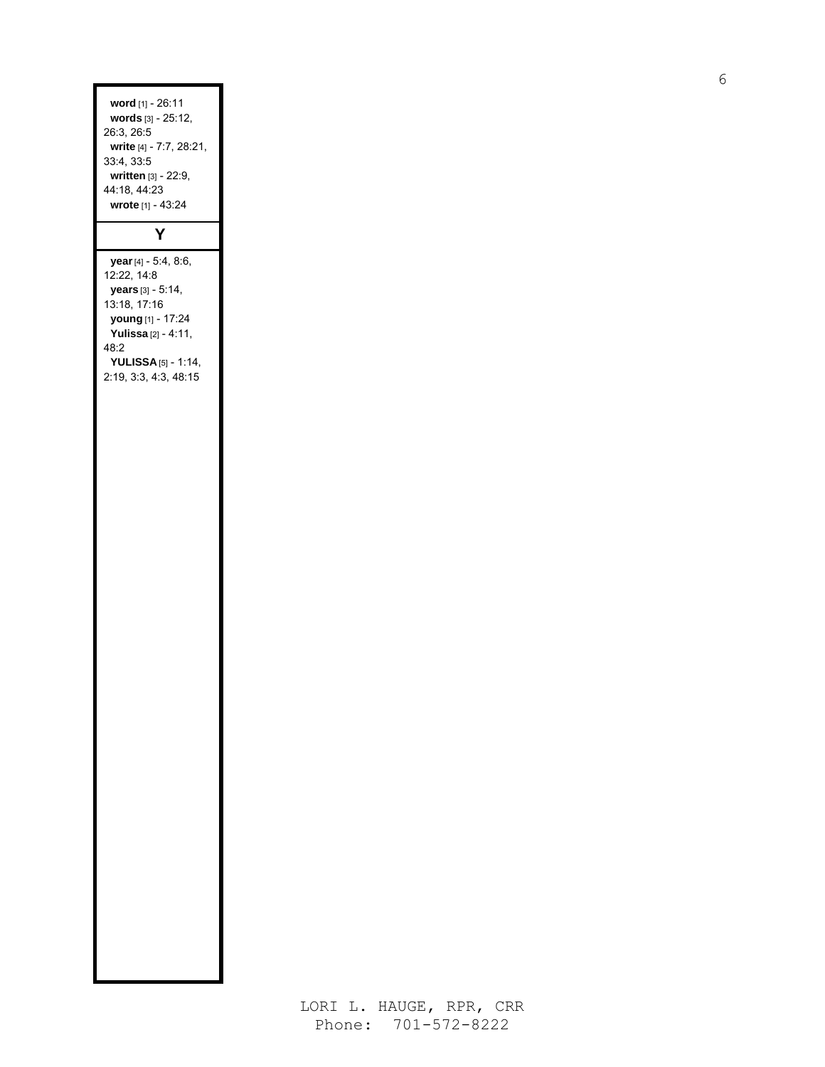**word** [1] - 26:11
**words** [3] - 25:12, 26:3, 26:5
**write** [4] - 7:7, 28:21, 33:4, 33:5
**written** [3] - 22:9, 44:18, 44:23
**wrote** [1] - 43:24

## Y

**year** [4] - 5:4, 8:6, 12:22, 14:8
**years** [3] - 5:14, 13:18, 17:16
**young** [1] - 17:24
**Yulissa** [2] - 4:11, 48:2
**YULISSA** [5] - 1:14, 2:19, 3:3, 4:3, 48:15